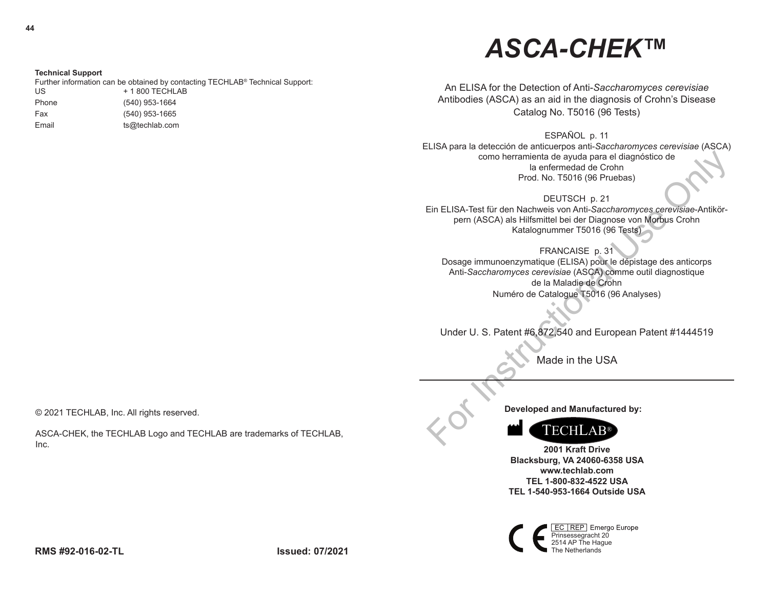# ASCA-CHEK™

An ELISA for the Detection of Anti-*Saccharomyces cerevisiae* Antibodies (ASCA) as an aid in the diagnosis of Crohn's Disease
Catalog No. T5016 (96 Tests)

ESPAÑOL p. 11
ELISA para la detección de anticuerpos anti-*Saccharomyces cerevisiae* (ASCA) como herramienta de ayuda para el diagnóstico de la enfermedad de Crohn
Prod. No. T5016 (96 Pruebas)

DEUTSCH p. 21
Ein ELISA-Test für den Nachweis von Anti-*Saccharomyces cerevisiae*-Antikörpern (ASCA) als Hilfsmittel bei der Diagnose von Morbus Crohn
Katalognummer T5016 (96 Tests)

FRANCAISE p. 31
Dosage immunoenzymatique (ELISA) pour le dépistage des anticorps Anti-*Saccharomyces cerevisiae* (ASCA) comme outil diagnostique de la Maladie de Crohn
Numéro de Catalogue T5016 (96 Analyses)

Under U. S. Patent #6,872,540 and European Patent #1444519

Made in the USA

For Instructional Use Only

---

**Developed and Manufactured by:**

TECHLAB®

**2001 Kraft Drive**
**Blacksburg, VA 24060-6358 USA**
**www.techlab.com**
**TEL 1-800-832-4522 USA**
**TEL 1-540-953-1664 Outside USA**

CE

EC REP Emergo Europe
Prinsessegracht 20
2514 AP The Hague
The Netherlands

---

**Technical Support**

Further information can be obtained by contacting TECHLAB® Technical Support:

| | |
|---|---|
| US | + 1 800 TECHLAB |
| Phone | (540) 953-1664 |
| Fax | (540) 953-1665 |
| Email | ts@techlab.com |

© 2021 TECHLAB, Inc. All rights reserved.

ASCA-CHEK, the TECHLAB Logo and TECHLAB are trademarks of TECHLAB, Inc.

**RMS #92-016-02-TL** **Issued: 07/2021**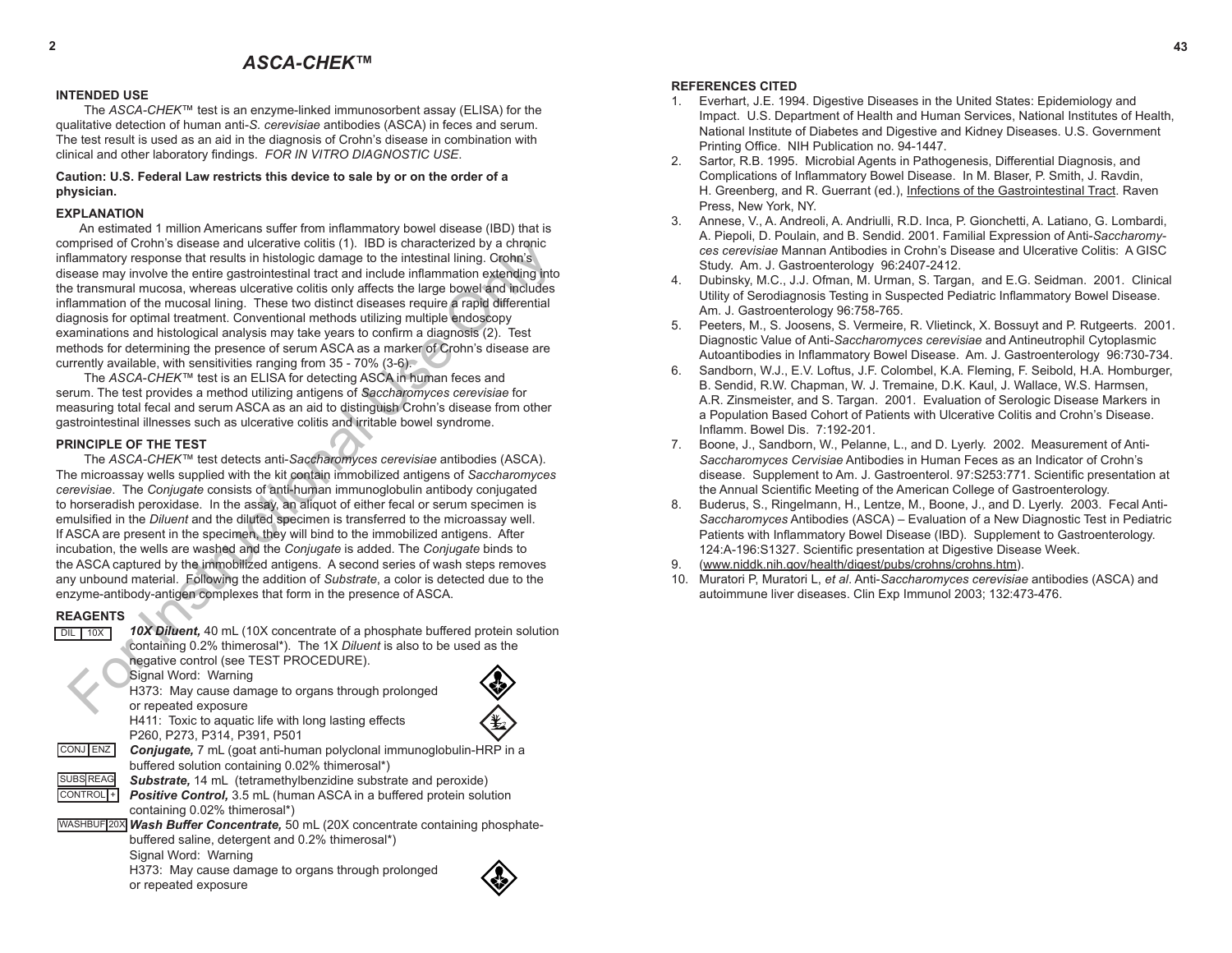# ASCA-CHEK™

## INTENDED USE

The *ASCA-CHEK*™ test is an enzyme-linked immunosorbent assay (ELISA) for the qualitative detection of human anti-*S. cerevisiae* antibodies (ASCA) in feces and serum. The test result is used as an aid in the diagnosis of Crohn's disease in combination with clinical and other laboratory findings. *FOR IN VITRO DIAGNOSTIC USE*.

**Caution: U.S. Federal Law restricts this device to sale by or on the order of a physician.**

## EXPLANATION

An estimated 1 million Americans suffer from inflammatory bowel disease (IBD) that is comprised of Crohn's disease and ulcerative colitis (1). IBD is characterized by a chronic inflammatory response that results in histologic damage to the intestinal lining. Crohn's disease may involve the entire gastrointestinal tract and include inflammation extending into the transmural mucosa, whereas ulcerative colitis only affects the large bowel and includes inflammation of the mucosal lining. These two distinct diseases require a rapid differential diagnosis for optimal treatment. Conventional methods utilizing multiple endoscopy examinations and histological analysis may take years to confirm a diagnosis (2). Test methods for determining the presence of serum ASCA as a marker of Crohn's disease are currently available, with sensitivities ranging from 35 - 70% (3-6).

The *ASCA-CHEK*™ test is an ELISA for detecting ASCA in human feces and serum. The test provides a method utilizing antigens of *Saccharomyces cerevisiae* for measuring total fecal and serum ASCA as an aid to distinguish Crohn's disease from other gastrointestinal illnesses such as ulcerative colitis and irritable bowel syndrome.

## PRINCIPLE OF THE TEST

The *ASCA-CHEK*™ test detects anti-*Saccharomyces cerevisiae* antibodies (ASCA). The microassay wells supplied with the kit contain immobilized antigens of *Saccharomyces cerevisiae*. The *Conjugate* consists of anti-human immunoglobulin antibody conjugated to horseradish peroxidase. In the assay, an aliquot of either fecal or serum specimen is emulsified in the *Diluent* and the diluted specimen is transferred to the microassay well. If ASCA are present in the specimen, they will bind to the immobilized antigens. After incubation, the wells are washed and the *Conjugate* is added. The *Conjugate* binds to the ASCA captured by the immobilized antigens. A second series of wash steps removes any unbound material. Following the addition of *Substrate*, a color is detected due to the enzyme-antibody-antigen complexes that form in the presence of ASCA.

## REAGENTS

DIL 10X — ***10X Diluent,*** 40 mL (10X concentrate of a phosphate buffered protein solution containing 0.2% thimerosal*). The 1X *Diluent* is also to be used as the negative control (see TEST PROCEDURE).
Signal Word: Warning
H373: May cause damage to organs through prolonged or repeated exposure
H411: Toxic to aquatic life with long lasting effects
P260, P273, P314, P391, P501

CONJ ENZ — ***Conjugate,*** 7 mL (goat anti-human polyclonal immunoglobulin-HRP in a buffered solution containing 0.02% thimerosal*)

SUBS REAG — ***Substrate,*** 14 mL (tetramethylbenzidine substrate and peroxide)

CONTROL + — ***Positive Control,*** 3.5 mL (human ASCA in a buffered protein solution containing 0.02% thimerosal*)

WASHBUF 20X — ***Wash Buffer Concentrate,*** 50 mL (20X concentrate containing phosphate-buffered saline, detergent and 0.2% thimerosal*)
Signal Word: Warning
H373: May cause damage to organs through prolonged or repeated exposure

## REFERENCES CITED

1. Everhart, J.E. 1994. Digestive Diseases in the United States: Epidemiology and Impact. U.S. Department of Health and Human Services, National Institutes of Health, National Institute of Diabetes and Digestive and Kidney Diseases. U.S. Government Printing Office. NIH Publication no. 94-1447.
2. Sartor, R.B. 1995. Microbial Agents in Pathogenesis, Differential Diagnosis, and Complications of Inflammatory Bowel Disease. In M. Blaser, P. Smith, J. Ravdin, H. Greenberg, and R. Guerrant (ed.), Infections of the Gastrointestinal Tract. Raven Press, New York, NY.
3. Annese, V., A. Andreoli, A. Andriulli, R.D. Inca, P. Gionchetti, A. Latiano, G. Lombardi, A. Piepoli, D. Poulain, and B. Sendid. 2001. Familial Expression of Anti-*Saccharomyces cerevisiae* Mannan Antibodies in Crohn's Disease and Ulcerative Colitis: A GISC Study. Am. J. Gastroenterology 96:2407-2412.
4. Dubinsky, M.C., J.J. Ofman, M. Urman, S. Targan, and E.G. Seidman. 2001. Clinical Utility of Serodiagnosis Testing in Suspected Pediatric Inflammatory Bowel Disease. Am. J. Gastroenterology 96:758-765.
5. Peeters, M., S. Joosens, S. Vermeire, R. Vlietinck, X. Bossuyt and P. Rutgeerts. 2001. Diagnostic Value of Anti-*Saccharomyces cerevisiae* and Antineutrophil Cytoplasmic Autoantibodies in Inflammatory Bowel Disease. Am. J. Gastroenterology 96:730-734.
6. Sandborn, W.J., E.V. Loftus, J.F. Colombel, K.A. Fleming, F. Seibold, H.A. Homburger, B. Sendid, R.W. Chapman, W. J. Tremaine, D.K. Kaul, J. Wallace, W.S. Harmsen, A.R. Zinsmeister, and S. Targan. 2001. Evaluation of Serologic Disease Markers in a Population Based Cohort of Patients with Ulcerative Colitis and Crohn's Disease. Inflamm. Bowel Dis. 7:192-201.
7. Boone, J., Sandborn, W., Pelanne, L., and D. Lyerly. 2002. Measurement of Anti-*Saccharomyces Cervisiae* Antibodies in Human Feces as an Indicator of Crohn's disease. Supplement to Am. J. Gastroenterol. 97:S253:771. Scientific presentation at the Annual Scientific Meeting of the American College of Gastroenterology.
8. Buderus, S., Ringelmann, H., Lentze, M., Boone, J., and D. Lyerly. 2003. Fecal Anti-*Saccharomyces* Antibodies (ASCA) – Evaluation of a New Diagnostic Test in Pediatric Patients with Inflammatory Bowel Disease (IBD). Supplement to Gastroenterology. 124:A-196:S1327. Scientific presentation at Digestive Disease Week.
9. (www.niddk.nih.gov/health/digest/pubs/crohns/crohns.htm).
10. Muratori P, Muratori L, *et al*. Anti-*Saccharomyces cerevisiae* antibodies (ASCA) and autoimmune liver diseases. Clin Exp Immunol 2003; 132:473-476.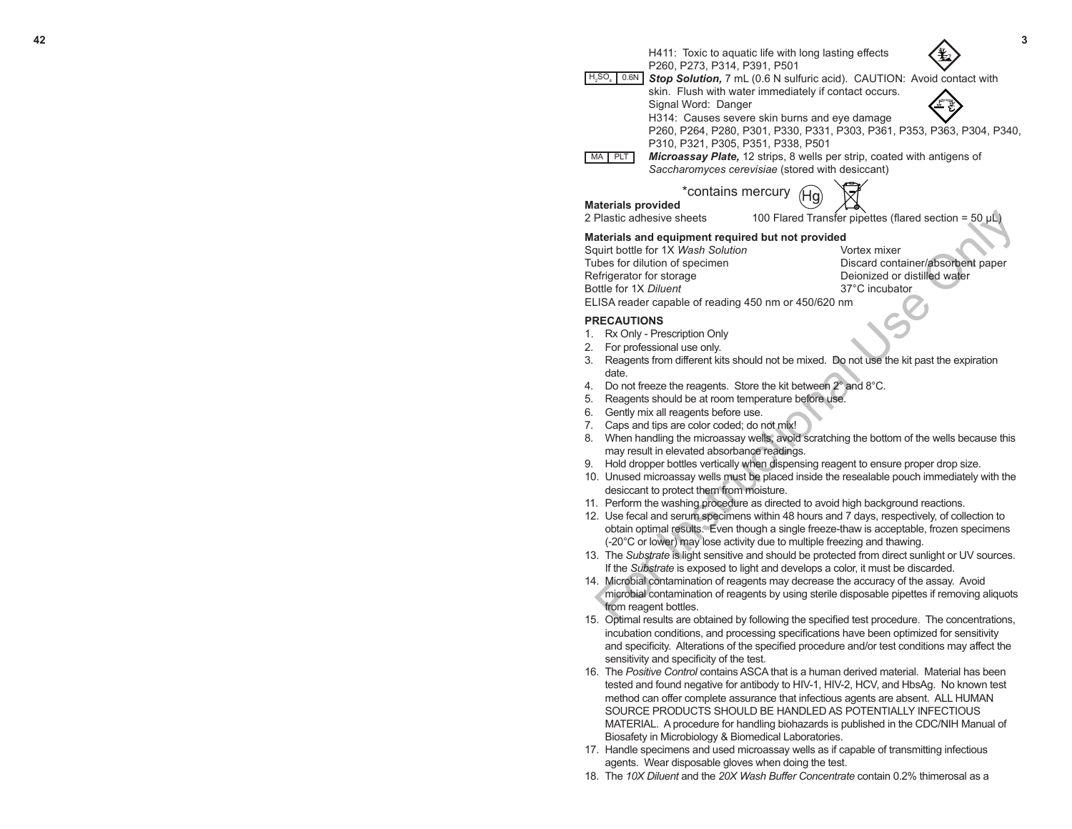H411: Toxic to aquatic life with long lasting effects
P260, P273, P314, P391, P501

$H_2SO_4$ 0.6N **_Stop Solution,_** 7 mL (0.6 N sulfuric acid). CAUTION: Avoid contact with skin. Flush with water immediately if contact occurs.
Signal Word: Danger
H314: Causes severe skin burns and eye damage
P260, P264, P280, P301, P330, P331, P303, P361, P353, P363, P304, P340, P310, P321, P305, P351, P338, P501

MA PLT **_Microassay Plate,_** 12 strips, 8 wells per strip, coated with antigens of *Saccharomyces cerevisiae* (stored with desiccant)

*contains mercury

**Materials provided**

2 Plastic adhesive sheets

100 Flared Transfer pipettes (flared section = 50 µL)

**Materials and equipment required but not provided**

Squirt bottle for 1X *Wash Solution*
Tubes for dilution of specimen
Refrigerator for storage
Bottle for 1X *Diluent*
ELISA reader capable of reading 450 nm or 450/620 nm
Vortex mixer
Discard container/absorbent paper
Deionized or distilled water
37°C incubator

**PRECAUTIONS**

1. Rx Only - Prescription Only
2. For professional use only.
3. Reagents from different kits should not be mixed. Do not use the kit past the expiration date.
4. Do not freeze the reagents. Store the kit between 2° and 8°C.
5. Reagents should be at room temperature before use.
6. Gently mix all reagents before use.
7. Caps and tips are color coded; do not mix!
8. When handling the microassay wells, avoid scratching the bottom of the wells because this may result in elevated absorbance readings.
9. Hold dropper bottles vertically when dispensing reagent to ensure proper drop size.
10. Unused microassay wells must be placed inside the resealable pouch immediately with the desiccant to protect them from moisture.
11. Perform the washing procedure as directed to avoid high background reactions.
12. Use fecal and serum specimens within 48 hours and 7 days, respectively, of collection to obtain optimal results. Even though a single freeze-thaw is acceptable, frozen specimens (-20°C or lower) may lose activity due to multiple freezing and thawing.
13. The *Substrate* is light sensitive and should be protected from direct sunlight or UV sources. If the *Substrate* is exposed to light and develops a color, it must be discarded.
14. Microbial contamination of reagents may decrease the accuracy of the assay. Avoid microbial contamination of reagents by using sterile disposable pipettes if removing aliquots from reagent bottles.
15. Optimal results are obtained by following the specified test procedure. The concentrations, incubation conditions, and processing specifications have been optimized for sensitivity and specificity. Alterations of the specified procedure and/or test conditions may affect the sensitivity and specificity of the test.
16. The *Positive Control* contains ASCA that is a human derived material. Material has been tested and found negative for antibody to HIV-1, HIV-2, HCV, and HbsAg. No known test method can offer complete assurance that infectious agents are absent. ALL HUMAN SOURCE PRODUCTS SHOULD BE HANDLED AS POTENTIALLY INFECTIOUS MATERIAL. A procedure for handling biohazards is published in the CDC/NIH Manual of Biosafety in Microbiology & Biomedical Laboratories.
17. Handle specimens and used microassay wells as if capable of transmitting infectious agents. Wear disposable gloves when doing the test.
18. The *10X Diluent* and the *20X Wash Buffer Concentrate* contain 0.2% thimerosal as a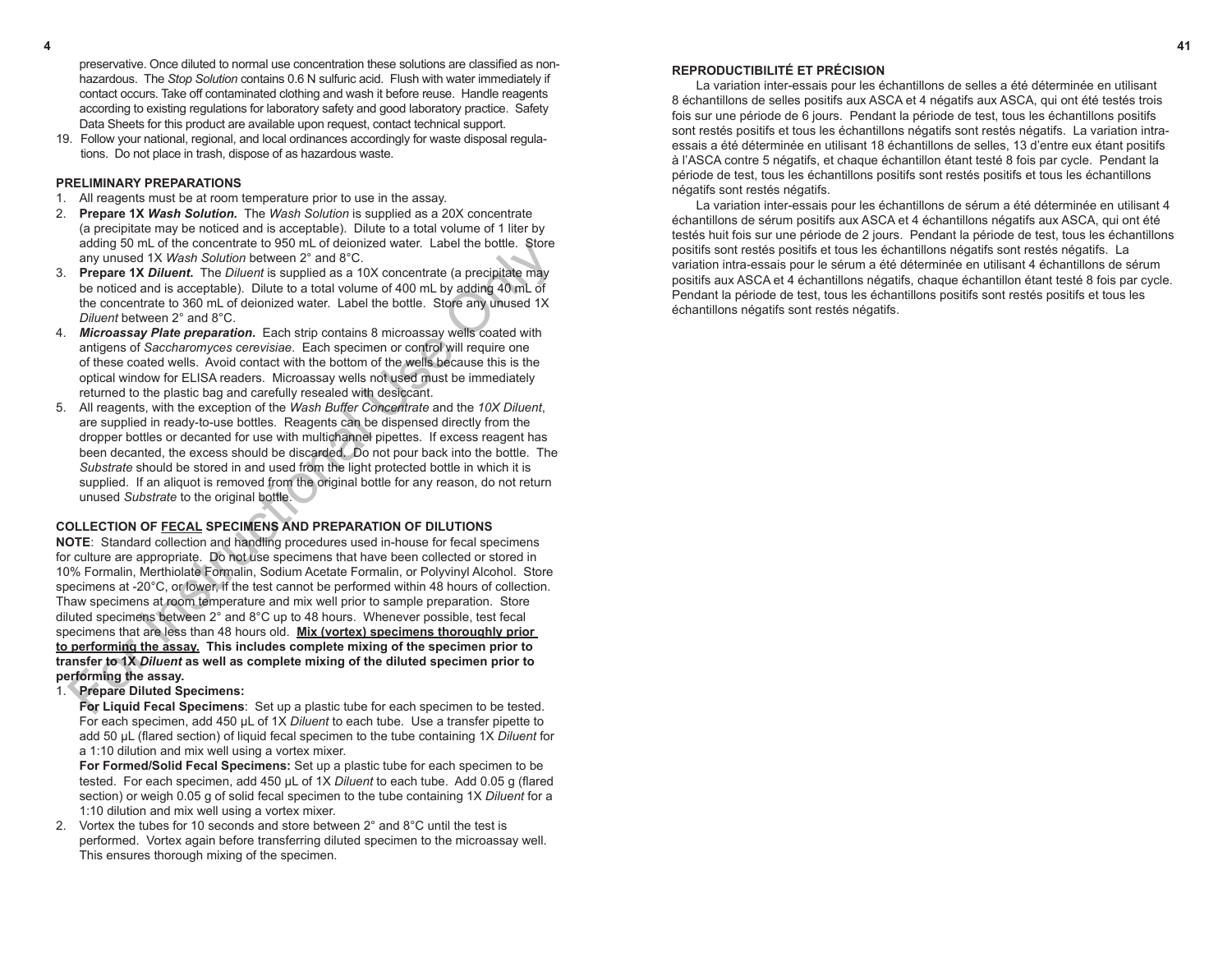preservative. Once diluted to normal use concentration these solutions are classified as non-hazardous. The *Stop Solution* contains 0.6 N sulfuric acid. Flush with water immediately if contact occurs. Take off contaminated clothing and wash it before reuse. Handle reagents according to existing regulations for laboratory safety and good laboratory practice. Safety Data Sheets for this product are available upon request, contact technical support.

19. Follow your national, regional, and local ordinances accordingly for waste disposal regulations. Do not place in trash, dispose of as hazardous waste.

**PRELIMINARY PREPARATIONS**

1. All reagents must be at room temperature prior to use in the assay.
2. **Prepare 1X *Wash Solution.*** The *Wash Solution* is supplied as a 20X concentrate (a precipitate may be noticed and is acceptable). Dilute to a total volume of 1 liter by adding 50 mL of the concentrate to 950 mL of deionized water. Label the bottle. Store any unused 1X *Wash Solution* between 2° and 8°C.
3. **Prepare 1X *Diluent.*** The *Diluent* is supplied as a 10X concentrate (a precipitate may be noticed and is acceptable). Dilute to a total volume of 400 mL by adding 40 mL of the concentrate to 360 mL of deionized water. Label the bottle. Store any unused 1X *Diluent* between 2° and 8°C.
4. ***Microassay Plate preparation.*** Each strip contains 8 microassay wells coated with antigens of *Saccharomyces cerevisiae*. Each specimen or control will require one of these coated wells. Avoid contact with the bottom of the wells because this is the optical window for ELISA readers. Microassay wells not used must be immediately returned to the plastic bag and carefully resealed with desiccant.
5. All reagents, with the exception of the *Wash Buffer Concentrate* and the *10X Diluent*, are supplied in ready-to-use bottles. Reagents can be dispensed directly from the dropper bottles or decanted for use with multichannel pipettes. If excess reagent has been decanted, the excess should be discarded. Do not pour back into the bottle. The *Substrate* should be stored in and used from the light protected bottle in which it is supplied. If an aliquot is removed from the original bottle for any reason, do not return unused *Substrate* to the original bottle.

**COLLECTION OF <u>FECAL</u> SPECIMENS AND PREPARATION OF DILUTIONS**

**NOTE**: Standard collection and handling procedures used in-house for fecal specimens for culture are appropriate. Do not use specimens that have been collected or stored in 10% Formalin, Merthiolate Formalin, Sodium Acetate Formalin, or Polyvinyl Alcohol. Store specimens at -20°C, or lower, if the test cannot be performed within 48 hours of collection. Thaw specimens at room temperature and mix well prior to sample preparation. Store diluted specimens between 2° and 8°C up to 48 hours. Whenever possible, test fecal specimens that are less than 48 hours old. **<u>Mix (vortex) specimens thoroughly prior to performing the assay.</u> This includes complete mixing of the specimen prior to transfer to 1X *Diluent* as well as complete mixing of the diluted specimen prior to performing the assay.**

1. **Prepare Diluted Specimens:**

   **For Liquid Fecal Specimens**: Set up a plastic tube for each specimen to be tested. For each specimen, add 450 µL of 1X *Diluent* to each tube. Use a transfer pipette to add 50 µL (flared section) of liquid fecal specimen to the tube containing 1X *Diluent* for a 1:10 dilution and mix well using a vortex mixer.

   **For Formed/Solid Fecal Specimens:** Set up a plastic tube for each specimen to be tested. For each specimen, add 450 µL of 1X *Diluent* to each tube. Add 0.05 g (flared section) or weigh 0.05 g of solid fecal specimen to the tube containing 1X *Diluent* for a 1:10 dilution and mix well using a vortex mixer.

2. Vortex the tubes for 10 seconds and store between 2° and 8°C until the test is performed. Vortex again before transferring diluted specimen to the microassay well. This ensures thorough mixing of the specimen.

**REPRODUCTIBILITÉ ET PRÉCISION**

La variation inter-essais pour les échantillons de selles a été déterminée en utilisant 8 échantillons de selles positifs aux ASCA et 4 négatifs aux ASCA, qui ont été testés trois fois sur une période de 6 jours. Pendant la période de test, tous les échantillons positifs sont restés positifs et tous les échantillons négatifs sont restés négatifs. La variation intra-essais a été déterminée en utilisant 18 échantillons de selles, 13 d'entre eux étant positifs à l'ASCA contre 5 négatifs, et chaque échantillon étant testé 8 fois par cycle. Pendant la période de test, tous les échantillons positifs sont restés positifs et tous les échantillons négatifs sont restés négatifs.

La variation inter-essais pour les échantillons de sérum a été déterminée en utilisant 4 échantillons de sérum positifs aux ASCA et 4 échantillons négatifs aux ASCA, qui ont été testés huit fois sur une période de 2 jours. Pendant la période de test, tous les échantillons positifs sont restés positifs et tous les échantillons négatifs sont restés négatifs. La variation intra-essais pour le sérum a été déterminée en utilisant 4 échantillons de sérum positifs aux ASCA et 4 échantillons négatifs, chaque échantillon étant testé 8 fois par cycle. Pendant la période de test, tous les échantillons positifs sont restés positifs et tous les échantillons négatifs sont restés négatifs.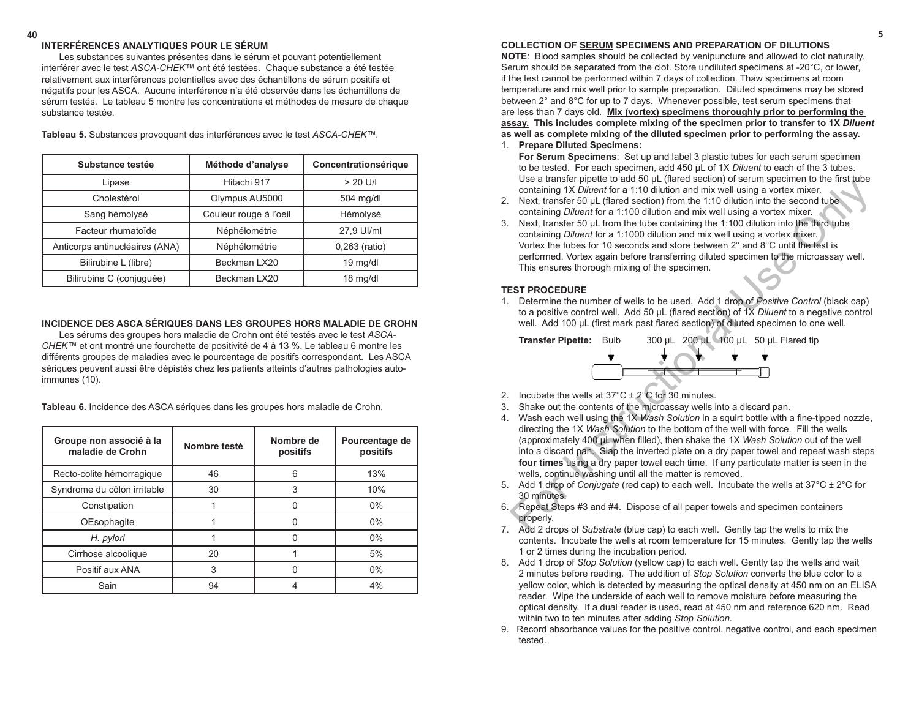## INTERFÉRENCES ANALYTIQUES POUR LE SÉRUM

Les substances suivantes présentes dans le sérum et pouvant potentiellement interférer avec le test *ASCA-CHEK*™ ont été testées. Chaque substance a été testée relativement aux interférences potentielles avec des échantillons de sérum positifs et négatifs pour les ASCA. Aucune interférence n'a été observée dans les échantillons de sérum testés. Le tableau 5 montre les concentrations et méthodes de mesure de chaque substance testée.

**Tableau 5.** Substances provoquant des interférences avec le test *ASCA-CHEK*™.

| Substance testée | Méthode d'analyse | Concentrationsérique |
|---|---|---|
| Lipase | Hitachi 917 | > 20 U/l |
| Cholestérol | Olympus AU5000 | 504 mg/dl |
| Sang hémolysé | Couleur rouge à l'oeil | Hémolysé |
| Facteur rhumatoïde | Néphélométrie | 27,9 UI/ml |
| Anticorps antinucléaires (ANA) | Néphélométrie | 0,263 (ratio) |
| Bilirubine L (libre) | Beckman LX20 | 19 mg/dl |
| Bilirubine C (conjuguée) | Beckman LX20 | 18 mg/dl |

## INCIDENCE DES ASCA SÉRIQUES DANS LES GROUPES HORS MALADIE DE CROHN

Les sérums des groupes hors maladie de Crohn ont été testés avec le test *ASCA-CHEK*™ et ont montré une fourchette de positivité de 4 à 13 %. Le tableau 6 montre les différents groupes de maladies avec le pourcentage de positifs correspondant. Les ASCA sériques peuvent aussi être dépistés chez les patients atteints d'autres pathologies auto-immunes (10).

**Tableau 6.** Incidence des ASCA sériques dans les groupes hors maladie de Crohn.

| Groupe non associé à la maladie de Crohn | Nombre testé | Nombre de positifs | Pourcentage de positifs |
|---|---|---|---|
| Recto-colite hémorragique | 46 | 6 | 13% |
| Syndrome du côlon irritable | 30 | 3 | 10% |
| Constipation | 1 | 0 | 0% |
| OEsophagite | 1 | 0 | 0% |
| *H. pylori* | 1 | 0 | 0% |
| Cirrhose alcoolique | 20 | 1 | 5% |
| Positif aux ANA | 3 | 0 | 0% |
| Sain | 94 | 4 | 4% |

## COLLECTION OF SERUM SPECIMENS AND PREPARATION OF DILUTIONS

**NOTE**: Blood samples should be collected by venipuncture and allowed to clot naturally. Serum should be separated from the clot. Store undiluted specimens at -20°C, or lower, if the test cannot be performed within 7 days of collection. Thaw specimens at room temperature and mix well prior to sample preparation. Diluted specimens may be stored between 2° and 8°C for up to 7 days. Whenever possible, test serum specimens that are less than 7 days old. **Mix (vortex) specimens thoroughly prior to performing the assay. This includes complete mixing of the specimen prior to transfer to 1X *Diluent* as well as complete mixing of the diluted specimen prior to performing the assay.**

1. **Prepare Diluted Specimens:**
   **For Serum Specimens**: Set up and label 3 plastic tubes for each serum specimen to be tested. For each specimen, add 450 µL of 1X *Diluent* to each of the 3 tubes. Use a transfer pipette to add 50 µL (flared section) of serum specimen to the first tube containing 1X *Diluent* for a 1:10 dilution and mix well using a vortex mixer.
2. Next, transfer 50 µL (flared section) from the 1:10 dilution into the second tube containing *Diluent* for a 1:100 dilution and mix well using a vortex mixer.
3. Next, transfer 50 µL from the tube containing the 1:100 dilution into the third tube containing *Diluent* for a 1:1000 dilution and mix well using a vortex mixer. Vortex the tubes for 10 seconds and store between 2° and 8°C until the test is performed. Vortex again before transferring diluted specimen to the microassay well. This ensures thorough mixing of the specimen.

## TEST PROCEDURE

1. Determine the number of wells to be used. Add 1 drop of *Positive Control* (black cap) to a positive control well. Add 50 µL (flared section) of 1X *Diluent* to a negative control well. Add 100 µL (first mark past flared section) of diluted specimen to one well.

   **Transfer Pipette:** Bulb 300 µL 200 µL 100 µL 50 µL Flared tip

2. Incubate the wells at 37°C ± 2°C for 30 minutes.
3. Shake out the contents of the microassay wells into a discard pan.
4. Wash each well using the 1X *Wash Solution* in a squirt bottle with a fine-tipped nozzle, directing the 1X *Wash Solution* to the bottom of the well with force. Fill the wells (approximately 400 µL when filled), then shake the 1X *Wash Solution* out of the well into a discard pan. Slap the inverted plate on a dry paper towel and repeat wash steps **four times** using a dry paper towel each time. If any particulate matter is seen in the wells, continue washing until all the matter is removed.
5. Add 1 drop of *Conjugate* (red cap) to each well. Incubate the wells at 37°C ± 2°C for 30 minutes.
6. Repeat Steps #3 and #4. Dispose of all paper towels and specimen containers properly.
7. Add 2 drops of *Substrate* (blue cap) to each well. Gently tap the wells to mix the contents. Incubate the wells at room temperature for 15 minutes. Gently tap the wells 1 or 2 times during the incubation period.
8. Add 1 drop of *Stop Solution* (yellow cap) to each well. Gently tap the wells and wait 2 minutes before reading. The addition of *Stop Solution* converts the blue color to a yellow color, which is detected by measuring the optical density at 450 nm on an ELISA reader. Wipe the underside of each well to remove moisture before measuring the optical density. If a dual reader is used, read at 450 nm and reference 620 nm. Read within two to ten minutes after adding *Stop Solution*.
9. Record absorbance values for the positive control, negative control, and each specimen tested.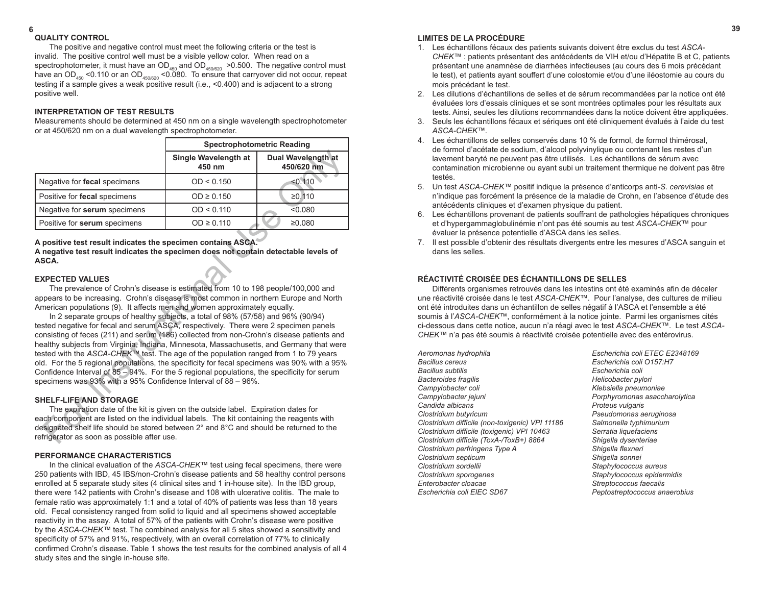## QUALITY CONTROL

The positive and negative control must meet the following criteria or the test is invalid. The positive control well must be a visible yellow color. When read on a spectrophotometer, it must have an $OD_{450}$ and $OD_{450/620}$ >0.500. The negative control must have an $OD_{450}$ <0.110 or an $OD_{450/620}$ <0.080. To ensure that carryover did not occur, repeat testing if a sample gives a weak positive result (i.e., <0.400) and is adjacent to a strong positive well.

## INTERPRETATION OF TEST RESULTS

Measurements should be determined at 450 nm on a single wavelength spectrophotometer or at 450/620 nm on a dual wavelength spectrophotometer.

| | Spectrophotometric Reading | |
|---|---|---|
| | **Single Wavelength at 450 nm** | **Dual Wavelength at 450/620 nm** |
| Negative for **fecal** specimens | OD < 0.150 | <0.110 |
| Positive for **fecal** specimens | OD ≥ 0.150 | ≥0.110 |
| Negative for **serum** specimens | OD < 0.110 | <0.080 |
| Positive for **serum** specimens | OD ≥ 0.110 | ≥0.080 |

**A positive test result indicates the specimen contains ASCA.**
**A negative test result indicates the specimen does not contain detectable levels of ASCA.**

## EXPECTED VALUES

The prevalence of Crohn's disease is estimated from 10 to 198 people/100,000 and appears to be increasing. Crohn's disease is most common in northern Europe and North American populations (9). It affects men and women approximately equally.

In 2 separate groups of healthy subjects, a total of 98% (57/58) and 96% (90/94) tested negative for fecal and serum ASCA, respectively. There were 2 specimen panels consisting of feces (211) and serum (186) collected from non-Crohn's disease patients and healthy subjects from Virginia, Indiana, Minnesota, Massachusetts, and Germany that were tested with the *ASCA-CHEK*™ test. The age of the population ranged from 1 to 79 years old. For the 5 regional populations, the specificity for fecal specimens was 90% with a 95% Confidence Interval of 85 – 94%. For the 5 regional populations, the specificity for serum specimens was 93% with a 95% Confidence Interval of 88 – 96%.

## SHELF-LIFE AND STORAGE

The expiration date of the kit is given on the outside label. Expiration dates for each component are listed on the individual labels. The kit containing the reagents with designated shelf life should be stored between 2° and 8°C and should be returned to the refrigerator as soon as possible after use.

## PERFORMANCE CHARACTERISTICS

In the clinical evaluation of the *ASCA-CHEK*™ test using fecal specimens, there were 250 patients with IBD, 45 IBS/non-Crohn's disease patients and 58 healthy control persons enrolled at 5 separate study sites (4 clinical sites and 1 in-house site). In the IBD group, there were 142 patients with Crohn's disease and 108 with ulcerative colitis. The male to female ratio was approximately 1:1 and a total of 40% of patients was less than 18 years old. Fecal consistency ranged from solid to liquid and all specimens showed acceptable reactivity in the assay. A total of 57% of the patients with Crohn's disease were positive by the *ASCA-CHEK*™ test. The combined analysis for all 5 sites showed a sensitivity and specificity of 57% and 91%, respectively, with an overall correlation of 77% to clinically confirmed Crohn's disease. Table 1 shows the test results for the combined analysis of all 4 study sites and the single in-house site.

## LIMITES DE LA PROCÉDURE

1. Les échantillons fécaux des patients suivants doivent être exclus du test *ASCA-CHEK*™ : patients présentant des antécédents de VIH et/ou d'Hépatite B et C, patients présentant une anamnèse de diarrhées infectieuses (au cours des 6 mois précédant le test), et patients ayant souffert d'une colostomie et/ou d'une iléostomie au cours du mois précédant le test.
2. Les dilutions d'échantillons de selles et de sérum recommandées par la notice ont été évaluées lors d'essais cliniques et se sont montrées optimales pour les résultats aux tests. Ainsi, seules les dilutions recommandées dans la notice doivent être appliquées.
3. Seuls les échantillons fécaux et sériques ont été cliniquement évalués à l'aide du test *ASCA-CHEK*™.
4. Les échantillons de selles conservés dans 10 % de formol, de formol thimérosal, de formol d'acétate de sodium, d'alcool polyvinylique ou contenant les restes d'un lavement baryté ne peuvent pas être utilisés. Les échantillons de sérum avec contamination microbienne ou ayant subi un traitement thermique ne doivent pas être testés.
5. Un test *ASCA-CHEK*™ positif indique la présence d'anticorps anti-*S. cerevisiae* et n'indique pas forcément la présence de la maladie de Crohn, en l'absence d'étude des antécédents cliniques et d'examen physique du patient.
6. Les échantillons provenant de patients souffrant de pathologies hépatiques chroniques et d'hypergammaglobulinémie n'ont pas été soumis au test *ASCA-CHEK*™ pour évaluer la présence potentielle d'ASCA dans les selles.
7. Il est possible d'obtenir des résultats divergents entre les mesures d'ASCA sanguin et dans les selles.

## RÉACTIVITÉ CROISÉE DES ÉCHANTILLONS DE SELLES

Différents organismes retrouvés dans les intestins ont été examinés afin de déceler une réactivité croisée dans le test *ASCA-CHEK*™. Pour l'analyse, des cultures de milieu ont été introduites dans un échantillon de selles négatif à l'ASCA et l'ensemble a été soumis à l'*ASCA-CHEK*™, conformément à la notice jointe. Parmi les organismes cités ci-dessous dans cette notice, aucun n'a réagi avec le test *ASCA-CHEK*™. Le test *ASCA-CHEK*™ n'a pas été soumis à réactivité croisée potentielle avec des entérovirus.

*Aeromonas hydrophila*
*Bacillus cereus*
*Bacillus subtilis*
*Bacteroides fragilis*
*Campylobacter coli*
*Campylobacter jejuni*
*Candida albicans*
*Clostridium butyricum*
*Clostridium difficile (non-toxigenic) VPI 11186*
*Clostridium difficile (toxigenic) VPI 10463*
*Clostridium difficile (ToxA-/ToxB+) 8864*
*Clostridium perfringens Type A*
*Clostridium septicum*
*Clostridium sordellii*
*Clostridium sporogenes*
*Enterobacter cloacae*
*Escherichia coli EIEC SD67*
*Escherichia coli ETEC E2348169*
*Escherichia coli O157:H7*
*Escherichia coli*
*Helicobacter pylori*
*Klebsiella pneumoniae*
*Porphyromonas asaccharolytica*
*Proteus vulgaris*
*Pseudomonas aeruginosa*
*Salmonella typhimurium*
*Serratia liquefaciens*
*Shigella dysenteriae*
*Shigella flexneri*
*Shigella sonnei*
*Staphylococcus aureus*
*Staphylococcus epidermidis*
*Streptococcus faecalis*
*Peptostreptococcus anaerobius*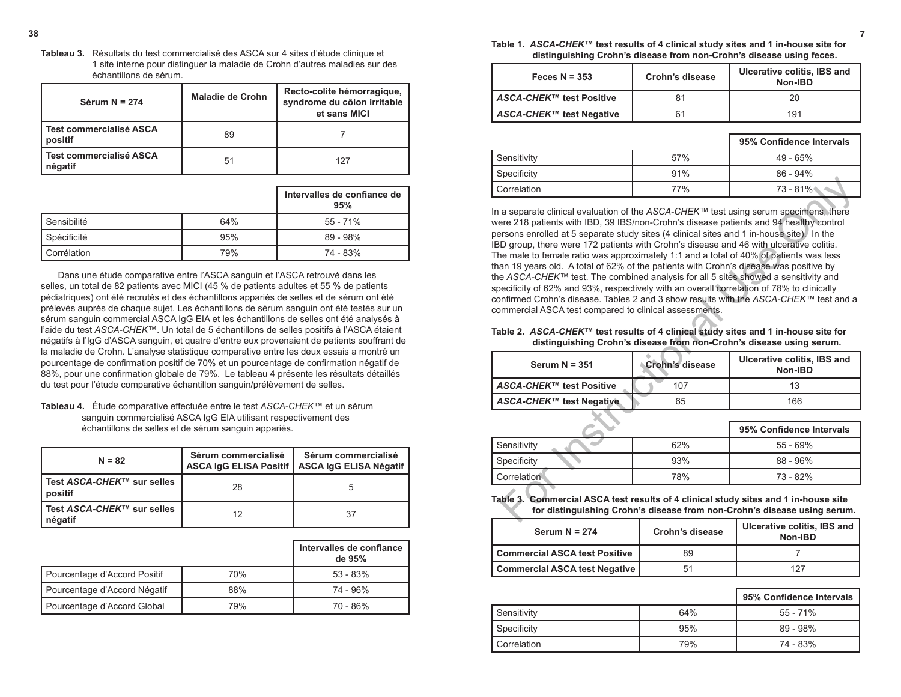**Tableau 3.** Résultats du test commercialisé des ASCA sur 4 sites d'étude clinique et 1 site interne pour distinguer la maladie de Crohn d'autres maladies sur des échantillons de sérum.

| Sérum N = 274 | Maladie de Crohn | Recto-colite hémorragique, syndrome du côlon irritable et sans MICI |
|---|---|---|
| Test commercialisé ASCA positif | 89 | 7 |
| Test commercialisé ASCA négatif | 51 | 127 |

| | | Intervalles de confiance de 95% |
|---|---|---|
| Sensibilité | 64% | 55 - 71% |
| Spécificité | 95% | 89 - 98% |
| Corrélation | 79% | 74 - 83% |

Dans une étude comparative entre l'ASCA sanguin et l'ASCA retrouvé dans les selles, un total de 82 patients avec MICI (45 % de patients adultes et 55 % de patients pédiatriques) ont été recrutés et des échantillons appariés de selles et de sérum ont été prélevés auprès de chaque sujet. Les échantillons de sérum sanguin ont été testés sur un sérum sanguin commercial ASCA IgG EIA et les échantillons de selles ont été analysés à l'aide du test *ASCA-CHEK*™. Un total de 5 échantillons de selles positifs à l'ASCA étaient négatifs à l'IgG d'ASCA sanguin, et quatre d'entre eux provenaient de patients souffrant de la maladie de Crohn. L'analyse statistique comparative entre les deux essais a montré un pourcentage de confirmation positif de 70% et un pourcentage de confirmation négatif de 88%, pour une confirmation globale de 79%. Le tableau 4 présente les résultats détaillés du test pour l'étude comparative échantillon sanguin/prélèvement de selles.

**Tableau 4.** Étude comparative effectuée entre le test *ASCA-CHEK*™ et un sérum sanguin commercialisé ASCA IgG EIA utilisant respectivement des échantillons de selles et de sérum sanguin appariés.

| N = 82 | Sérum commercialisé ASCA IgG ELISA Positif | Sérum commercialisé ASCA IgG ELISA Négatif |
|---|---|---|
| Test *ASCA-CHEK*™ sur selles positif | 28 | 5 |
| Test *ASCA-CHEK*™ sur selles négatif | 12 | 37 |

| | | Intervalles de confiance de 95% |
|---|---|---|
| Pourcentage d'Accord Positif | 70% | 53 - 83% |
| Pourcentage d'Accord Négatif | 88% | 74 - 96% |
| Pourcentage d'Accord Global | 79% | 70 - 86% |

**Table 1.** ***ASCA-CHEK*™ test results of 4 clinical study sites and 1 in-house site for distinguishing Crohn's disease from non-Crohn's disease using feces.**

| Feces N = 353 | Crohn's disease | Ulcerative colitis, IBS and Non-IBD |
|---|---|---|
| *ASCA-CHEK*™ test Positive | 81 | 20 |
| *ASCA-CHEK*™ test Negative | 61 | 191 |

| | | 95% Confidence Intervals |
|---|---|---|
| Sensitivity | 57% | 49 - 65% |
| Specificity | 91% | 86 - 94% |
| Correlation | 77% | 73 - 81% |

In a separate clinical evaluation of the *ASCA-CHEK*™ test using serum specimens, there were 218 patients with IBD, 39 IBS/non-Crohn's disease patients and 94 healthy control persons enrolled at 5 separate study sites (4 clinical sites and 1 in-house site). In the IBD group, there were 172 patients with Crohn's disease and 46 with ulcerative colitis. The male to female ratio was approximately 1:1 and a total of 40% of patients was less than 19 years old. A total of 62% of the patients with Crohn's disease was positive by the *ASCA-CHEK*™ test. The combined analysis for all 5 sites showed a sensitivity and specificity of 62% and 93%, respectively with an overall correlation of 78% to clinically confirmed Crohn's disease. Tables 2 and 3 show results with the *ASCA-CHEK*™ test and a commercial ASCA test compared to clinical assessments.

**Table 2.** ***ASCA-CHEK*™ test results of 4 clinical study sites and 1 in-house site for distinguishing Crohn's disease from non-Crohn's disease using serum.**

| Serum N = 351 | Crohn's disease | Ulcerative colitis, IBS and Non-IBD |
|---|---|---|
| *ASCA-CHEK*™ test Positive | 107 | 13 |
| *ASCA-CHEK*™ test Negative | 65 | 166 |

| | | 95% Confidence Intervals |
|---|---|---|
| Sensitivity | 62% | 55 - 69% |
| Specificity | 93% | 88 - 96% |
| Correlation | 78% | 73 - 82% |

**Table 3. Commercial ASCA test results of 4 clinical study sites and 1 in-house site for distinguishing Crohn's disease from non-Crohn's disease using serum.**

| Serum N = 274 | Crohn's disease | Ulcerative colitis, IBS and Non-IBD |
|---|---|---|
| Commercial ASCA test Positive | 89 | 7 |
| Commercial ASCA test Negative | 51 | 127 |

| | | 95% Confidence Intervals |
|---|---|---|
| Sensitivity | 64% | 55 - 71% |
| Specificity | 95% | 89 - 98% |
| Correlation | 79% | 74 - 83% |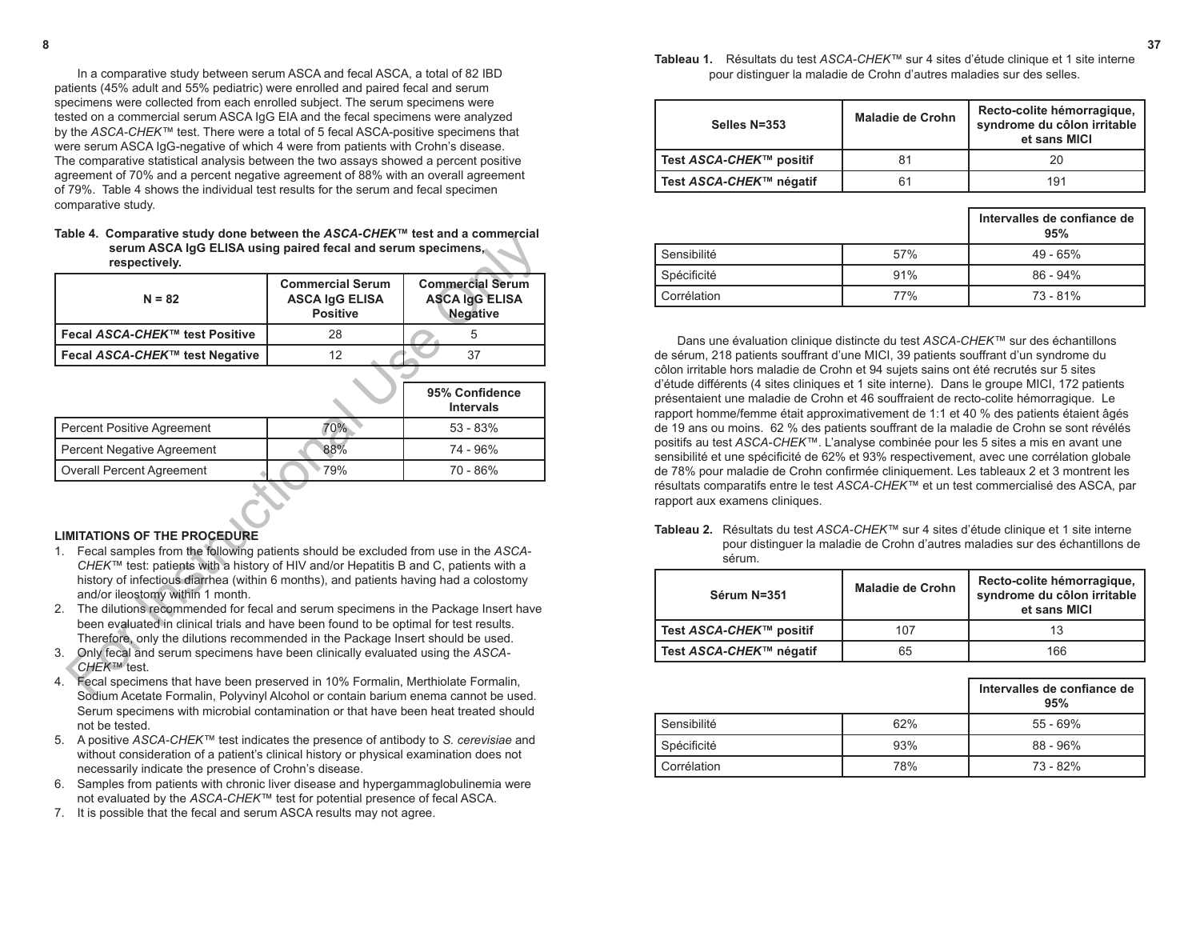In a comparative study between serum ASCA and fecal ASCA, a total of 82 IBD patients (45% adult and 55% pediatric) were enrolled and paired fecal and serum specimens were collected from each enrolled subject. The serum specimens were tested on a commercial serum ASCA IgG EIA and the fecal specimens were analyzed by the *ASCA-CHEK™* test. There were a total of 5 fecal ASCA-positive specimens that were serum ASCA IgG-negative of which 4 were from patients with Crohn's disease. The comparative statistical analysis between the two assays showed a percent positive agreement of 70% and a percent negative agreement of 88% with an overall agreement of 79%. Table 4 shows the individual test results for the serum and fecal specimen comparative study.

**Table 4. Comparative study done between the *ASCA-CHEK™* test and a commercial serum ASCA IgG ELISA using paired fecal and serum specimens, respectively.**

| N = 82 | Commercial Serum ASCA IgG ELISA Positive | Commercial Serum ASCA IgG ELISA Negative |
|---|---|---|
| **Fecal *ASCA-CHEK™* test Positive** | 28 | 5 |
| **Fecal *ASCA-CHEK™* test Negative** | 12 | 37 |

| | | 95% Confidence Intervals |
|---|---|---|
| Percent Positive Agreement | 70% | 53 - 83% |
| Percent Negative Agreement | 88% | 74 - 96% |
| Overall Percent Agreement | 79% | 70 - 86% |

## LIMITATIONS OF THE PROCEDURE

1. Fecal samples from the following patients should be excluded from use in the *ASCA-CHEK™* test: patients with a history of HIV and/or Hepatitis B and C, patients with a history of infectious diarrhea (within 6 months), and patients having had a colostomy and/or ileostomy within 1 month.
2. The dilutions recommended for fecal and serum specimens in the Package Insert have been evaluated in clinical trials and have been found to be optimal for test results. Therefore, only the dilutions recommended in the Package Insert should be used.
3. Only fecal and serum specimens have been clinically evaluated using the *ASCA-CHEK™* test.
4. Fecal specimens that have been preserved in 10% Formalin, Merthiolate Formalin, Sodium Acetate Formalin, Polyvinyl Alcohol or contain barium enema cannot be used. Serum specimens with microbial contamination or that have been heat treated should not be tested.
5. A positive *ASCA-CHEK™* test indicates the presence of antibody to *S. cerevisiae* and without consideration of a patient's clinical history or physical examination does not necessarily indicate the presence of Crohn's disease.
6. Samples from patients with chronic liver disease and hypergammaglobulinemia were not evaluated by the *ASCA-CHEK™* test for potential presence of fecal ASCA.
7. It is possible that the fecal and serum ASCA results may not agree.

**Tableau 1.** Résultats du test *ASCA-CHEK™* sur 4 sites d'étude clinique et 1 site interne pour distinguer la maladie de Crohn d'autres maladies sur des selles.

| Selles N=353 | Maladie de Crohn | Recto-colite hémorragique, syndrome du côlon irritable et sans MICI |
|---|---|---|
| **Test *ASCA-CHEK™* positif** | 81 | 20 |
| **Test *ASCA-CHEK™* négatif** | 61 | 191 |

| | | Intervalles de confiance de 95% |
|---|---|---|
| Sensibilité | 57% | 49 - 65% |
| Spécificité | 91% | 86 - 94% |
| Corrélation | 77% | 73 - 81% |

Dans une évaluation clinique distincte du test *ASCA-CHEK™* sur des échantillons de sérum, 218 patients souffrant d'une MICI, 39 patients souffrant d'un syndrome du côlon irritable hors maladie de Crohn et 94 sujets sains ont été recrutés sur 5 sites d'étude différents (4 sites cliniques et 1 site interne). Dans le groupe MICI, 172 patients présentaient une maladie de Crohn et 46 souffraient de recto-colite hémorragique. Le rapport homme/femme était approximativement de 1:1 et 40 % des patients étaient âgés de 19 ans ou moins. 62 % des patients souffrant de la maladie de Crohn se sont révélés positifs au test *ASCA-CHEK™*. L'analyse combinée pour les 5 sites a mis en avant une sensibilité et une spécificité de 62% et 93% respectivement, avec une corrélation globale de 78% pour maladie de Crohn confirmée cliniquement. Les tableaux 2 et 3 montrent les résultats comparatifs entre le test *ASCA-CHEK™* et un test commercialisé des ASCA, par rapport aux examens cliniques.

**Tableau 2.** Résultats du test *ASCA-CHEK™* sur 4 sites d'étude clinique et 1 site interne pour distinguer la maladie de Crohn d'autres maladies sur des échantillons de sérum.

| Sérum N=351 | Maladie de Crohn | Recto-colite hémorragique, syndrome du côlon irritable et sans MICI |
|---|---|---|
| **Test *ASCA-CHEK™* positif** | 107 | 13 |
| **Test *ASCA-CHEK™* négatif** | 65 | 166 |

| | | Intervalles de confiance de 95% |
|---|---|---|
| Sensibilité | 62% | 55 - 69% |
| Spécificité | 93% | 88 - 96% |
| Corrélation | 78% | 73 - 82% |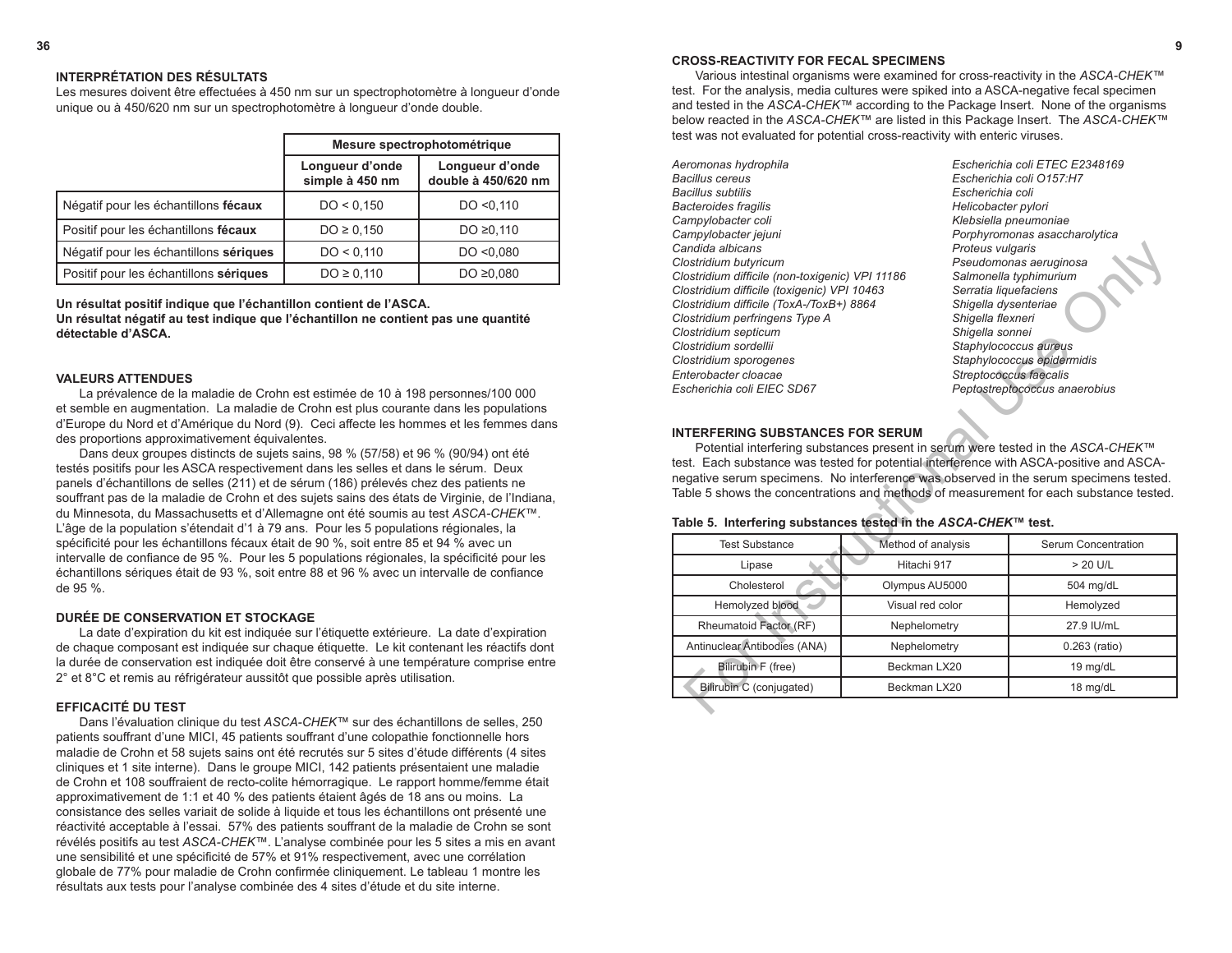## INTERPRÉTATION DES RÉSULTATS

Les mesures doivent être effectuées à 450 nm sur un spectrophotomètre à longueur d'onde unique ou à 450/620 nm sur un spectrophotomètre à longueur d'onde double.

| | Mesure spectrophotométrique | |
|---|---|---|
| | Longueur d'onde simple à 450 nm | Longueur d'onde double à 450/620 nm |
| Négatif pour les échantillons **fécaux** | DO < 0,150 | DO <0,110 |
| Positif pour les échantillons **fécaux** | DO ≥ 0,150 | DO ≥0,110 |
| Négatif pour les échantillons **sériques** | DO < 0,110 | DO <0,080 |
| Positif pour les échantillons **sériques** | DO ≥ 0,110 | DO ≥0,080 |

**Un résultat positif indique que l'échantillon contient de l'ASCA.**
**Un résultat négatif au test indique que l'échantillon ne contient pas une quantité détectable d'ASCA.**

## VALEURS ATTENDUES

La prévalence de la maladie de Crohn est estimée de 10 à 198 personnes/100 000 et semble en augmentation. La maladie de Crohn est plus courante dans les populations d'Europe du Nord et d'Amérique du Nord (9). Ceci affecte les hommes et les femmes dans des proportions approximativement équivalentes.

Dans deux groupes distincts de sujets sains, 98 % (57/58) et 96 % (90/94) ont été testés positifs pour les ASCA respectivement dans les selles et dans le sérum. Deux panels d'échantillons de selles (211) et de sérum (186) prélevés chez des patients ne souffrant pas de la maladie de Crohn et des sujets sains des états de Virginie, de l'Indiana, du Minnesota, du Massachusetts et d'Allemagne ont été soumis au test *ASCA-CHEK*™. L'âge de la population s'étendait d'1 à 79 ans. Pour les 5 populations régionales, la spécificité pour les échantillons fécaux était de 90 %, soit entre 85 et 94 % avec un intervalle de confiance de 95 %. Pour les 5 populations régionales, la spécificité pour les échantillons sériques était de 93 %, soit entre 88 et 96 % avec un intervalle de confiance de 95 %.

## DURÉE DE CONSERVATION ET STOCKAGE

La date d'expiration du kit est indiquée sur l'étiquette extérieure. La date d'expiration de chaque composant est indiquée sur chaque étiquette. Le kit contenant les réactifs dont la durée de conservation est indiquée doit être conservé à une température comprise entre 2° et 8°C et remis au réfrigérateur aussitôt que possible après utilisation.

## EFFICACITÉ DU TEST

Dans l'évaluation clinique du test *ASCA-CHEK*™ sur des échantillons de selles, 250 patients souffrant d'une MICI, 45 patients souffrant d'une colopathie fonctionnelle hors maladie de Crohn et 58 sujets sains ont été recrutés sur 5 sites d'étude différents (4 sites cliniques et 1 site interne). Dans le groupe MICI, 142 patients présentaient une maladie de Crohn et 108 souffraient de recto-colite hémorragique. Le rapport homme/femme était approximativement de 1:1 et 40 % des patients étaient âgés de 18 ans ou moins. La consistance des selles variait de solide à liquide et tous les échantillons ont présenté une réactivité acceptable à l'essai. 57% des patients souffrant de la maladie de Crohn se sont révélés positifs au test *ASCA-CHEK*™. L'analyse combinée pour les 5 sites a mis en avant une sensibilité et une spécificité de 57% et 91% respectivement, avec une corrélation globale de 77% pour maladie de Crohn confirmée cliniquement. Le tableau 1 montre les résultats aux tests pour l'analyse combinée des 4 sites d'étude et du site interne.

## CROSS-REACTIVITY FOR FECAL SPECIMENS

Various intestinal organisms were examined for cross-reactivity in the *ASCA-CHEK*™ test. For the analysis, media cultures were spiked into a ASCA-negative fecal specimen and tested in the *ASCA-CHEK*™ according to the Package Insert. None of the organisms below reacted in the *ASCA-CHEK*™ are listed in this Package Insert. The *ASCA-CHEK*™ test was not evaluated for potential cross-reactivity with enteric viruses.

*Aeromonas hydrophila*
*Bacillus cereus*
*Bacillus subtilis*
*Bacteroides fragilis*
*Campylobacter coli*
*Campylobacter jejuni*
*Candida albicans*
*Clostridium butyricum*
*Clostridium difficile (non-toxigenic) VPI 11186*
*Clostridium difficile (toxigenic) VPI 10463*
*Clostridium difficile (ToxA-/ToxB+) 8864*
*Clostridium perfringens Type A*
*Clostridium septicum*
*Clostridium sordellii*
*Clostridium sporogenes*
*Enterobacter cloacae*
*Escherichia coli EIEC SD67*
*Escherichia coli ETEC E2348169*
*Escherichia coli O157:H7*
*Escherichia coli*
*Helicobacter pylori*
*Klebsiella pneumoniae*
*Porphyromonas asaccharolytica*
*Proteus vulgaris*
*Pseudomonas aeruginosa*
*Salmonella typhimurium*
*Serratia liquefaciens*
*Shigella dysenteriae*
*Shigella flexneri*
*Shigella sonnei*
*Staphylococcus aureus*
*Staphylococcus epidermidis*
*Streptococcus faecalis*
*Peptostreptococcus anaerobius*

## INTERFERING SUBSTANCES FOR SERUM

Potential interfering substances present in serum were tested in the *ASCA-CHEK*™ test. Each substance was tested for potential interference with ASCA-positive and ASCA-negative serum specimens. No interference was observed in the serum specimens tested. Table 5 shows the concentrations and methods of measurement for each substance tested.

**Table 5. Interfering substances tested in the *ASCA-CHEK*™ test.**

| Test Substance | Method of analysis | Serum Concentration |
|---|---|---|
| Lipase | Hitachi 917 | > 20 U/L |
| Cholesterol | Olympus AU5000 | 504 mg/dL |
| Hemolyzed blood | Visual red color | Hemolyzed |
| Rheumatoid Factor (RF) | Nephelometry | 27.9 IU/mL |
| Antinuclear Antibodies (ANA) | Nephelometry | 0.263 (ratio) |
| Bilirubin F (free) | Beckman LX20 | 19 mg/dL |
| Bilirubin C (conjugated) | Beckman LX20 | 18 mg/dL |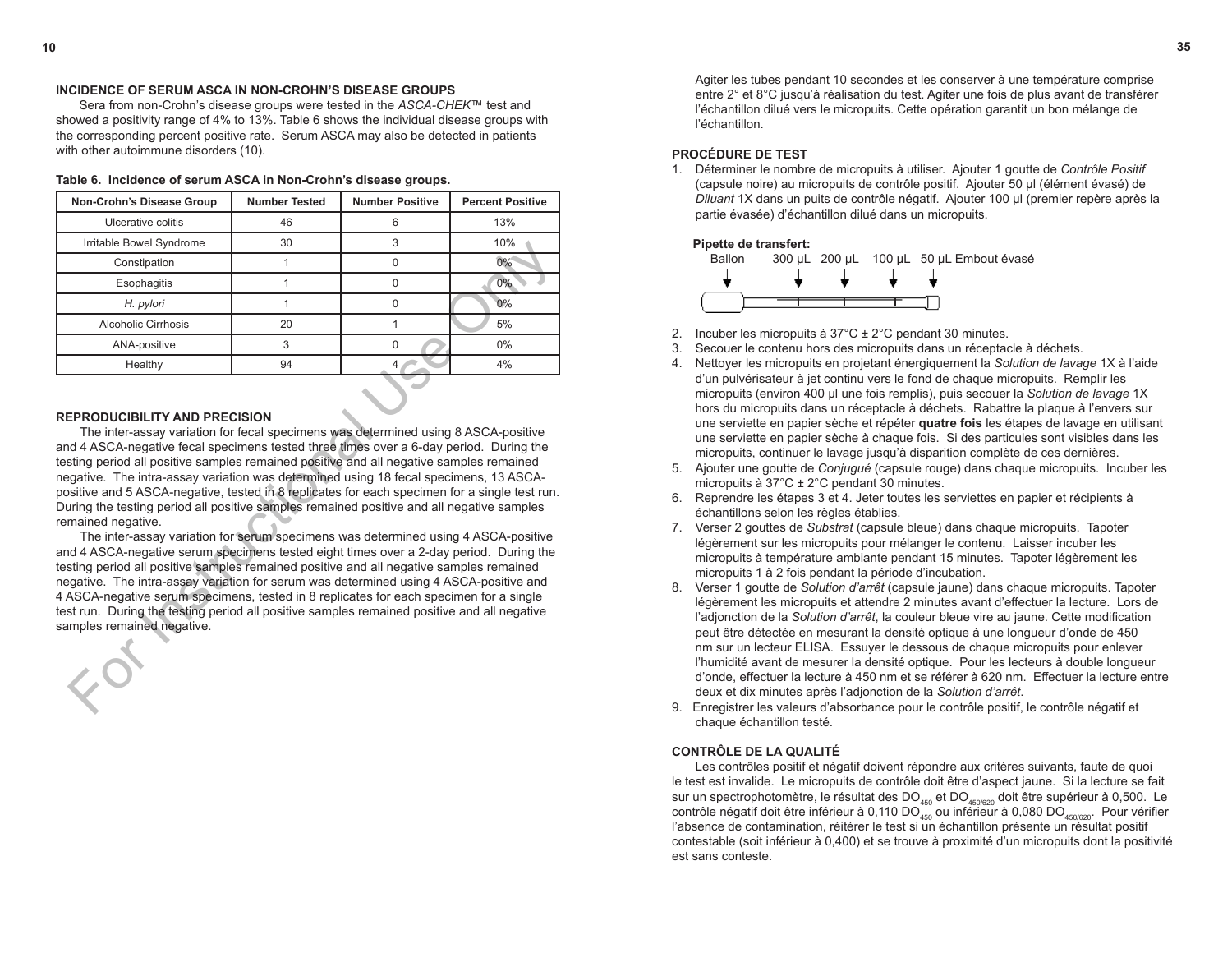## INCIDENCE OF SERUM ASCA IN NON-CROHN'S DISEASE GROUPS

Sera from non-Crohn's disease groups were tested in the *ASCA-CHEK*™ test and showed a positivity range of 4% to 13%. Table 6 shows the individual disease groups with the corresponding percent positive rate. Serum ASCA may also be detected in patients with other autoimmune disorders (10).

**Table 6. Incidence of serum ASCA in Non-Crohn's disease groups.**

| Non-Crohn's Disease Group | Number Tested | Number Positive | Percent Positive |
|---|---|---|---|
| Ulcerative colitis | 46 | 6 | 13% |
| Irritable Bowel Syndrome | 30 | 3 | 10% |
| Constipation | 1 | 0 | 0% |
| Esophagitis | 1 | 0 | 0% |
| *H. pylori* | 1 | 0 | 0% |
| Alcoholic Cirrhosis | 20 | 1 | 5% |
| ANA-positive | 3 | 0 | 0% |
| Healthy | 94 | 4 | 4% |

## REPRODUCIBILITY AND PRECISION

The inter-assay variation for fecal specimens was determined using 8 ASCA-positive and 4 ASCA-negative fecal specimens tested three times over a 6-day period. During the testing period all positive samples remained positive and all negative samples remained negative. The intra-assay variation was determined using 18 fecal specimens, 13 ASCA-positive and 5 ASCA-negative, tested in 8 replicates for each specimen for a single test run. During the testing period all positive samples remained positive and all negative samples remained negative.

The inter-assay variation for serum specimens was determined using 4 ASCA-positive and 4 ASCA-negative serum specimens tested eight times over a 2-day period. During the testing period all positive samples remained positive and all negative samples remained negative. The intra-assay variation for serum was determined using 4 ASCA-positive and 4 ASCA-negative serum specimens, tested in 8 replicates for each specimen for a single test run. During the testing period all positive samples remained positive and all negative samples remained negative.

Agiter les tubes pendant 10 secondes et les conserver à une température comprise entre 2° et 8°C jusqu'à réalisation du test. Agiter une fois de plus avant de transférer l'échantillon dilué vers le micropuits. Cette opération garantit un bon mélange de l'échantillon.

## PROCÉDURE DE TEST

1. Déterminer le nombre de micropuits à utiliser. Ajouter 1 goutte de *Contrôle Positif* (capsule noire) au micropuits de contrôle positif. Ajouter 50 µl (élément évasé) de *Diluant* 1X dans un puits de contrôle négatif. Ajouter 100 µl (premier repère après la partie évasée) d'échantillon dilué dans un micropuits.

   **Pipette de transfert:**
   Ballon 300 µL 200 µL 100 µL 50 µL Embout évasé

2. Incuber les micropuits à 37°C ± 2°C pendant 30 minutes.
3. Secouer le contenu hors des micropuits dans un réceptacle à déchets.
4. Nettoyer les micropuits en projetant énergiquement la *Solution de lavage* 1X à l'aide d'un pulvérisateur à jet continu vers le fond de chaque micropuits. Remplir les micropuits (environ 400 µl une fois remplis), puis secouer la *Solution de lavage* 1X hors du micropuits dans un réceptacle à déchets. Rabattre la plaque à l'envers sur une serviette en papier sèche et répéter **quatre fois** les étapes de lavage en utilisant une serviette en papier sèche à chaque fois. Si des particules sont visibles dans les micropuits, continuer le lavage jusqu'à disparition complète de ces dernières.
5. Ajouter une goutte de *Conjugué* (capsule rouge) dans chaque micropuits. Incuber les micropuits à 37°C ± 2°C pendant 30 minutes.
6. Reprendre les étapes 3 et 4. Jeter toutes les serviettes en papier et récipients à échantillons selon les règles établies.
7. Verser 2 gouttes de *Substrat* (capsule bleue) dans chaque micropuits. Tapoter légèrement sur les micropuits pour mélanger le contenu. Laisser incuber les micropuits à température ambiante pendant 15 minutes. Tapoter légèrement les micropuits 1 à 2 fois pendant la période d'incubation.
8. Verser 1 goutte de *Solution d'arrêt* (capsule jaune) dans chaque micropuits. Tapoter légèrement les micropuits et attendre 2 minutes avant d'effectuer la lecture. Lors de l'adjonction de la *Solution d'arrêt*, la couleur bleue vire au jaune. Cette modification peut être détectée en mesurant la densité optique à une longueur d'onde de 450 nm sur un lecteur ELISA. Essuyer le dessous de chaque micropuits pour enlever l'humidité avant de mesurer la densité optique. Pour les lecteurs à double longueur d'onde, effectuer la lecture à 450 nm et se référer à 620 nm. Effectuer la lecture entre deux et dix minutes après l'adjonction de la *Solution d'arrêt*.
9. Enregistrer les valeurs d'absorbance pour le contrôle positif, le contrôle négatif et chaque échantillon testé.

## CONTRÔLE DE LA QUALITÉ

Les contrôles positif et négatif doivent répondre aux critères suivants, faute de quoi le test est invalide. Le micropuits de contrôle doit être d'aspect jaune. Si la lecture se fait sur un spectrophotomètre, le résultat des $DO_{450}$ et $DO_{450/620}$ doit être supérieur à 0,500. Le contrôle négatif doit être inférieur à 0,110 $DO_{450}$ ou inférieur à 0,080 $DO_{450/620}$. Pour vérifier l'absence de contamination, réitérer le test si un échantillon présente un résultat positif contestable (soit inférieur à 0,400) et se trouve à proximité d'un micropuits dont la positivité est sans conteste.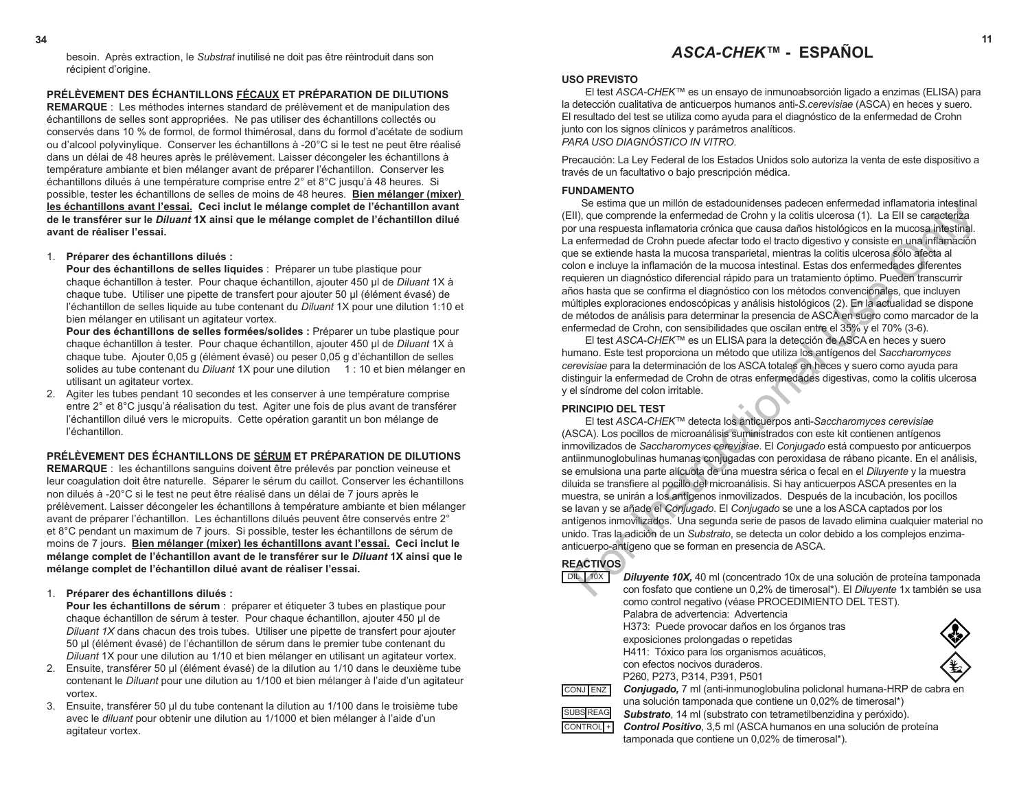besoin. Après extraction, le *Substrat* inutilisé ne doit pas être réintroduit dans son récipient d'origine.

**PRÉLÈVEMENT DES ÉCHANTILLONS FÉCAUX ET PRÉPARATION DE DILUTIONS**

**REMARQUE** : Les méthodes internes standard de prélèvement et de manipulation des échantillons de selles sont appropriées. Ne pas utiliser des échantillons collectés ou conservés dans 10 % de formol, de formol thimérosal, dans du formol d'acétate de sodium ou d'alcool polyvinylique. Conserver les échantillons à -20°C si le test ne peut être réalisé dans un délai de 48 heures après le prélèvement. Laisser décongeler les échantillons à température ambiante et bien mélanger avant de préparer l'échantillon. Conserver les échantillons dilués à une température comprise entre 2° et 8°C jusqu'à 48 heures. Si possible, tester les échantillons de selles de moins de 48 heures. **Bien mélanger (mixer) les échantillons avant l'essai. Ceci inclut le mélange complet de l'échantillon avant de le transférer sur le *Diluant* 1X ainsi que le mélange complet de l'échantillon dilué avant de réaliser l'essai.**

1. **Préparer des échantillons dilués :**
   **Pour des échantillons de selles liquides** : Préparer un tube plastique pour chaque échantillon à tester. Pour chaque échantillon, ajouter 450 µl de *Diluant* 1X à chaque tube. Utiliser une pipette de transfert pour ajouter 50 µl (élément évasé) de l'échantillon de selles liquide au tube contenant du *Diluant* 1X pour une dilution 1:10 et bien mélanger en utilisant un agitateur vortex.
   **Pour des échantillons de selles formées/solides :** Préparer un tube plastique pour chaque échantillon à tester. Pour chaque échantillon, ajouter 450 µl de *Diluant* 1X à chaque tube. Ajouter 0,05 g (élément évasé) ou peser 0,05 g d'échantillon de selles solides au tube contenant du *Diluant* 1X pour une dilution 1 : 10 et bien mélanger en utilisant un agitateur vortex.
2. Agiter les tubes pendant 10 secondes et les conserver à une température comprise entre 2° et 8°C jusqu'à réalisation du test. Agiter une fois de plus avant de transférer l'échantillon dilué vers le micropuits. Cette opération garantit un bon mélange de l'échantillon.

**PRÉLÈVEMENT DES ÉCHANTILLONS DE SÉRUM ET PRÉPARATION DE DILUTIONS**

**REMARQUE** : les échantillons sanguins doivent être prélevés par ponction veineuse et leur coagulation doit être naturelle. Séparer le sérum du caillot. Conserver les échantillons non dilués à -20°C si le test ne peut être réalisé dans un délai de 7 jours après le prélèvement. Laisser décongeler les échantillons à température ambiante et bien mélanger avant de préparer l'échantillon. Les échantillons dilués peuvent être conservés entre 2° et 8°C pendant un maximum de 7 jours. Si possible, tester les échantillons de sérum de moins de 7 jours. **Bien mélanger (mixer) les échantillons avant l'essai. Ceci inclut le mélange complet de l'échantillon avant de le transférer sur le *Diluant* 1X ainsi que le mélange complet de l'échantillon dilué avant de réaliser l'essai.**

1. **Préparer des échantillons dilués :**
   **Pour les échantillons de sérum** : préparer et étiqueter 3 tubes en plastique pour chaque échantillon de sérum à tester. Pour chaque échantillon, ajouter 450 µl de *Diluant 1X* dans chacun des trois tubes. Utiliser une pipette de transfert pour ajouter 50 µl (élément évasé) de l'échantillon de sérum dans le premier tube contenant du *Diluant* 1X pour une dilution au 1/10 et bien mélanger en utilisant un agitateur vortex.
2. Ensuite, transférer 50 µl (élément évasé) de la dilution au 1/10 dans le deuxième tube contenant le *Diluant* pour une dilution au 1/100 et bien mélanger à l'aide d'un agitateur vortex.
3. Ensuite, transférer 50 µl du tube contenant la dilution au 1/100 dans le troisième tube avec le *diluant* pour obtenir une dilution au 1/1000 et bien mélanger à l'aide d'un agitateur vortex.

# *ASCA-CHEK™* - ESPAÑOL

**USO PREVISTO**

El test *ASCA-CHEK™* es un ensayo de inmunoabsorción ligado a enzimas (ELISA) para la detección cualitativa de anticuerpos humanos anti-*S.cerevisiae* (ASCA) en heces y suero. El resultado del test se utiliza como ayuda para el diagnóstico de la enfermedad de Crohn junto con los signos clínicos y parámetros analíticos.
*PARA USO DIAGNÓSTICO IN VITRO.*

Precaución: La Ley Federal de los Estados Unidos solo autoriza la venta de este dispositivo a través de un facultativo o bajo prescripción médica.

**FUNDAMENTO**

Se estima que un millón de estadounidenses padecen enfermedad inflamatoria intestinal (EII), que comprende la enfermedad de Crohn y la colitis ulcerosa (1). La EII se caracteriza por una respuesta inflamatoria crónica que causa daños histológicos en la mucosa intestinal. La enfermedad de Crohn puede afectar todo el tracto digestivo y consiste en una inflamación que se extiende hasta la mucosa transparietal, mientras la colitis ulcerosa sólo afecta al colon e incluye la inflamación de la mucosa intestinal. Estas dos enfermedades diferentes requieren un diagnóstico diferencial rápido para un tratamiento óptimo. Pueden transcurrir años hasta que se confirma el diagnóstico con los métodos convencionales, que incluyen múltiples exploraciones endoscópicas y análisis histológicos (2). En la actualidad se dispone de métodos de análisis para determinar la presencia de ASCA en suero como marcador de la enfermedad de Crohn, con sensibilidades que oscilan entre el 35% y el 70% (3-6).

El test *ASCA-CHEK™* es un ELISA para la detección de ASCA en heces y suero humano. Este test proporciona un método que utiliza los antígenos del *Saccharomyces cerevisiae* para la determinación de los ASCA totales en heces y suero como ayuda para distinguir la enfermedad de Crohn de otras enfermedades digestivas, como la colitis ulcerosa y el síndrome del colon irritable.

**PRINCIPIO DEL TEST**

El test *ASCA-CHEK™* detecta los anticuerpos anti-*Saccharomyces cerevisiae* (ASCA). Los pocillos de microanálisis suministrados con este kit contienen antígenos inmovilizados de *Saccharomyces cerevisiae*. El *Conjugado* está compuesto por anticuerpos antiinmunoglobulinas humanas conjugadas con peroxidasa de rábano picante. En el análisis, se emulsiona una parte alícuota de una muestra sérica o fecal en el *Diluyente* y la muestra diluida se transfiere al pocillo del microanálisis. Si hay anticuerpos ASCA presentes en la muestra, se unirán a los antígenos inmovilizados. Después de la incubación, los pocillos se lavan y se añade el *Conjugado*. El *Conjugado* se une a los ASCA captados por los antígenos inmovilizados. Una segunda serie de pasos de lavado elimina cualquier material no unido. Tras la adición de un *Substrato*, se detecta un color debido a los complejos enzima-anticuerpo-antígeno que se forman en presencia de ASCA.

**REACTIVOS**

DIL 10X — ***Diluyente 10X,*** 40 ml (concentrado 10x de una solución de proteína tamponada con fosfato que contiene un 0,2% de timerosal*). El *Diluyente* 1x también se usa como control negativo (véase PROCEDIMIENTO DEL TEST).
Palabra de advertencia: Advertencia
H373: Puede provocar daños en los órganos tras exposiciones prolongadas o repetidas
H411: Tóxico para los organismos acuáticos, con efectos nocivos duraderos.
P260, P273, P314, P391, P501

CONJ ENZ — ***Conjugado,*** 7 ml (anti-inmunoglobulina policlonal humana-HRP de cabra en una solución tamponada que contiene un 0,02% de timerosal*)

SUBS REAG — ***Substrato***, 14 ml (substrato con tetrametilbenzidina y peróxido).

CONTROL + — ***Control Positivo***, 3,5 ml (ASCA humanos en una solución de proteína tamponada que contiene un 0,02% de timerosal*).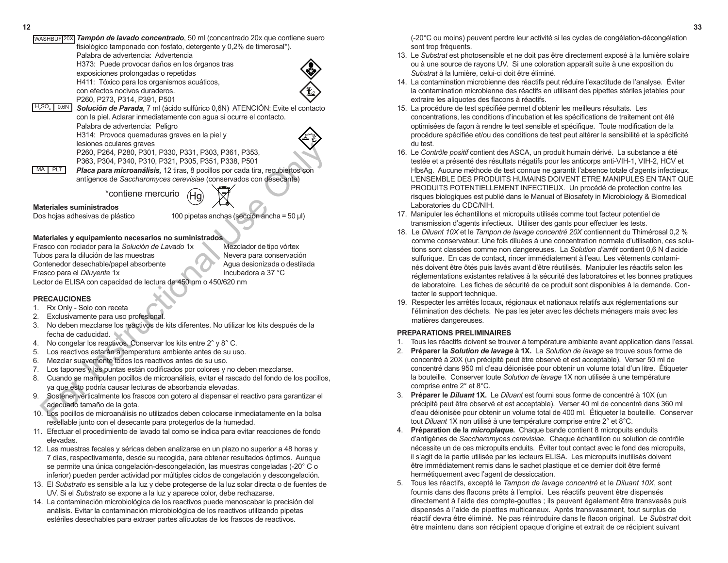WASHBUF 20X *Tampón de lavado concentrado*, 50 ml (concentrado 20x que contiene suero fisiológico tamponado con fosfato, detergente y 0,2% de timerosal*).
Palabra de advertencia: Advertencia
H373: Puede provocar daños en los órganos tras exposiciones prolongadas o repetidas
H411: Tóxico para los organismos acuáticos, con efectos nocivos duraderos.
P260, P273, P314, P391, P501

$H_2SO_4$ 0.6N *Solución de Parada*, 7 ml (ácido sulfúrico 0,6N) ATENCIÓN: Evite el contacto con la piel. Aclarar inmediatamente con agua si ocurre el contacto.
Palabra de advertencia: Peligro
H314: Provoca quemaduras graves en la piel y lesiones oculares graves
P260, P264, P280, P301, P330, P331, P303, P361, P353, P363, P304, P340, P310, P321, P305, P351, P338, P501

MA PLT *Placa para microanálisis,* 12 tiras, 8 pocillos por cada tira, recubiertos con antígenos de *Saccharomyces cerevisiae* (conservados con desecante)

*contiene mercurio

**Materiales suministrados**

Dos hojas adhesivas de plástico
100 pipetas anchas (sección ancha = 50 µl)

**Materiales y equipamiento necesarios no suministrados**

Frasco con rociador para la *Solución de Lavado* 1x
Tubos para la dilución de las muestras
Contenedor desechable/papel absorbente
Frasco para el *Diluyente* 1x
Mezclador de tipo vórtex
Nevera para conservación
Agua desionizada o destilada
Incubadora a 37 °C
Lector de ELISA con capacidad de lectura de 450 nm o 450/620 nm

**PRECAUCIONES**

1. Rx Only - Solo con receta
2. Exclusivamente para uso profesional.
3. No deben mezclarse los reactivos de kits diferentes. No utilizar los kits después de la fecha de caducidad.
4. No congelar los reactivos. Conservar los kits entre 2° y 8° C.
5. Los reactivos estarán a temperatura ambiente antes de su uso.
6. Mezclar suavemente todos los reactivos antes de su uso.
7. Los tapones y las puntas están codificados por colores y no deben mezclarse.
8. Cuando se manipulen pocillos de microanálisis, evitar el rascado del fondo de los pocillos, ya que esto podría causar lecturas de absorbancia elevadas.
9. Sostener verticalmente los frascos con gotero al dispensar el reactivo para garantizar el adecuado tamaño de la gota.
10. Los pocillos de microanálisis no utilizados deben colocarse inmediatamente en la bolsa resellable junto con el desecante para protegerlos de la humedad.
11. Efectuar el procedimiento de lavado tal como se indica para evitar reacciones de fondo elevadas.
12. Las muestras fecales y séricas deben analizarse en un plazo no superior a 48 horas y 7 días, respectivamente, desde su recogida, para obtener resultados óptimos. Aunque se permite una única congelación-descongelación, las muestras congeladas (-20° C o inferior) pueden perder actividad por múltiples ciclos de congelación y descongelación.
13. El *Substrato* es sensible a la luz y debe protegerse de la luz solar directa o de fuentes de UV. Si el *Substrato* se expone a la luz y aparece color, debe rechazarse.
14. La contaminación microbiológica de los reactivos puede menoscabar la precisión del análisis. Evitar la contaminación microbiológica de los reactivos utilizando pipetas estériles desechables para extraer partes alícuotas de los frascos de reactivos.

(-20°C ou moins) peuvent perdre leur activité si les cycles de congélation-décongélation sont trop fréquents.

13. Le *Substrat* est photosensible et ne doit pas être directement exposé à la lumière solaire ou à une source de rayons UV. Si une coloration apparaît suite à une exposition du *Substrat* à la lumière, celui-ci doit être éliminé.
14. La contamination microbienne des réactifs peut réduire l'exactitude de l'analyse. Éviter la contamination microbienne des réactifs en utilisant des pipettes stériles jetables pour extraire les aliquotes des flacons à réactifs.
15. La procédure de test spécifiée permet d'obtenir les meilleurs résultats. Les concentrations, les conditions d'incubation et les spécifications de traitement ont été optimisées de façon à rendre le test sensible et spécifique. Toute modification de la procédure spécifiée et/ou des conditions de test peut altérer la sensibilité et la spécificité du test.
16. Le *Contrôle positif* contient des ASCA, un produit humain dérivé. La substance a été testée et a présenté des résultats négatifs pour les anticorps anti-VIH-1, VIH-2, HCV et HbsAg. Aucune méthode de test connue ne garantit l'absence totale d'agents infectieux. L'ENSEMBLE DES PRODUITS HUMAINS DOIVENT ETRE MANIPULES EN TANT QUE PRODUITS POTENTIELLEMENT INFECTIEUX. Un procédé de protection contre les risques biologiques est publié dans le Manual of Biosafety in Microbiology & Biomedical Laboratories du CDC/NIH.
17. Manipuler les échantillons et micropuits utilisés comme tout facteur potentiel de transmission d'agents infectieux. Utiliser des gants pour effectuer les tests.
18. Le *Diluant 10X* et le *Tampon de lavage concentré 20X* contiennent du Thimérosal 0,2 % comme conservateur. Une fois diluées à une concentration normale d'utilisation, ces solutions sont classées comme non dangereuses. La *Solution d'arrêt* contient 0,6 N d'acide sulfurique. En cas de contact, rincer immédiatement à l'eau. Les vêtements contaminés doivent être ôtés puis lavés avant d'être réutilisés. Manipuler les réactifs selon les réglementations existantes relatives à la sécurité des laboratoires et les bonnes pratiques de laboratoire. Les fiches de sécurité de ce produit sont disponibles à la demande. Contacter le support technique.
19. Respecter les arrêtés locaux, régionaux et nationaux relatifs aux réglementations sur l'élimination des déchets. Ne pas les jeter avec les déchets ménagers mais avec les matières dangereuses.

**PREPARATIONS PRELIMINAIRES**

1. Tous les réactifs doivent se trouver à température ambiante avant application dans l'essai.
2. **Préparer la *Solution de lavage* à 1X.** La *Solution de lavage* se trouve sous forme de concentré à 20X (un précipité peut être observé et est acceptable). Verser 50 ml de concentré dans 950 ml d'eau déionisée pour obtenir un volume total d'un litre. Étiqueter la bouteille. Conserver toute *Solution de lavage* 1X non utilisée à une température comprise entre 2° et 8°C.
3. **Préparer le *Diluant* 1X.** Le *Diluant* est fourni sous forme de concentré à 10X (un précipité peut être observé et est acceptable). Verser 40 ml de concentré dans 360 ml d'eau déionisée pour obtenir un volume total de 400 ml. Étiqueter la bouteille. Conserver tout *Diluant* 1X non utilisé à une température comprise entre 2° et 8°C.
4. **Préparation de la *microplaque.*** Chaque bande contient 8 micropuits enduits d'antigènes de *Saccharomyces cerevisiae*. Chaque échantillon ou solution de contrôle nécessite un de ces micropuits enduits. Éviter tout contact avec le fond des micropuits, il s'agit de la partie utilisée par les lecteurs ELISA. Les micropuits inutilisés doivent être immédiatement remis dans le sachet plastique et ce dernier doit être fermé hermétiquement avec l'agent de dessiccation.
5. Tous les réactifs, excepté le *Tampon de lavage concentré* et le *Diluant 10X*, sont fournis dans des flacons prêts à l'emploi. Les réactifs peuvent être dispensés directement à l'aide des compte-gouttes ; ils peuvent également être transvasés puis dispensés à l'aide de pipettes multicanaux. Après transvasement, tout surplus de réactif devra être éliminé. Ne pas réintroduire dans le flacon original. Le *Substrat* doit être maintenu dans son récipient opaque d'origine et extrait de ce récipient suivant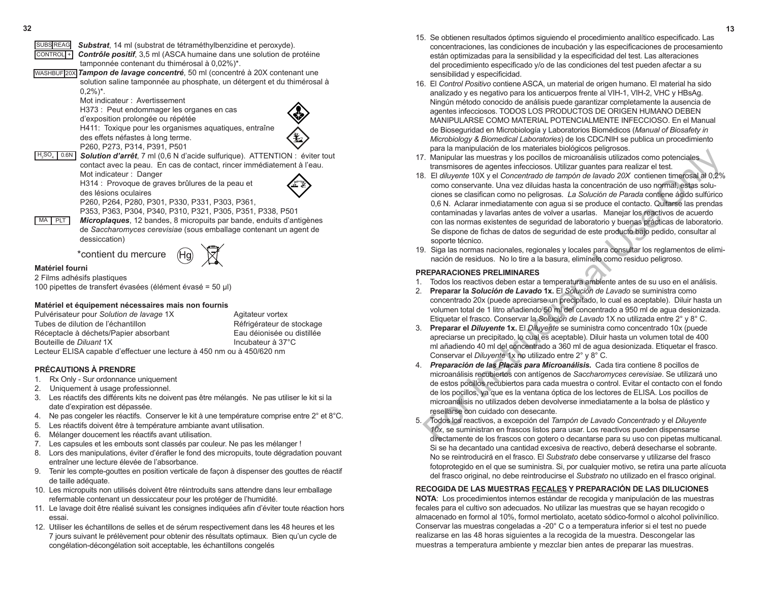SUBS REAG **_Substrat_**, 14 ml (substrat de tétraméthylbenzidine et peroxyde).

CONTROL + **_Contrôle positif_**, 3,5 ml (ASCA humaine dans une solution de protéine tamponnée contenant du thimérosal à 0,02%)*.

WASHBUF 20X **_Tampon de lavage concentré_**, 50 ml (concentré à 20X contenant une solution saline tamponnée au phosphate, un détergent et du thimérosal à 0,2%)*.
Mot indicateur : Avertissement
H373 : Peut endommager les organes en cas d'exposition prolongée ou répétée
H411: Toxique pour les organismes aquatiques, entraîne des effets néfastes à long terme.
P260, P273, P314, P391, P501

$H_2SO_4$ 0.6N **_Solution d'arrêt_**, 7 ml (0,6 N d'acide sulfurique). ATTENTION : éviter tout contact avec la peau. En cas de contact, rincer immédiatement à l'eau.
Mot indicateur : Danger
H314 : Provoque de graves brûlures de la peau et des lésions oculaires
P260, P264, P280, P301, P330, P331, P303, P361, P353, P363, P304, P340, P310, P321, P305, P351, P338, P501

MA PLT **_Microplaques_**, 12 bandes, 8 micropuits par bande, enduits d'antigènes de *Saccharomyces cerevisiae* (sous emballage contenant un agent de dessiccation)

*contient du mercure (Hg)

**Matériel fourni**

2 Films adhésifs plastiques
100 pipettes de transfert évasées (élément évasé = 50 µl)

**Matériel et équipement nécessaires mais non fournis**

Pulvérisateur pour *Solution de lavage* 1X
Tubes de dilution de l'échantillon
Réceptacle à déchets/Papier absorbant
Bouteille de *Diluant* 1X
Agitateur vortex
Réfrigérateur de stockage
Eau déionisée ou distillée
Incubateur à 37°C
Lecteur ELISA capable d'effectuer une lecture à 450 nm ou à 450/620 nm

**PRÉCAUTIONS À PRENDRE**

1. Rx Only - Sur ordonnance uniquement
2. Uniquement à usage professionnel.
3. Les réactifs des différents kits ne doivent pas être mélangés. Ne pas utiliser le kit si la date d'expiration est dépassée.
4. Ne pas congeler les réactifs. Conserver le kit à une température comprise entre 2° et 8°C.
5. Les réactifs doivent être à température ambiante avant utilisation.
6. Mélanger doucement les réactifs avant utilisation.
7. Les capsules et les embouts sont classés par couleur. Ne pas les mélanger !
8. Lors des manipulations, éviter d'érafler le fond des micropuits, toute dégradation pouvant entraîner une lecture élevée de l'absorbance.
9. Tenir les compte-gouttes en position verticale de façon à dispenser des gouttes de réactif de taille adéquate.
10. Les micropuits non utilisés doivent être réintroduits sans attendre dans leur emballage refermable contenant un dessiccateur pour les protéger de l'humidité.
11. Le lavage doit être réalisé suivant les consignes indiquées afin d'éviter toute réaction hors essai.
12. Utiliser les échantillons de selles et de sérum respectivement dans les 48 heures et les 7 jours suivant le prélèvement pour obtenir des résultats optimaux. Bien qu'un cycle de congélation-décongélation soit acceptable, les échantillons congelés

15. Se obtienen resultados óptimos siguiendo el procedimiento analítico especificado. Las concentraciones, las condiciones de incubación y las especificaciones de procesamiento están optimizadas para la sensibilidad y la especificidad del test. Las alteraciones del procedimiento especificado y/o de las condiciones del test pueden afectar a su sensibilidad y especificidad.
16. El *Control Positivo* contiene ASCA, un material de origen humano. El material ha sido analizado y es negativo para los anticuerpos frente al VIH-1, VIH-2, VHC y HBsAg. Ningún método conocido de análisis puede garantizar completamente la ausencia de agentes infecciosos. TODOS LOS PRODUCTOS DE ORIGEN HUMANO DEBEN MANIPULARSE COMO MATERIAL POTENCIALMENTE INFECCIOSO. En el Manual de Bioseguridad en Microbiología y Laboratorios Biomédicos (*Manual of Biosafety in Microbiology & Biomedical Laboratories*) de los CDC/NIH se publica un procedimiento para la manipulación de los materiales biológicos peligrosos.
17. Manipular las muestras y los pocillos de microanálisis utilizados como potenciales transmisores de agentes infecciosos. Utilizar guantes para realizar el test.
18. El *diluyente* 10X y el *Concentrado de tampón de lavado 20X* contienen timerosal al 0,2% como conservante. Una vez diluidas hasta la concentración de uso normal, estas soluciones se clasifican como no peligrosas. *La Solución de Parada* contiene ácido sulfúrico 0,6 N. Aclarar inmediatamente con agua si se produce el contacto. Quitarse las prendas contaminadas y lavarlas antes de volver a usarlas. Manejar los reactivos de acuerdo con las normas existentes de seguridad de laboratorio y buenas prácticas de laboratorio. Se dispone de fichas de datos de seguridad de este producto bajo pedido, consultar al soporte técnico.
19. Siga las normas nacionales, regionales y locales para consultar los reglamentos de eliminación de residuos. No lo tire a la basura, elimínelo como residuo peligroso.

**PREPARACIONES PRELIMINARES**

1. Todos los reactivos deben estar a temperatura ambiente antes de su uso en el análisis.
2. **Preparar la *Solución de Lavado* 1x.** El *Solución de Lavado* se suministra como concentrado 20x (puede apreciarse un precipitado, lo cual es aceptable). Diluir hasta un volumen total de 1 litro añadiendo 50 ml del concentrado a 950 ml de agua desionizada. Etiquetar el frasco. Conservar la *Solución de Lavado* 1X no utilizada entre 2° y 8° C.
3. **Preparar el *Diluyente* 1x.** El *Diluyente* se suministra como concentrado 10x (puede apreciarse un precipitado, lo cual es aceptable). Diluir hasta un volumen total de 400 ml añadiendo 40 ml del concentrado a 360 ml de agua desionizada. Etiquetar el frasco. Conservar el *Diluyente* 1x no utilizado entre 2° y 8° C.
4. ***Preparación de las Placas para Microanálisis.*** Cada tira contiene 8 pocillos de microanálisis recubiertos con antígenos de *Saccharomyces cerevisiae*. Se utilizará uno de estos pocillos recubiertos para cada muestra o control. Evitar el contacto con el fondo de los pocillos, ya que es la ventana óptica de los lectores de ELISA. Los pocillos de microanálisis no utilizados deben devolverse inmediatamente a la bolsa de plástico y resellarse con cuidado con desecante.
5. Todos los reactivos, a excepción del *Tampón de Lavado Concentrado* y el *Diluyente 10x*, se suministran en frascos listos para usar. Los reactivos pueden dispensarse directamente de los frascos con gotero o decantarse para su uso con pipetas multicanal. Si se ha decantado una cantidad excesiva de reactivo, deberá desecharse el sobrante. No se reintroducirá en el frasco. El *Substrato* debe conservarse y utilizarse del frasco fotoprotegido en el que se suministra. Si, por cualquier motivo, se retira una parte alícuota del frasco original, no debe reintroducirse el *Substrato* no utilizado en el frasco original.

**RECOGIDA DE LAS MUESTRAS FECALES Y PREPARACIÓN DE LAS DILUCIONES**

**NOTA**: Los procedimientos internos estándar de recogida y manipulación de las muestras fecales para el cultivo son adecuados. No utilizar las muestras que se hayan recogido o almacenado en formol al 10%, formol mertiolato, acetato sódico-formol o alcohol polivinílico. Conservar las muestras congeladas a -20° C o a temperatura inferior si el test no puede realizarse en las 48 horas siguientes a la recogida de la muestra. Descongelar las muestras a temperatura ambiente y mezclar bien antes de preparar las muestras.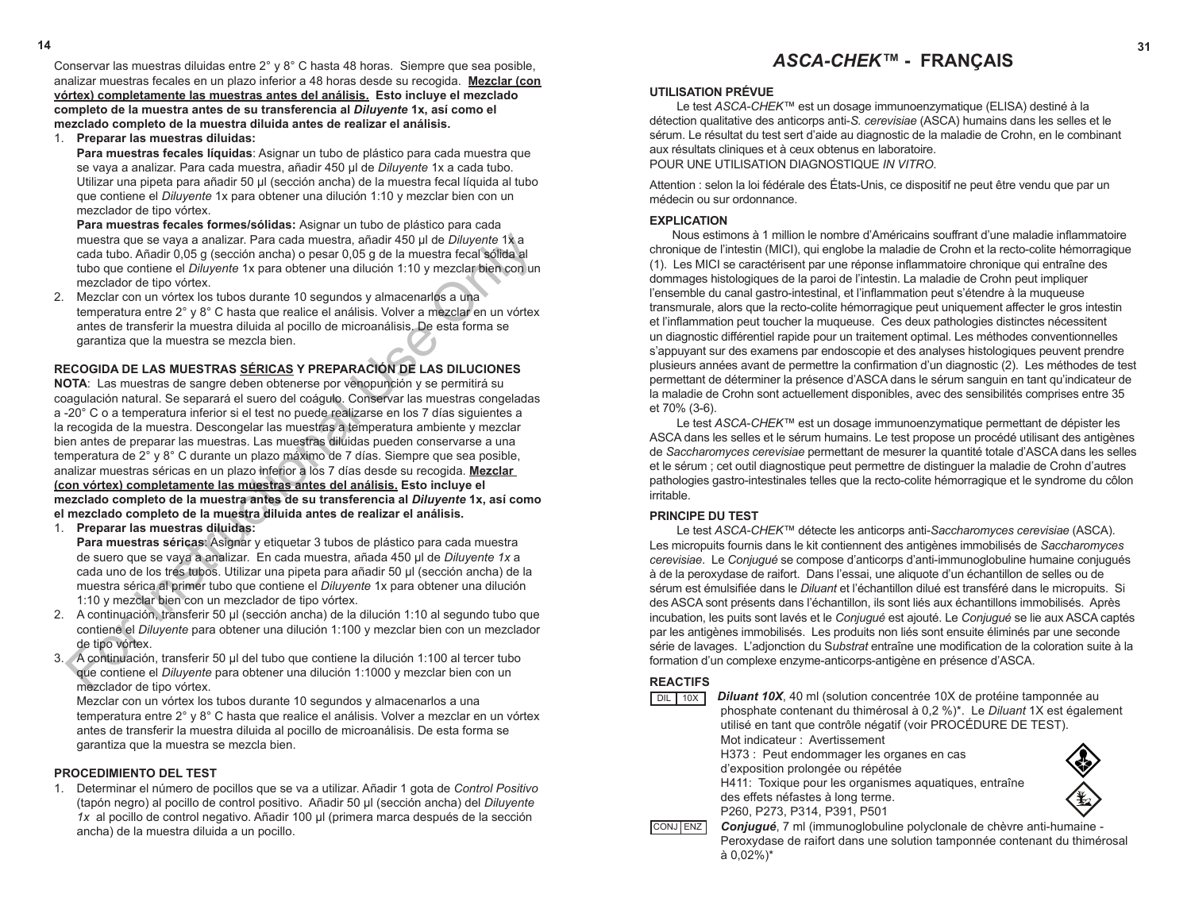Conservar las muestras diluidas entre 2° y 8° C hasta 48 horas. Siempre que sea posible, analizar muestras fecales en un plazo inferior a 48 horas desde su recogida. **Mezclar (con vórtex) completamente las muestras antes del análisis. Esto incluye el mezclado completo de la muestra antes de su transferencia al *Diluyente* 1x, así como el mezclado completo de la muestra diluida antes de realizar el análisis.**

1. **Preparar las muestras diluidas:**
   **Para muestras fecales líquidas**: Asignar un tubo de plástico para cada muestra que se vaya a analizar. Para cada muestra, añadir 450 µl de *Diluyente* 1x a cada tubo. Utilizar una pipeta para añadir 50 µl (sección ancha) de la muestra fecal líquida al tubo que contiene el *Diluyente* 1x para obtener una dilución 1:10 y mezclar bien con un mezclador de tipo vórtex.
   **Para muestras fecales formes/sólidas:** Asignar un tubo de plástico para cada muestra que se vaya a analizar. Para cada muestra, añadir 450 µl de *Diluyente* 1x a cada tubo. Añadir 0,05 g (sección ancha) o pesar 0,05 g de la muestra fecal sólida al tubo que contiene el *Diluyente* 1x para obtener una dilución 1:10 y mezclar bien con un mezclador de tipo vórtex.
2. Mezclar con un vórtex los tubos durante 10 segundos y almacenarlos a una temperatura entre 2° y 8° C hasta que realice el análisis. Volver a mezclar en un vórtex antes de transferir la muestra diluida al pocillo de microanálisis. De esta forma se garantiza que la muestra se mezcla bien.

### RECOGIDA DE LAS MUESTRAS SÉRICAS Y PREPARACIÓN DE LAS DILUCIONES

**NOTA**: Las muestras de sangre deben obtenerse por venopunción y se permitirá su coagulación natural. Se separará el suero del coágulo. Conservar las muestras congeladas a -20° C o a temperatura inferior si el test no puede realizarse en los 7 días siguientes a la recogida de la muestra. Descongelar las muestras a temperatura ambiente y mezclar bien antes de preparar las muestras. Las muestras diluidas pueden conservarse a una temperatura de 2° y 8° C durante un plazo máximo de 7 días. Siempre que sea posible, analizar muestras séricas en un plazo inferior a los 7 días desde su recogida. **Mezclar (con vórtex) completamente las muestras antes del análisis. Esto incluye el mezclado completo de la muestra antes de su transferencia al *Diluyente* 1x, así como el mezclado completo de la muestra diluida antes de realizar el análisis.**

1. **Preparar las muestras diluidas:**
   **Para muestras séricas**: Asignar y etiquetar 3 tubos de plástico para cada muestra de suero que se vaya a analizar. En cada muestra, añada 450 µl de *Diluyente 1x* a cada uno de los tres tubos. Utilizar una pipeta para añadir 50 µl (sección ancha) de la muestra sérica al primer tubo que contiene el *Diluyente* 1x para obtener una dilución 1:10 y mezclar bien con un mezclador de tipo vórtex.
2. A continuación, transferir 50 µl (sección ancha) de la dilución 1:10 al segundo tubo que contiene el *Diluyente* para obtener una dilución 1:100 y mezclar bien con un mezclador de tipo vórtex.
3. A continuación, transferir 50 µl del tubo que contiene la dilución 1:100 al tercer tubo que contiene el *Diluyente* para obtener una dilución 1:1000 y mezclar bien con un mezclador de tipo vórtex.
   Mezclar con un vórtex los tubos durante 10 segundos y almacenarlos a una temperatura entre 2° y 8° C hasta que realice el análisis. Volver a mezclar en un vórtex antes de transferir la muestra diluida al pocillo de microanálisis. De esta forma se garantiza que la muestra se mezcla bien.

### PROCEDIMIENTO DEL TEST

1. Determinar el número de pocillos que se va a utilizar. Añadir 1 gota de *Control Positivo* (tapón negro) al pocillo de control positivo. Añadir 50 µl (sección ancha) del *Diluyente 1x* al pocillo de control negativo. Añadir 100 µl (primera marca después de la sección ancha) de la muestra diluida a un pocillo.

# *ASCA-CHEK™* - FRANÇAIS

### UTILISATION PRÉVUE

Le test *ASCA-CHEK*™ est un dosage immunoenzymatique (ELISA) destiné à la détection qualitative des anticorps anti-*S. cerevisiae* (ASCA) humains dans les selles et le sérum. Le résultat du test sert d'aide au diagnostic de la maladie de Crohn, en le combinant aux résultats cliniques et à ceux obtenus en laboratoire.
POUR UNE UTILISATION DIAGNOSTIQUE *IN VITRO*.

Attention : selon la loi fédérale des États-Unis, ce dispositif ne peut être vendu que par un médecin ou sur ordonnance.

### EXPLICATION

Nous estimons à 1 million le nombre d'Américains souffrant d'une maladie inflammatoire chronique de l'intestin (MICI), qui englobe la maladie de Crohn et la recto-colite hémorragique (1). Les MICI se caractérisent par une réponse inflammatoire chronique qui entraîne des dommages histologiques de la paroi de l'intestin. La maladie de Crohn peut impliquer l'ensemble du canal gastro-intestinal, et l'inflammation peut s'étendre à la muqueuse transmurale, alors que la recto-colite hémorragique peut uniquement affecter le gros intestin et l'inflammation peut toucher la muqueuse. Ces deux pathologies distinctes nécessitent un diagnostic différentiel rapide pour un traitement optimal. Les méthodes conventionnelles s'appuyant sur des examens par endoscopie et des analyses histologiques peuvent prendre plusieurs années avant de permettre la confirmation d'un diagnostic (2). Les méthodes de test permettant de déterminer la présence d'ASCA dans le sérum sanguin en tant qu'indicateur de la maladie de Crohn sont actuellement disponibles, avec des sensibilités comprises entre 35 et 70% (3-6).

Le test *ASCA-CHEK*™ est un dosage immunoenzymatique permettant de dépister les ASCA dans les selles et le sérum humains. Le test propose un procédé utilisant des antigènes de *Saccharomyces cerevisiae* permettant de mesurer la quantité totale d'ASCA dans les selles et le sérum ; cet outil diagnostique peut permettre de distinguer la maladie de Crohn d'autres pathologies gastro-intestinales telles que la recto-colite hémorragique et le syndrome du côlon irritable.

### PRINCIPE DU TEST

Le test *ASCA-CHEK*™ détecte les anticorps anti-*Saccharomyces cerevisiae* (ASCA). Les micropuits fournis dans le kit contiennent des antigènes immobilisés de *Saccharomyces cerevisiae*. Le *Conjugué* se compose d'anticorps d'anti-immunoglobuline humaine conjugués à de la peroxydase de raifort. Dans l'essai, une aliquote d'un échantillon de selles ou de sérum est émulsifiée dans le *Diluant* et l'échantillon dilué est transféré dans le micropuits. Si des ASCA sont présents dans l'échantillon, ils sont liés aux échantillons immobilisés. Après incubation, les puits sont lavés et le *Conjugué* est ajouté. Le *Conjugué* se lie aux ASCA captés par les antigènes immobilisés. Les produits non liés sont ensuite éliminés par une seconde série de lavages. L'adjonction du S*ubstrat* entraîne une modification de la coloration suite à la formation d'un complexe enzyme-anticorps-antigène en présence d'ASCA.

### REACTIFS

DIL 10X — ***Diluant 10X***, 40 ml (solution concentrée 10X de protéine tamponnée au phosphate contenant du thimérosal à 0,2 %)*. Le *Diluant* 1X est également utilisé en tant que contrôle négatif (voir PROCÉDURE DE TEST).
Mot indicateur : Avertissement
H373 : Peut endommager les organes en cas d'exposition prolongée ou répétée
H411: Toxique pour les organismes aquatiques, entraîne des effets néfastes à long terme.
P260, P273, P314, P391, P501

CONJ ENZ — ***Conjugué***, 7 ml (immunoglobuline polyclonale de chèvre anti-humaine - Peroxydase de raifort dans une solution tamponnée contenant du thimérosal à 0,02%)*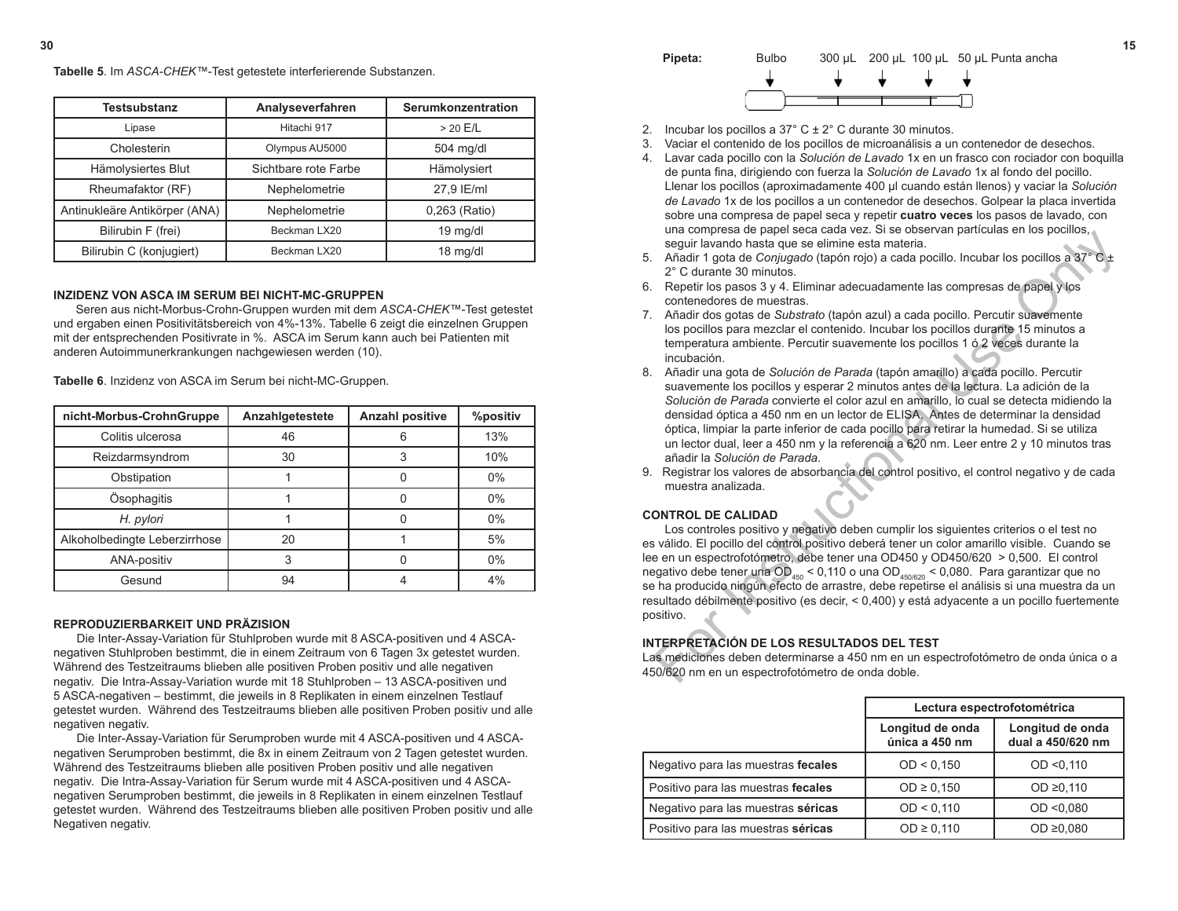**Tabelle 5**. Im *ASCA-CHEK*™-Test getestete interferierende Substanzen.

| Testsubstanz | Analyseverfahren | Serumkonzentration |
| --- | --- | --- |
| Lipase | Hitachi 917 | > 20 E/L |
| Cholesterin | Olympus AU5000 | 504 mg/dl |
| Hämolysiertes Blut | Sichtbare rote Farbe | Hämolysiert |
| Rheumafaktor (RF) | Nephelometrie | 27,9 IE/ml |
| Antinukleäre Antikörper (ANA) | Nephelometrie | 0,263 (Ratio) |
| Bilirubin F (frei) | Beckman LX20 | 19 mg/dl |
| Bilirubin C (konjugiert) | Beckman LX20 | 18 mg/dl |

## INZIDENZ VON ASCA IM SERUM BEI NICHT-MC-GRUPPEN

Seren aus nicht-Morbus-Crohn-Gruppen wurden mit dem *ASCA-CHEK*™-Test getestet und ergaben einen Positivitätsbereich von 4%-13%. Tabelle 6 zeigt die einzelnen Gruppen mit der entsprechenden Positivrate in %. ASCA im Serum kann auch bei Patienten mit anderen Autoimmunerkrankungen nachgewiesen werden (10).

**Tabelle 6**. Inzidenz von ASCA im Serum bei nicht-MC-Gruppen.

| nicht-Morbus-CrohnGruppe | Anzahlgetestete | Anzahl positive | %positiv |
| --- | --- | --- | --- |
| Colitis ulcerosa | 46 | 6 | 13% |
| Reizdarmsyndrom | 30 | 3 | 10% |
| Obstipation | 1 | 0 | 0% |
| Ösophagitis | 1 | 0 | 0% |
| *H. pylori* | 1 | 0 | 0% |
| Alkoholbedingte Leberzirrhose | 20 | 1 | 5% |
| ANA-positiv | 3 | 0 | 0% |
| Gesund | 94 | 4 | 4% |

## REPRODUZIERBARKEIT UND PRÄZISION

Die Inter-Assay-Variation für Stuhlproben wurde mit 8 ASCA-positiven und 4 ASCA-negativen Stuhlproben bestimmt, die in einem Zeitraum von 6 Tagen 3x getestet wurden. Während des Testzeitraums blieben alle positiven Proben positiv und alle negativen negativ. Die Intra-Assay-Variation wurde mit 18 Stuhlproben – 13 ASCA-positiven und 5 ASCA-negativen – bestimmt, die jeweils in 8 Replikaten in einem einzelnen Testlauf getestet wurden. Während des Testzeitraums blieben alle positiven Proben positiv und alle negativen negativ.

Die Inter-Assay-Variation für Serumproben wurde mit 4 ASCA-positiven und 4 ASCA-negativen Serumproben bestimmt, die 8x in einem Zeitraum von 2 Tagen getestet wurden. Während des Testzeitraums blieben alle positiven Proben positiv und alle negativen negativ. Die Intra-Assay-Variation für Serum wurde mit 4 ASCA-positiven und 4 ASCA-negativen Serumproben bestimmt, die jeweils in 8 Replikaten in einem einzelnen Testlauf getestet wurden. Während des Testzeitraums blieben alle positiven Proben positiv und alle Negativen negativ.

**Pipeta:** Bulbo — 300 µL — 200 µL — 100 µL — 50 µL Punta ancha

2. Incubar los pocillos a 37° C ± 2° C durante 30 minutos.
3. Vaciar el contenido de los pocillos de microanálisis a un contenedor de desechos.
4. Lavar cada pocillo con la *Solución de Lavado* 1x en un frasco con rociador con boquilla de punta fina, dirigiendo con fuerza la *Solución de Lavado* 1x al fondo del pocillo. Llenar los pocillos (aproximadamente 400 µl cuando están llenos) y vaciar la *Solución de Lavado* 1x de los pocillos a un contenedor de desechos. Golpear la placa invertida sobre una compresa de papel seca y repetir **cuatro veces** los pasos de lavado, con una compresa de papel seca cada vez. Si se observan partículas en los pocillos, seguir lavando hasta que se elimine esta materia.
5. Añadir 1 gota de *Conjugado* (tapón rojo) a cada pocillo. Incubar los pocillos a 37° C ± 2° C durante 30 minutos.
6. Repetir los pasos 3 y 4. Eliminar adecuadamente las compresas de papel y los contenedores de muestras.
7. Añadir dos gotas de *Substrato* (tapón azul) a cada pocillo. Percutir suavemente los pocillos para mezclar el contenido. Incubar los pocillos durante 15 minutos a temperatura ambiente. Percutir suavemente los pocillos 1 ó 2 veces durante la incubación.
8. Añadir una gota de *Solución de Parada* (tapón amarillo) a cada pocillo. Percutir suavemente los pocillos y esperar 2 minutos antes de la lectura. La adición de la *Solución de Parada* convierte el color azul en amarillo, lo cual se detecta midiendo la densidad óptica a 450 nm en un lector de ELISA. Antes de determinar la densidad óptica, limpiar la parte inferior de cada pocillo para retirar la humedad. Si se utiliza un lector dual, leer a 450 nm y la referencia a 620 nm. Leer entre 2 y 10 minutos tras añadir la *Solución de Parada*.
9. Registrar los valores de absorbancia del control positivo, el control negativo y de cada muestra analizada.

## CONTROL DE CALIDAD

Los controles positivo y negativo deben cumplir los siguientes criterios o el test no es válido. El pocillo del control positivo deberá tener un color amarillo visible. Cuando se lee en un espectrofotómetro, debe tener una OD450 y OD450/620 > 0,500. El control negativo debe tener una $OD_{450}$ < 0,110 o una $OD_{450/620}$ < 0,080. Para garantizar que no se ha producido ningún efecto de arrastre, debe repetirse el análisis si una muestra da un resultado débilmente positivo (es decir, < 0,400) y está adyacente a un pocillo fuertemente positivo.

## INTERPRETACIÓN DE LOS RESULTADOS DEL TEST

Las mediciones deben determinarse a 450 nm en un espectrofotómetro de onda única o a 450/620 nm en un espectrofotómetro de onda doble.

| | Lectura espectrofotométrica | |
| --- | --- | --- |
| | Longitud de onda única a 450 nm | Longitud de onda dual a 450/620 nm |
| Negativo para las muestras **fecales** | OD < 0,150 | OD <0,110 |
| Positivo para las muestras **fecales** | OD ≥ 0,150 | OD ≥0,110 |
| Negativo para las muestras **séricas** | OD < 0,110 | OD <0,080 |
| Positivo para las muestras **séricas** | OD ≥ 0,110 | OD ≥0,080 |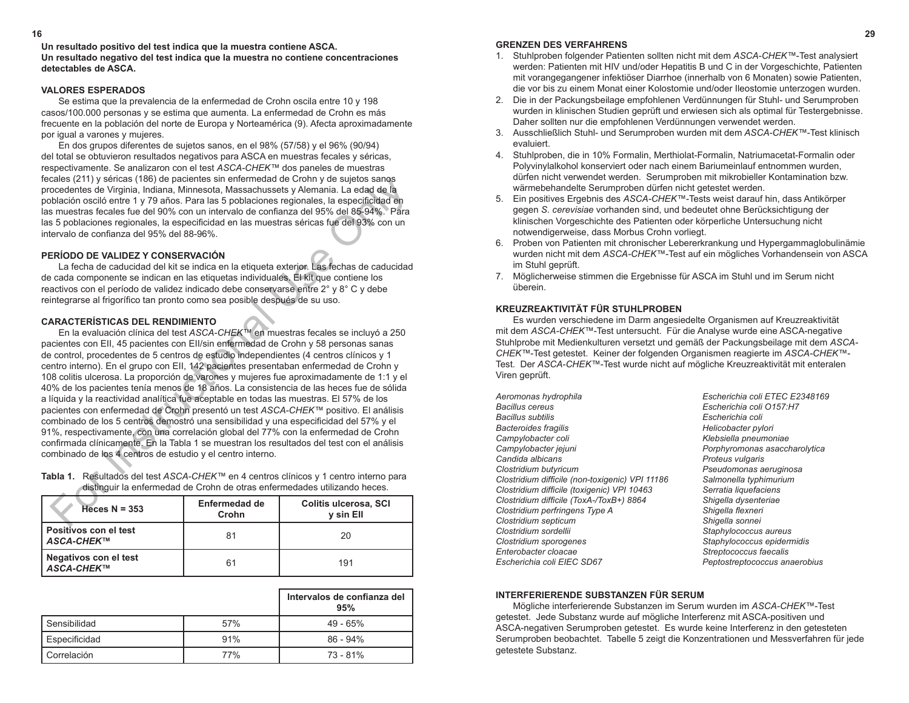**Un resultado positivo del test indica que la muestra contiene ASCA.**
**Un resultado negativo del test indica que la muestra no contiene concentraciones detectables de ASCA.**

## VALORES ESPERADOS

Se estima que la prevalencia de la enfermedad de Crohn oscila entre 10 y 198 casos/100.000 personas y se estima que aumenta. La enfermedad de Crohn es más frecuente en la población del norte de Europa y Norteamérica (9). Afecta aproximadamente por igual a varones y mujeres.

En dos grupos diferentes de sujetos sanos, en el 98% (57/58) y el 96% (90/94) del total se obtuvieron resultados negativos para ASCA en muestras fecales y séricas, respectivamente. Se analizaron con el test *ASCA-CHEK™* dos paneles de muestras fecales (211) y séricas (186) de pacientes sin enfermedad de Crohn y de sujetos sanos procedentes de Virginia, Indiana, Minnesota, Massachussets y Alemania. La edad de la población osciló entre 1 y 79 años. Para las 5 poblaciones regionales, la especificidad en las muestras fecales fue del 90% con un intervalo de confianza del 95% del 85-94%. Para las 5 poblaciones regionales, la especificidad en las muestras séricas fue del 93% con un intervalo de confianza del 95% del 88-96%.

## PERÍODO DE VALIDEZ Y CONSERVACIÓN

La fecha de caducidad del kit se indica en la etiqueta exterior. Las fechas de caducidad de cada componente se indican en las etiquetas individuales. El kit que contiene los reactivos con el período de validez indicado debe conservarse entre 2° y 8° C y debe reintegrarse al frigorífico tan pronto como sea posible después de su uso.

## CARACTERÍSTICAS DEL RENDIMIENTO

En la evaluación clínica del test *ASCA-CHEK™* en muestras fecales se incluyó a 250 pacientes con EII, 45 pacientes con EII/sin enfermedad de Crohn y 58 personas sanas de control, procedentes de 5 centros de estudio independientes (4 centros clínicos y 1 centro interno). En el grupo con EII, 142 pacientes presentaban enfermedad de Crohn y 108 colitis ulcerosa. La proporción de varones y mujeres fue aproximadamente de 1:1 y el 40% de los pacientes tenía menos de 18 años. La consistencia de las heces fue de sólida a líquida y la reactividad analítica fue aceptable en todas las muestras. El 57% de los pacientes con enfermedad de Crohn presentó un test *ASCA-CHEK™* positivo. El análisis combinado de los 5 centros demostró una sensibilidad y una especificidad del 57% y el 91%, respectivamente, con una correlación global del 77% con la enfermedad de Crohn confirmada clínicamente. En la Tabla 1 se muestran los resultados del test con el análisis combinado de los 4 centros de estudio y el centro interno.

**Tabla 1.** Resultados del test *ASCA-CHEK™* en 4 centros clínicos y 1 centro interno para distinguir la enfermedad de Crohn de otras enfermedades utilizando heces.

| Heces N = 353 | Enfermedad de Crohn | Colitis ulcerosa, SCI y sin EII |
|---|---|---|
| Positivos con el test *ASCA-CHEK™* | 81 | 20 |
| Negativos con el test *ASCA-CHEK™* | 61 | 191 |

| | | Intervalos de confianza del 95% |
|---|---|---|
| Sensibilidad | 57% | 49 - 65% |
| Especificidad | 91% | 86 - 94% |
| Correlación | 77% | 73 - 81% |

## GRENZEN DES VERFAHRENS

1. Stuhlproben folgender Patienten sollten nicht mit dem *ASCA-CHEK™*-Test analysiert werden: Patienten mit HIV und/oder Hepatitis B und C in der Vorgeschichte, Patienten mit vorangegangener infektiöser Diarrhoe (innerhalb von 6 Monaten) sowie Patienten, die vor bis zu einem Monat einer Kolostomie und/oder Ileostomie unterzogen wurden.
2. Die in der Packungsbeilage empfohlenen Verdünnungen für Stuhl- und Serumproben wurden in klinischen Studien geprüft und erwiesen sich als optimal für Testergebnisse. Daher sollten nur die empfohlenen Verdünnungen verwendet werden.
3. Ausschließlich Stuhl- und Serumproben wurden mit dem *ASCA-CHEK™*-Test klinisch evaluiert.
4. Stuhlproben, die in 10% Formalin, Merthiolat-Formalin, Natriumacetat-Formalin oder Polyvinylalkohol konserviert oder nach einem Bariumeinlauf entnommen wurden, dürfen nicht verwendet werden. Serumproben mit mikrobieller Kontamination bzw. wärmebehandelte Serumproben dürfen nicht getestet werden.
5. Ein positives Ergebnis des *ASCA-CHEK™*-Tests weist darauf hin, dass Antikörper gegen *S. cerevisiae* vorhanden sind, und bedeutet ohne Berücksichtigung der klinischen Vorgeschichte des Patienten oder körperliche Untersuchung nicht notwendigerweise, dass Morbus Crohn vorliegt.
6. Proben von Patienten mit chronischer Lebererkrankung und Hypergammaglobulinämie wurden nicht mit dem *ASCA-CHEK™*-Test auf ein mögliches Vorhandensein von ASCA im Stuhl geprüft.
7. Möglicherweise stimmen die Ergebnisse für ASCA im Stuhl und im Serum nicht überein.

## KREUZREAKTIVITÄT FÜR STUHLPROBEN

Es wurden verschiedene im Darm angesiedelte Organismen auf Kreuzreaktivität mit dem *ASCA-CHEK™*-Test untersucht. Für die Analyse wurde eine ASCA-negative Stuhlprobe mit Medienkulturen versetzt und gemäß der Packungsbeilage mit dem *ASCA-CHEK™*-Test getestet. Keiner der folgenden Organismen reagierte im *ASCA-CHEK™*-Test. Der *ASCA-CHEK™*-Test wurde nicht auf mögliche Kreuzreaktivität mit enteralen Viren geprüft.

*Aeromonas hydrophila*
*Bacillus cereus*
*Bacillus subtilis*
*Bacteroides fragilis*
*Campylobacter coli*
*Campylobacter jejuni*
*Candida albicans*
*Clostridium butyricum*
*Clostridium difficile (non-toxigenic) VPI 11186*
*Clostridium difficile (toxigenic) VPI 10463*
*Clostridium difficile (ToxA-/ToxB+) 8864*
*Clostridium perfringens Type A*
*Clostridium septicum*
*Clostridium sordellii*
*Clostridium sporogenes*
*Enterobacter cloacae*
*Escherichia coli EIEC SD67*
*Escherichia coli ETEC E2348169*
*Escherichia coli O157:H7*
*Escherichia coli*
*Helicobacter pylori*
*Klebsiella pneumoniae*
*Porphyromonas asaccharolytica*
*Proteus vulgaris*
*Pseudomonas aeruginosa*
*Salmonella typhimurium*
*Serratia liquefaciens*
*Shigella dysenteriae*
*Shigella flexneri*
*Shigella sonnei*
*Staphylococcus aureus*
*Staphylococcus epidermidis*
*Streptococcus faecalis*
*Peptostreptococcus anaerobius*

## INTERFERIERENDE SUBSTANZEN FÜR SERUM

Mögliche interferierende Substanzen im Serum wurden im *ASCA-CHEK™*-Test getestet. Jede Substanz wurde auf mögliche Interferenz mit ASCA-positiven und ASCA-negativen Serumproben getestet. Es wurde keine Interferenz in den getesteten Serumproben beobachtet. Tabelle 5 zeigt die Konzentrationen und Messverfahren für jede getestete Substanz.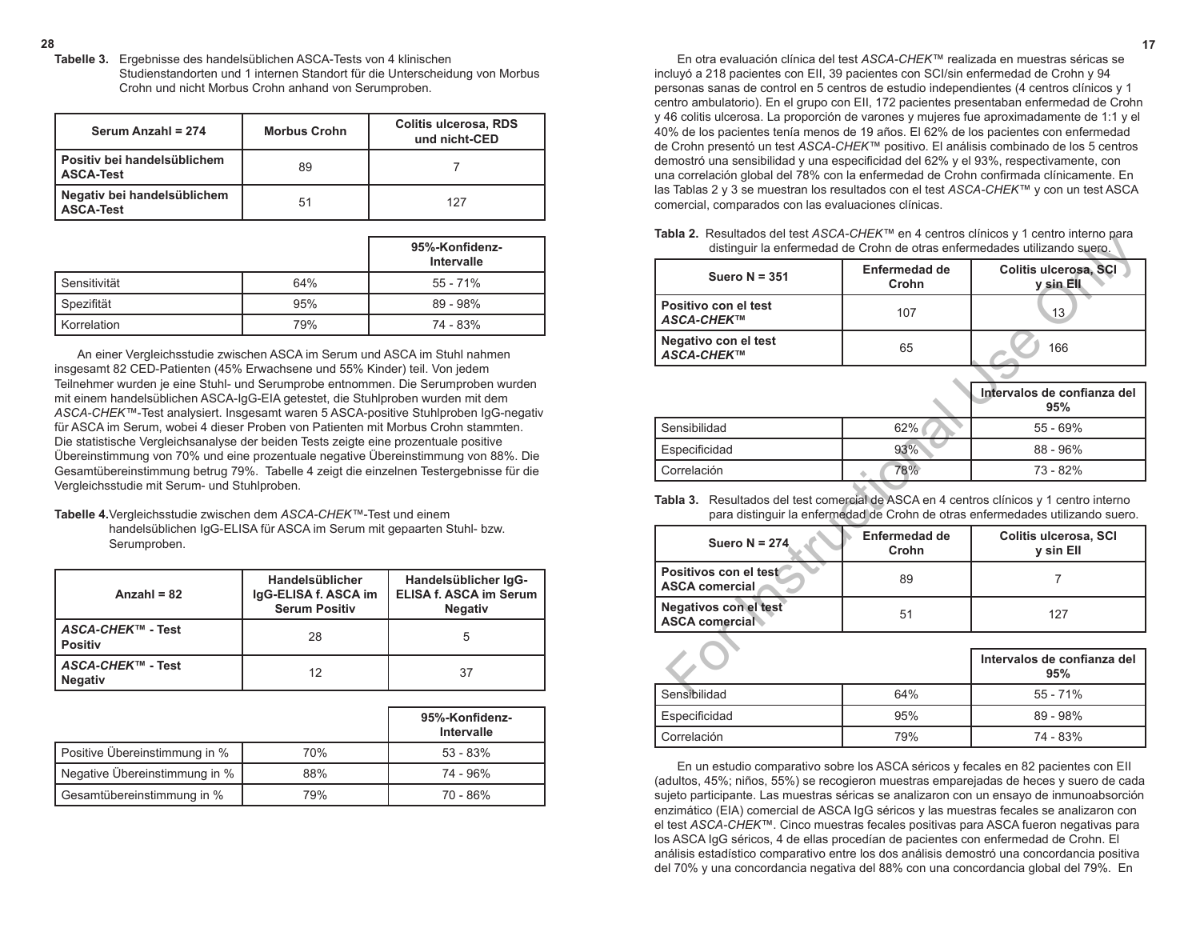**Tabelle 3.** Ergebnisse des handelsüblichen ASCA-Tests von 4 klinischen Studienstandorten und 1 internen Standort für die Unterscheidung von Morbus Crohn und nicht Morbus Crohn anhand von Serumproben.

| Serum Anzahl = 274 | Morbus Crohn | Colitis ulcerosa, RDS und nicht-CED |
|---|---|---|
| Positiv bei handelsüblichem ASCA-Test | 89 | 7 |
| Negativ bei handelsüblichem ASCA-Test | 51 | 127 |

| | | 95%-Konfidenz-Intervalle |
|---|---|---|
| Sensitivität | 64% | 55 - 71% |
| Spezifität | 95% | 89 - 98% |
| Korrelation | 79% | 74 - 83% |

An einer Vergleichsstudie zwischen ASCA im Serum und ASCA im Stuhl nahmen insgesamt 82 CED-Patienten (45% Erwachsene und 55% Kinder) teil. Von jedem Teilnehmer wurden je eine Stuhl- und Serumprobe entnommen. Die Serumproben wurden mit einem handelsüblichen ASCA-IgG-EIA getestet, die Stuhlproben wurden mit dem *ASCA-CHEK™*-Test analysiert. Insgesamt waren 5 ASCA-positive Stuhlproben IgG-negativ für ASCA im Serum, wobei 4 dieser Proben von Patienten mit Morbus Crohn stammten. Die statistische Vergleichsanalyse der beiden Tests zeigte eine prozentuale positive Übereinstimmung von 70% und eine prozentuale negative Übereinstimmung von 88%. Die Gesamtübereinstimmung betrug 79%. Tabelle 4 zeigt die einzelnen Testergebnisse für die Vergleichsstudie mit Serum- und Stuhlproben.

**Tabelle 4.** Vergleichsstudie zwischen dem *ASCA-CHEK™*-Test und einem handelsüblichen IgG-ELISA für ASCA im Serum mit gepaarten Stuhl- bzw. Serumproben.

| Anzahl = 82 | Handelsüblicher IgG-ELISA f. ASCA im Serum Positiv | Handelsüblicher IgG-ELISA f. ASCA im Serum Negativ |
|---|---|---|
| *ASCA-CHEK™* - Test Positiv | 28 | 5 |
| *ASCA-CHEK™* - Test Negativ | 12 | 37 |

| | | 95%-Konfidenz-Intervalle |
|---|---|---|
| Positive Übereinstimmung in % | 70% | 53 - 83% |
| Negative Übereinstimmung in % | 88% | 74 - 96% |
| Gesamtübereinstimmung in % | 79% | 70 - 86% |

En otra evaluación clínica del test *ASCA-CHEK™* realizada en muestras séricas se incluyó a 218 pacientes con EII, 39 pacientes con SCI/sin enfermedad de Crohn y 94 personas sanas de control en 5 centros de estudio independientes (4 centros clínicos y 1 centro ambulatorio). En el grupo con EII, 172 pacientes presentaban enfermedad de Crohn y 46 colitis ulcerosa. La proporción de varones y mujeres fue aproximadamente de 1:1 y el 40% de los pacientes tenía menos de 19 años. El 62% de los pacientes con enfermedad de Crohn presentó un test *ASCA-CHEK™* positivo. El análisis combinado de los 5 centros demostró una sensibilidad y una especificidad del 62% y el 93%, respectivamente, con una correlación global del 78% con la enfermedad de Crohn confirmada clínicamente. En las Tablas 2 y 3 se muestran los resultados con el test *ASCA-CHEK™* y con un test ASCA comercial, comparados con las evaluaciones clínicas.

**Tabla 2.** Resultados del test *ASCA-CHEK™* en 4 centros clínicos y 1 centro interno para distinguir la enfermedad de Crohn de otras enfermedades utilizando suero.

| Suero N = 351 | Enfermedad de Crohn | Colitis ulcerosa, SCI y sin EII |
|---|---|---|
| Positivo con el test *ASCA-CHEK™* | 107 | 13 |
| Negativo con el test *ASCA-CHEK™* | 65 | 166 |

| | | Intervalos de confianza del 95% |
|---|---|---|
| Sensibilidad | 62% | 55 - 69% |
| Especificidad | 93% | 88 - 96% |
| Correlación | 78% | 73 - 82% |

**Tabla 3.** Resultados del test comercial de ASCA en 4 centros clínicos y 1 centro interno para distinguir la enfermedad de Crohn de otras enfermedades utilizando suero.

| Suero N = 274 | Enfermedad de Crohn | Colitis ulcerosa, SCI y sin EII |
|---|---|---|
| Positivos con el test ASCA comercial | 89 | 7 |
| Negativos con el test ASCA comercial | 51 | 127 |

| | | Intervalos de confianza del 95% |
|---|---|---|
| Sensibilidad | 64% | 55 - 71% |
| Especificidad | 95% | 89 - 98% |
| Correlación | 79% | 74 - 83% |

En un estudio comparativo sobre los ASCA séricos y fecales en 82 pacientes con EII (adultos, 45%; niños, 55%) se recogieron muestras emparejadas de heces y suero de cada sujeto participante. Las muestras séricas se analizaron con un ensayo de inmunoabsorción enzimático (EIA) comercial de ASCA IgG séricos y las muestras fecales se analizaron con el test *ASCA-CHEK™*. Cinco muestras fecales positivas para ASCA fueron negativas para los ASCA IgG séricos, 4 de ellas procedían de pacientes con enfermedad de Crohn. El análisis estadístico comparativo entre los dos análisis demostró una concordancia positiva del 70% y una concordancia negativa del 88% con una concordancia global del 79%. En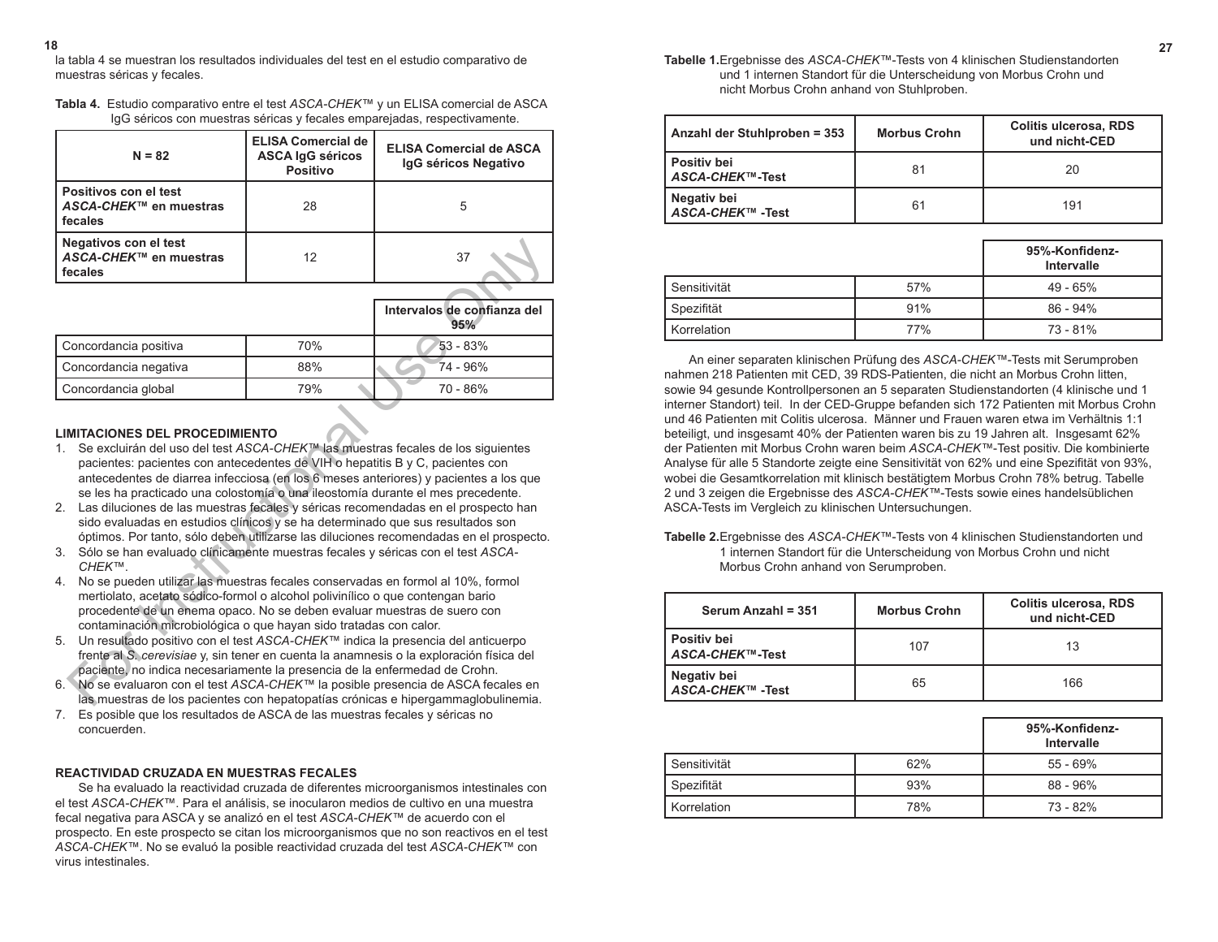la tabla 4 se muestran los resultados individuales del test en el estudio comparativo de muestras séricas y fecales.

**Tabla 4.** Estudio comparativo entre el test *ASCA-CHEK™* y un ELISA comercial de ASCA IgG séricos con muestras séricas y fecales emparejadas, respectivamente.

| N = 82 | ELISA Comercial de ASCA IgG séricos Positivo | ELISA Comercial de ASCA IgG séricos Negativo |
|---|---|---|
| **Positivos con el test *ASCA-CHEK™* en muestras fecales** | 28 | 5 |
| **Negativos con el test *ASCA-CHEK™* en muestras fecales** | 12 | 37 |

| | | Intervalos de confianza del 95% |
|---|---|---|
| Concordancia positiva | 70% | 53 - 83% |
| Concordancia negativa | 88% | 74 - 96% |
| Concordancia global | 79% | 70 - 86% |

## LIMITACIONES DEL PROCEDIMIENTO

1. Se excluirán del uso del test *ASCA-CHEK™* las muestras fecales de los siguientes pacientes: pacientes con antecedentes de VIH o hepatitis B y C, pacientes con antecedentes de diarrea infecciosa (en los 6 meses anteriores) y pacientes a los que se les ha practicado una colostomía o una ileostomía durante el mes precedente.
2. Las diluciones de las muestras fecales y séricas recomendadas en el prospecto han sido evaluadas en estudios clínicos y se ha determinado que sus resultados son óptimos. Por tanto, sólo deben utilizarse las diluciones recomendadas en el prospecto.
3. Sólo se han evaluado clínicamente muestras fecales y séricas con el test *ASCA-CHEK™*.
4. No se pueden utilizar las muestras fecales conservadas en formol al 10%, formol mertiolato, acetato sódico-formol o alcohol polivinílico o que contengan bario procedente de un enema opaco. No se deben evaluar muestras de suero con contaminación microbiológica o que hayan sido tratadas con calor.
5. Un resultado positivo con el test *ASCA-CHEK™* indica la presencia del anticuerpo frente al *S. cerevisiae* y, sin tener en cuenta la anamnesis o la exploración física del paciente, no indica necesariamente la presencia de la enfermedad de Crohn.
6. No se evaluaron con el test *ASCA-CHEK™* la posible presencia de ASCA fecales en las muestras de los pacientes con hepatopatías crónicas e hipergammaglobulinemia.
7. Es posible que los resultados de ASCA de las muestras fecales y séricas no concuerden.

## REACTIVIDAD CRUZADA EN MUESTRAS FECALES

Se ha evaluado la reactividad cruzada de diferentes microorganismos intestinales con el test *ASCA-CHEK™*. Para el análisis, se inocularon medios de cultivo en una muestra fecal negativa para ASCA y se analizó en el test *ASCA-CHEK™* de acuerdo con el prospecto. En este prospecto se citan los microorganismos que no son reactivos en el test *ASCA-CHEK™*. No se evaluó la posible reactividad cruzada del test *ASCA-CHEK™* con virus intestinales.

**Tabelle 1.** Ergebnisse des *ASCA-CHEK™*-Tests von 4 klinischen Studienstandorten und 1 internen Standort für die Unterscheidung von Morbus Crohn und nicht Morbus Crohn anhand von Stuhlproben.

| Anzahl der Stuhlproben = 353 | Morbus Crohn | Colitis ulcerosa, RDS und nicht-CED |
|---|---|---|
| **Positiv bei *ASCA-CHEK™*-Test** | 81 | 20 |
| **Negativ bei *ASCA-CHEK™* -Test** | 61 | 191 |

| | | 95%-Konfidenz-Intervalle |
|---|---|---|
| Sensitivität | 57% | 49 - 65% |
| Spezifität | 91% | 86 - 94% |
| Korrelation | 77% | 73 - 81% |

An einer separaten klinischen Prüfung des *ASCA-CHEK™*-Tests mit Serumproben nahmen 218 Patienten mit CED, 39 RDS-Patienten, die nicht an Morbus Crohn litten, sowie 94 gesunde Kontrollpersonen an 5 separaten Studienstandorten (4 klinische und 1 interner Standort) teil. In der CED-Gruppe befanden sich 172 Patienten mit Morbus Crohn und 46 Patienten mit Colitis ulcerosa. Männer und Frauen waren etwa im Verhältnis 1:1 beteiligt, und insgesamt 40% der Patienten waren bis zu 19 Jahren alt. Insgesamt 62% der Patienten mit Morbus Crohn waren beim *ASCA-CHEK™*-Test positiv. Die kombinierte Analyse für alle 5 Standorte zeigte eine Sensitivität von 62% und eine Spezifität von 93%, wobei die Gesamtkorrelation mit klinisch bestätigtem Morbus Crohn 78% betrug. Tabelle 2 und 3 zeigen die Ergebnisse des *ASCA-CHEK™*-Tests sowie eines handelsüblichen ASCA-Tests im Vergleich zu klinischen Untersuchungen.

**Tabelle 2.** Ergebnisse des *ASCA-CHEK™*-Tests von 4 klinischen Studienstandorten und 1 internen Standort für die Unterscheidung von Morbus Crohn und nicht Morbus Crohn anhand von Serumproben.

| Serum Anzahl = 351 | Morbus Crohn | Colitis ulcerosa, RDS und nicht-CED |
|---|---|---|
| **Positiv bei *ASCA-CHEK™*-Test** | 107 | 13 |
| **Negativ bei *ASCA-CHEK™* -Test** | 65 | 166 |

| | | 95%-Konfidenz-Intervalle |
|---|---|---|
| Sensitivität | 62% | 55 - 69% |
| Spezifität | 93% | 88 - 96% |
| Korrelation | 78% | 73 - 82% |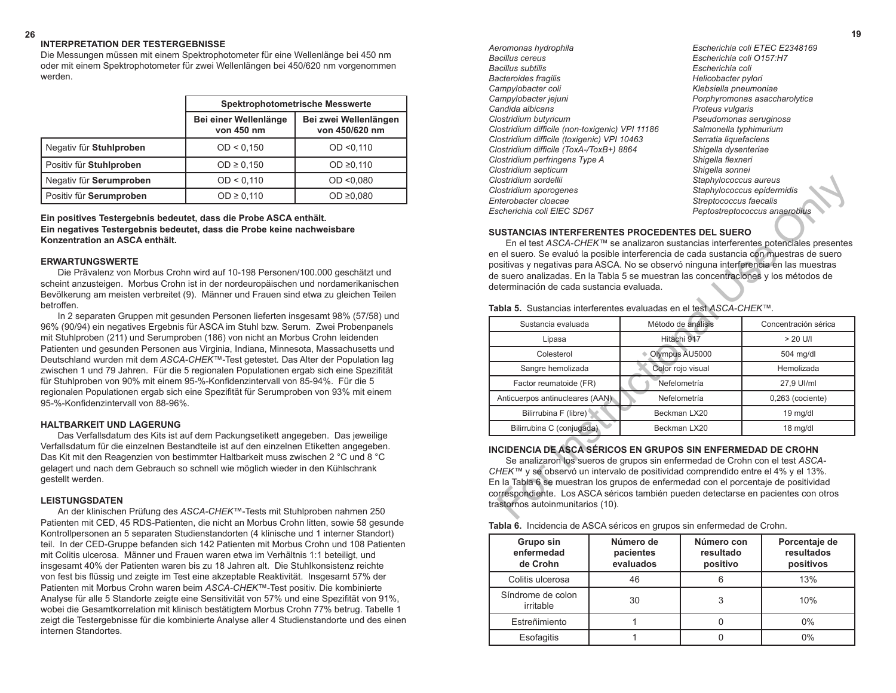## INTERPRETATION DER TESTERGEBNISSE

Die Messungen müssen mit einem Spektrophotometer für eine Wellenlänge bei 450 nm oder mit einem Spektrophotometer für zwei Wellenlängen bei 450/620 nm vorgenommen werden.

| | Spektrophotometrische Messwerte | |
|---|---|---|
| | Bei einer Wellenlänge von 450 nm | Bei zwei Wellenlängen von 450/620 nm |
| Negativ für **Stuhlproben** | OD < 0,150 | OD <0,110 |
| Positiv für **Stuhlproben** | OD ≥ 0,150 | OD ≥0,110 |
| Negativ für **Serumproben** | OD < 0,110 | OD <0,080 |
| Positiv für **Serumproben** | OD ≥ 0,110 | OD ≥0,080 |

**Ein positives Testergebnis bedeutet, dass die Probe ASCA enthält.**
**Ein negatives Testergebnis bedeutet, dass die Probe keine nachweisbare Konzentration an ASCA enthält.**

## ERWARTUNGSWERTE

Die Prävalenz von Morbus Crohn wird auf 10-198 Personen/100.000 geschätzt und scheint anzusteigen. Morbus Crohn ist in der nordeuropäischen und nordamerikanischen Bevölkerung am meisten verbreitet (9). Männer und Frauen sind etwa zu gleichen Teilen betroffen.

In 2 separaten Gruppen mit gesunden Personen lieferten insgesamt 98% (57/58) und 96% (90/94) ein negatives Ergebnis für ASCA im Stuhl bzw. Serum. Zwei Probenpanels mit Stuhlproben (211) und Serumproben (186) von nicht an Morbus Crohn leidenden Patienten und gesunden Personen aus Virginia, Indiana, Minnesota, Massachusetts und Deutschland wurden mit dem *ASCA-CHEK™*-Test getestet. Das Alter der Population lag zwischen 1 und 79 Jahren. Für die 5 regionalen Populationen ergab sich eine Spezifität für Stuhlproben von 90% mit einem 95-%-Konfidenzintervall von 85-94%. Für die 5 regionalen Populationen ergab sich eine Spezifität für Serumproben von 93% mit einem 95-%-Konfidenzintervall von 88-96%.

## HALTBARKEIT UND LAGERUNG

Das Verfallsdatum des Kits ist auf dem Packungsetikett angegeben. Das jeweilige Verfallsdatum für die einzelnen Bestandteile ist auf den einzelnen Etiketten angegeben. Das Kit mit den Reagenzien von bestimmter Haltbarkeit muss zwischen 2 °C und 8 °C gelagert und nach dem Gebrauch so schnell wie möglich wieder in den Kühlschrank gestellt werden.

## LEISTUNGSDATEN

An der klinischen Prüfung des *ASCA-CHEK™*-Tests mit Stuhlproben nahmen 250 Patienten mit CED, 45 RDS-Patienten, die nicht an Morbus Crohn litten, sowie 58 gesunde Kontrollpersonen an 5 separaten Studienstandorten (4 klinische und 1 interner Standort) teil. In der CED-Gruppe befanden sich 142 Patienten mit Morbus Crohn und 108 Patienten mit Colitis ulcerosa. Männer und Frauen waren etwa im Verhältnis 1:1 beteiligt, und insgesamt 40% der Patienten waren bis zu 18 Jahren alt. Die Stuhlkonsistenz reichte von fest bis flüssig und zeigte im Test eine akzeptable Reaktivität. Insgesamt 57% der Patienten mit Morbus Crohn waren beim *ASCA-CHEK™*-Test positiv. Die kombinierte Analyse für alle 5 Standorte zeigte eine Sensitivität von 57% und eine Spezifität von 91%, wobei die Gesamtkorrelation mit klinisch bestätigtem Morbus Crohn 77% betrug. Tabelle 1 zeigt die Testergebnisse für die kombinierte Analyse aller 4 Studienstandorte und des einen internen Standortes.

*Aeromonas hydrophila*
*Bacillus cereus*
*Bacillus subtilis*
*Bacteroides fragilis*
*Campylobacter coli*
*Campylobacter jejuni*
*Candida albicans*
*Clostridium butyricum*
*Clostridium difficile (non-toxigenic) VPI 11186*
*Clostridium difficile (toxigenic) VPI 10463*
*Clostridium difficile (ToxA-/ToxB+) 8864*
*Clostridium perfringens Type A*
*Clostridium septicum*
*Clostridium sordellii*
*Clostridium sporogenes*
*Enterobacter cloacae*
*Escherichia coli EIEC SD67*
*Escherichia coli ETEC E2348169*
*Escherichia coli O157:H7*
*Escherichia coli*
*Helicobacter pylori*
*Klebsiella pneumoniae*
*Porphyromonas asaccharolytica*
*Proteus vulgaris*
*Pseudomonas aeruginosa*
*Salmonella typhimurium*
*Serratia liquefaciens*
*Shigella dysenteriae*
*Shigella flexneri*
*Shigella sonnei*
*Staphylococcus aureus*
*Staphylococcus epidermidis*
*Streptococcus faecalis*
*Peptostreptococcus anaerobius*

## SUSTANCIAS INTERFERENTES PROCEDENTES DEL SUERO

En el test *ASCA-CHEK™* se analizaron sustancias interferentes potenciales presentes en el suero. Se evaluó la posible interferencia de cada sustancia con muestras de suero positivas y negativas para ASCA. No se observó ninguna interferencia en las muestras de suero analizadas. En la Tabla 5 se muestran las concentraciones y los métodos de determinación de cada sustancia evaluada.

**Tabla 5.** Sustancias interferentes evaluadas en el test *ASCA-CHEK™*.

| Sustancia evaluada | Método de análisis | Concentración sérica |
|---|---|---|
| Lipasa | Hitachi 917 | > 20 U/l |
| Colesterol | Olympus AU5000 | 504 mg/dl |
| Sangre hemolizada | Color rojo visual | Hemolizada |
| Factor reumatoide (FR) | Nefelometría | 27,9 UI/ml |
| Anticuerpos antinucleares (AAN) | Nefelometría | 0,263 (cociente) |
| Bilirrubina F (libre) | Beckman LX20 | 19 mg/dl |
| Bilirrubina C (conjugada) | Beckman LX20 | 18 mg/dl |

## INCIDENCIA DE ASCA SÉRICOS EN GRUPOS SIN ENFERMEDAD DE CROHN

Se analizaron los sueros de grupos sin enfermedad de Crohn con el test *ASCA-CHEK™* y se observó un intervalo de positividad comprendido entre el 4% y el 13%. En la Tabla 6 se muestran los grupos de enfermedad con el porcentaje de positividad correspondiente. Los ASCA séricos también pueden detectarse en pacientes con otros trastornos autoinmunitarios (10).

**Tabla 6.** Incidencia de ASCA séricos en grupos sin enfermedad de Crohn.

| Grupo sin enfermedad de Crohn | Número de pacientes evaluados | Número con resultado positivo | Porcentaje de resultados positivos |
|---|---|---|---|
| Colitis ulcerosa | 46 | 6 | 13% |
| Síndrome de colon irritable | 30 | 3 | 10% |
| Estreñimiento | 1 | 0 | 0% |
| Esofagitis | 1 | 0 | 0% |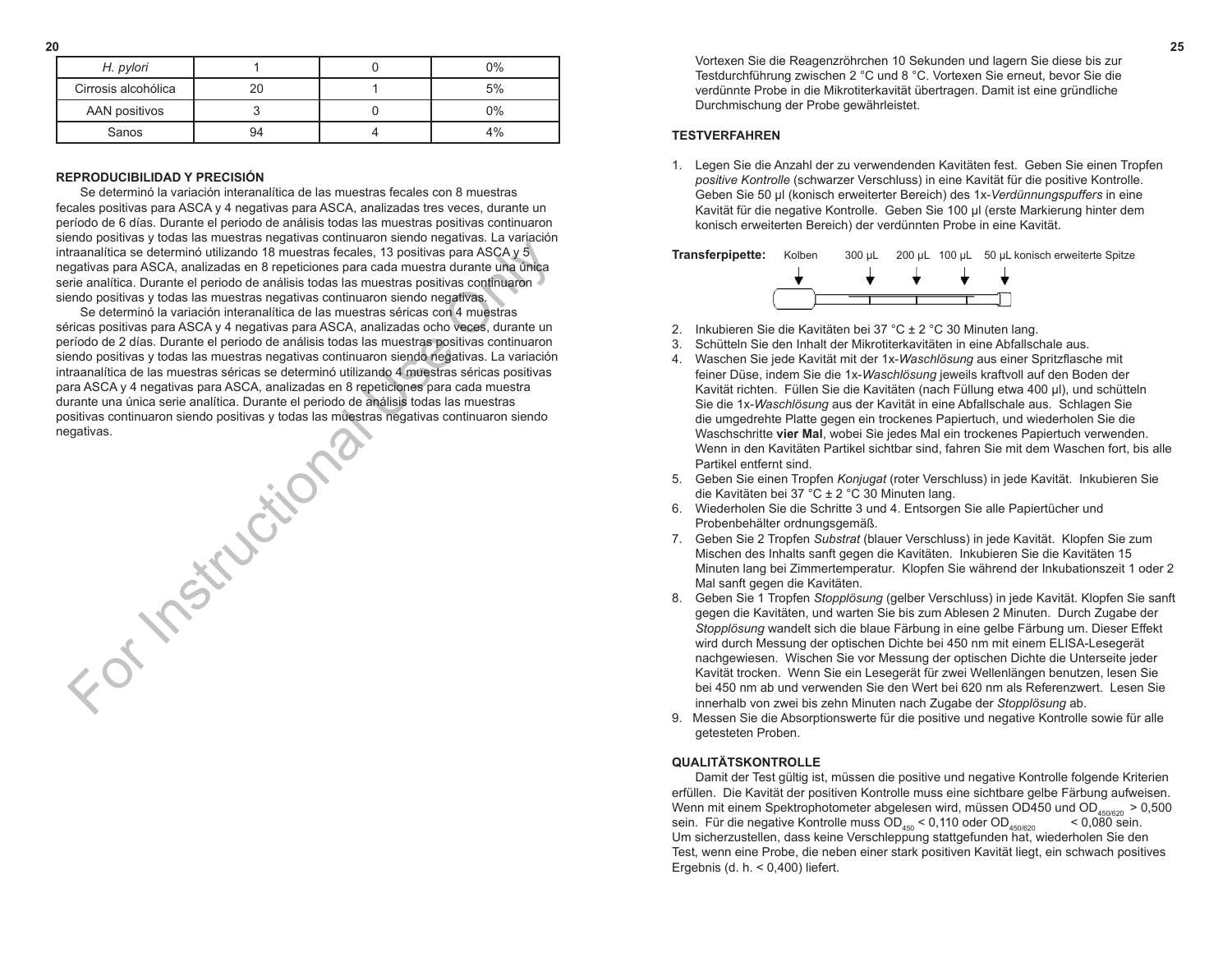| H. pylori | 1 | 0 | 0% |
|---|---|---|---|
| Cirrosis alcohólica | 20 | 1 | 5% |
| AAN positivos | 3 | 0 | 0% |
| Sanos | 94 | 4 | 4% |

**REPRODUCIBILIDAD Y PRECISIÓN**

Se determinó la variación interanalítica de las muestras fecales con 8 muestras fecales positivas para ASCA y 4 negativas para ASCA, analizadas tres veces, durante un período de 6 días. Durante el periodo de análisis todas las muestras positivas continuaron siendo positivas y todas las muestras negativas continuaron siendo negativas. La variación intraanalítica se determinó utilizando 18 muestras fecales, 13 positivas para ASCA y 5 negativas para ASCA, analizadas en 8 repeticiones para cada muestra durante una única serie analítica. Durante el periodo de análisis todas las muestras positivas continuaron siendo positivas y todas las muestras negativas continuaron siendo negativas.

Se determinó la variación interanalítica de las muestras séricas con 4 muestras séricas positivas para ASCA y 4 negativas para ASCA, analizadas ocho veces, durante un período de 2 días. Durante el periodo de análisis todas las muestras positivas continuaron siendo positivas y todas las muestras negativas continuaron siendo negativas. La variación intraanalítica de las muestras séricas se determinó utilizando 4 muestras séricas positivas para ASCA y 4 negativas para ASCA, analizadas en 8 repeticiones para cada muestra durante una única serie analítica. Durante el periodo de análisis todas las muestras positivas continuaron siendo positivas y todas las muestras negativas continuaron siendo negativas.

Vortexen Sie die Reagenzröhrchen 10 Sekunden und lagern Sie diese bis zur Testdurchführung zwischen 2 °C und 8 °C. Vortexen Sie erneut, bevor Sie die verdünnte Probe in die Mikrotiterkavität übertragen. Damit ist eine gründliche Durchmischung der Probe gewährleistet.

**TESTVERFAHREN**

1. Legen Sie die Anzahl der zu verwendenden Kavitäten fest. Geben Sie einen Tropfen *positive Kontrolle* (schwarzer Verschluss) in eine Kavität für die positive Kontrolle. Geben Sie 50 µl (konisch erweiterter Bereich) des 1x-*Verdünnungspuffers* in eine Kavität für die negative Kontrolle. Geben Sie 100 µl (erste Markierung hinter dem konisch erweiterten Bereich) der verdünnten Probe in eine Kavität.

**Transferpipette:** Kolben 300 µL 200 µL 100 µL 50 µL konisch erweiterte Spitze

2. Inkubieren Sie die Kavitäten bei 37 °C ± 2 °C 30 Minuten lang.
3. Schütteln Sie den Inhalt der Mikrotiterkavitäten in eine Abfallschale aus.
4. Waschen Sie jede Kavität mit der 1x-*Waschlösung* aus einer Spritzflasche mit feiner Düse, indem Sie die 1x-*Waschlösung* jeweils kraftvoll auf den Boden der Kavität richten. Füllen Sie die Kavitäten (nach Füllung etwa 400 µl), und schütteln Sie die 1x-*Waschlösung* aus der Kavität in eine Abfallschale aus. Schlagen Sie die umgedrehte Platte gegen ein trockenes Papiertuch, und wiederholen Sie die Waschschritte **vier Mal**, wobei Sie jedes Mal ein trockenes Papiertuch verwenden. Wenn in den Kavitäten Partikel sichtbar sind, fahren Sie mit dem Waschen fort, bis alle Partikel entfernt sind.
5. Geben Sie einen Tropfen *Konjugat* (roter Verschluss) in jede Kavität. Inkubieren Sie die Kavitäten bei 37 °C ± 2 °C 30 Minuten lang.
6. Wiederholen Sie die Schritte 3 und 4. Entsorgen Sie alle Papiertücher und Probenbehälter ordnungsgemäß.
7. Geben Sie 2 Tropfen *Substrat* (blauer Verschluss) in jede Kavität. Klopfen Sie zum Mischen des Inhalts sanft gegen die Kavitäten. Inkubieren Sie die Kavitäten 15 Minuten lang bei Zimmertemperatur. Klopfen Sie während der Inkubationszeit 1 oder 2 Mal sanft gegen die Kavitäten.
8. Geben Sie 1 Tropfen *Stopplösung* (gelber Verschluss) in jede Kavität. Klopfen Sie sanft gegen die Kavitäten, und warten Sie bis zum Ablesen 2 Minuten. Durch Zugabe der *Stopplösung* wandelt sich die blaue Färbung in eine gelbe Färbung um. Dieser Effekt wird durch Messung der optischen Dichte bei 450 nm mit einem ELISA-Lesegerät nachgewiesen. Wischen Sie vor Messung der optischen Dichte die Unterseite jeder Kavität trocken. Wenn Sie ein Lesegerät für zwei Wellenlängen benutzen, lesen Sie bei 450 nm ab und verwenden Sie den Wert bei 620 nm als Referenzwert. Lesen Sie innerhalb von zwei bis zehn Minuten nach Zugabe der *Stopplösung* ab.
9. Messen Sie die Absorptionswerte für die positive und negative Kontrolle sowie für alle getesteten Proben.

**QUALITÄTSKONTROLLE**

Damit der Test gültig ist, müssen die positive und negative Kontrolle folgende Kriterien erfüllen. Die Kavität der positiven Kontrolle muss eine sichtbare gelbe Färbung aufweisen. Wenn mit einem Spektrophotometer abgelesen wird, müssen OD450 und $OD_{450/620}$ > 0,500 sein. Für die negative Kontrolle muss $OD_{450}$ < 0,110 oder $OD_{450/620}$ < 0,080 sein. Um sicherzustellen, dass keine Verschleppung stattgefunden hat, wiederholen Sie den Test, wenn eine Probe, die neben einer stark positiven Kavität liegt, ein schwach positives Ergebnis (d. h. < 0,400) liefert.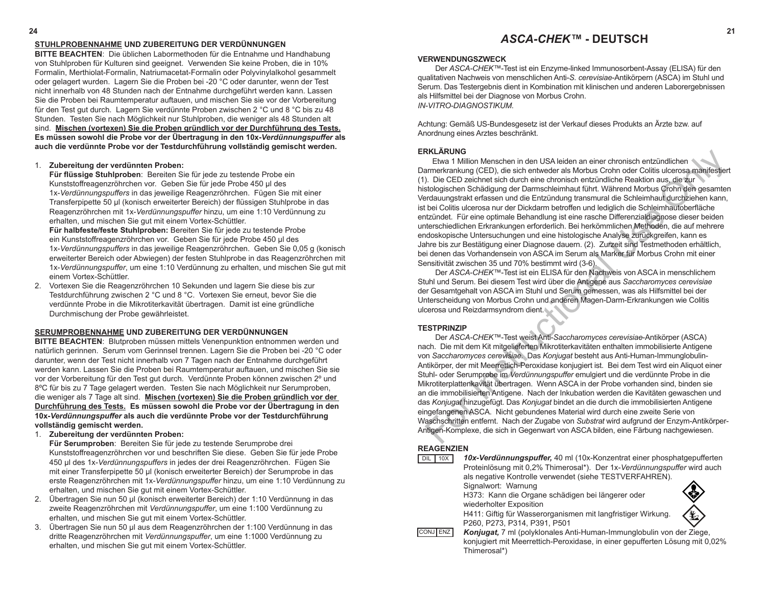## STUHLPROBENNAHME UND ZUBEREITUNG DER VERDÜNNUNGEN

**BITTE BEACHTEN**: Die üblichen Labormethoden für die Entnahme und Handhabung von Stuhlproben für Kulturen sind geeignet. Verwenden Sie keine Proben, die in 10% Formalin, Merthiolat-Formalin, Natriumacetat-Formalin oder Polyvinylalkohol gesammelt oder gelagert wurden. Lagern Sie die Proben bei -20 °C oder darunter, wenn der Test nicht innerhalb von 48 Stunden nach der Entnahme durchgeführt werden kann. Lassen Sie die Proben bei Raumtemperatur auftauen, und mischen Sie sie vor der Vorbereitung für den Test gut durch. Lagern Sie verdünnte Proben zwischen 2 °C und 8 °C bis zu 48 Stunden. Testen Sie nach Möglichkeit nur Stuhlproben, die weniger als 48 Stunden alt sind. **Mischen (vortexen) Sie die Proben gründlich vor der Durchführung des Tests. Es müssen sowohl die Probe vor der Übertragung in den 10x-*Verdünnungspuffer* als auch die verdünnte Probe vor der Testdurchführung vollständig gemischt werden.**

1. **Zubereitung der verdünnten Proben:**
   **Für flüssige Stuhlproben**: Bereiten Sie für jede zu testende Probe ein Kunststoffreagenzröhrchen vor. Geben Sie für jede Probe 450 µl des 1x-*Verdünnungspuffers* in das jeweilige Reagenzröhrchen. Fügen Sie mit einer Transferpipette 50 µl (konisch erweiterter Bereich) der flüssigen Stuhlprobe in das Reagenzröhrchen mit 1x-*Verdünnungspuffer* hinzu, um eine 1:10 Verdünnung zu erhalten, und mischen Sie gut mit einem Vortex-Schüttler.
   **Für halbfeste/feste Stuhlproben:** Bereiten Sie für jede zu testende Probe ein Kunststoffreagenzröhrchen vor. Geben Sie für jede Probe 450 µl des 1x-*Verdünnungspuffers* in das jeweilige Reagenzröhrchen. Geben Sie 0,05 g (konisch erweiterter Bereich oder Abwiegen) der festen Stuhlprobe in das Reagenzröhrchen mit 1x-*Verdünnungspuffer*, um eine 1:10 Verdünnung zu erhalten, und mischen Sie gut mit einem Vortex-Schüttler.
2. Vortexen Sie die Reagenzröhrchen 10 Sekunden und lagern Sie diese bis zur Testdurchführung zwischen 2 °C und 8 °C. Vortexen Sie erneut, bevor Sie die verdünnte Probe in die Mikrotiterkavität übertragen. Damit ist eine gründliche Durchmischung der Probe gewährleistet.

## SERUMPROBENNAHME UND ZUBEREITUNG DER VERDÜNNUNGEN

**BITTE BEACHTEN**: Blutproben müssen mittels Venenpunktion entnommen werden und natürlich gerinnen. Serum vom Gerinnsel trennen. Lagern Sie die Proben bei -20 °C oder darunter, wenn der Test nicht innerhalb von 7 Tagen nach der Entnahme durchgeführt werden kann. Lassen Sie die Proben bei Raumtemperatur auftauen, und mischen Sie sie vor der Vorbereitung für den Test gut durch. Verdünnte Proben können zwischen 2º und 8ºC für bis zu 7 Tage gelagert werden. Testen Sie nach Möglichkeit nur Serumproben, die weniger als 7 Tage alt sind. **Mischen (vortexen) Sie die Proben gründlich vor der Durchführung des Tests. Es müssen sowohl die Probe vor der Übertragung in den 10x-*Verdünnungspuffer* als auch die verdünnte Probe vor der Testdurchführung vollständig gemischt werden.**

1. **Zubereitung der verdünnten Proben:**
   **Für Serumproben**: Bereiten Sie für jede zu testende Serumprobe drei Kunststoffreagenzröhrchen vor und beschriften Sie diese. Geben Sie für jede Probe 450 µl des 1x-*Verdünnungspuffers* in jedes der drei Reagenzröhrchen. Fügen Sie mit einer Transferpipette 50 µl (konisch erweiterter Bereich) der Serumprobe in das erste Reagenzröhrchen mit 1x-*Verdünnungspuffer* hinzu, um eine 1:10 Verdünnung zu erhalten, und mischen Sie gut mit einem Vortex-Schüttler.
2. Übertragen Sie nun 50 µl (konisch erweiterter Bereich) der 1:10 Verdünnung in das zweite Reagenzröhrchen mit *Verdünnungspuffer*, um eine 1:100 Verdünnung zu erhalten, und mischen Sie gut mit einem Vortex-Schüttler.
3. Übertragen Sie nun 50 µl aus dem Reagenzröhrchen der 1:100 Verdünnung in das dritte Reagenzröhrchen mit *Verdünnungspuffer*, um eine 1:1000 Verdünnung zu erhalten, und mischen Sie gut mit einem Vortex-Schüttler.

# *ASCA-CHEK™* - DEUTSCH

## VERWENDUNGSZWECK

Der *ASCA-CHEK™*-Test ist ein Enzyme-linked Immunosorbent-Assay (ELISA) für den qualitativen Nachweis von menschlichen Anti-*S. cerevisiae*-Antikörpern (ASCA) im Stuhl und Serum. Das Testergebnis dient in Kombination mit klinischen und anderen Laborergebnissen als Hilfsmittel bei der Diagnose von Morbus Crohn.
*IN-VITRO-DIAGNOSTIKUM.*

Achtung: Gemäß US-Bundesgesetz ist der Verkauf dieses Produkts an Ärzte bzw. auf Anordnung eines Arztes beschränkt.

## ERKLÄRUNG

Etwa 1 Million Menschen in den USA leiden an einer chronisch entzündlichen Darmerkrankung (CED), die sich entweder als Morbus Crohn oder Colitis ulcerosa manifestiert (1). Die CED zeichnet sich durch eine chronisch entzündliche Reaktion aus, die zur histologischen Schädigung der Darmschleimhaut führt. Während Morbus Crohn den gesamten Verdauungstrakt erfassen und die Entzündung transmural die Schleimhaut durchziehen kann, ist bei Colitis ulcerosa nur der Dickdarm betroffen und lediglich die Schleimhautoberfläche entzündet. Für eine optimale Behandlung ist eine rasche Differenzialdiagnose dieser beiden unterschiedlichen Erkrankungen erforderlich. Bei herkömmlichen Methoden, die auf mehrere endoskopische Untersuchungen und eine histologische Analyse zurückgreifen, kann es Jahre bis zur Bestätigung einer Diagnose dauern. (2). Zurzeit sind Testmethoden erhältlich, bei denen das Vorhandensein von ASCA im Serum als Marker für Morbus Crohn mit einer Sensitivität zwischen 35 und 70% bestimmt wird (3-6).

Der *ASCA-CHEK™*-Test ist ein ELISA für den Nachweis von ASCA in menschlichem Stuhl und Serum. Bei diesem Test wird über die Antigene aus *Saccharomyces cerevisiae* der Gesamtgehalt von ASCA im Stuhl und Serum gemessen, was als Hilfsmittel bei der Unterscheidung von Morbus Crohn und anderen Magen-Darm-Erkrankungen wie Colitis ulcerosa und Reizdarmsyndrom dient.

## TESTPRINZIP

Der *ASCA-CHEK™*-Test weist Anti-*Saccharomyces cerevisiae*-Antikörper (ASCA) nach. Die mit dem Kit mitgelieferten Mikrotiterkavitäten enthalten immobilisierte Antigene von *Saccharomyces cerevisiae*. Das *Konjugat* besteht aus Anti-Human-Immunglobulin-Antikörper, der mit Meerrettich-Peroxidase konjugiert ist. Bei dem Test wird ein Aliquot einer Stuhl- oder Serumprobe im *Verdünnungspuffer* emulgiert und die verdünnte Probe in die Mikrotiterplattenkavität übertragen. Wenn ASCA in der Probe vorhanden sind, binden sie an die immobilisierten Antigene. Nach der Inkubation werden die Kavitäten gewaschen und das *Konjugat* hinzugefügt. Das *Konjugat* bindet an die durch die immobilisierten Antigene eingefangenen ASCA. Nicht gebundenes Material wird durch eine zweite Serie von Waschschritten entfernt. Nach der Zugabe von *Substrat* wird aufgrund der Enzym-Antikörper-Antigen-Komplexe, die sich in Gegenwart von ASCA bilden, eine Färbung nachgewiesen.

## REAGENZIEN

DIL 10X — ***10x-Verdünnungspuffer,*** 40 ml (10x-Konzentrat einer phosphatgepufferten Proteinlösung mit 0,2% Thimerosal*). Der 1x-*Verdünnungspuffer* wird auch als negative Kontrolle verwendet (siehe TESTVERFAHREN).
Signalwort: Warnung
H373: Kann die Organe schädigen bei längerer oder wiederholter Exposition
H411: Giftig für Wasserorganismen mit langfristiger Wirkung.
P260, P273, P314, P391, P501

CONJ ENZ — ***Konjugat,*** 7 ml (polyklonales Anti-Human-Immunglobulin von der Ziege, konjugiert mit Meerrettich-Peroxidase, in einer gepufferten Lösung mit 0,02% Thimerosal*)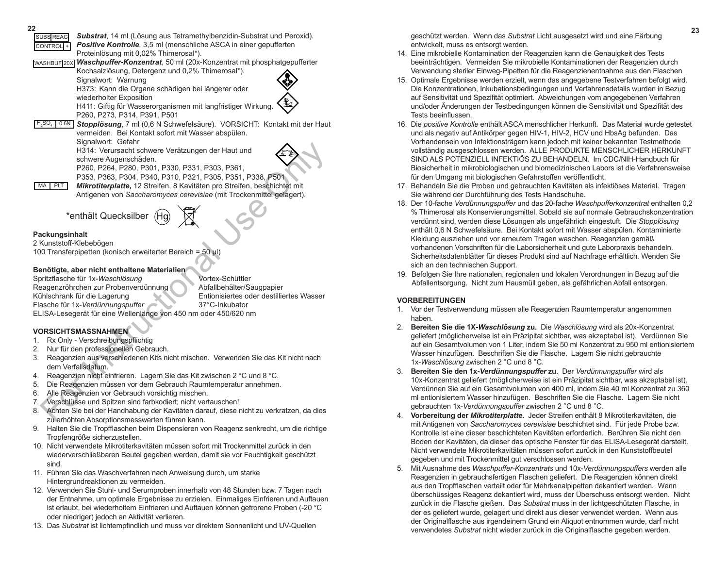SUBS REAG **Substrat**, 14 ml (Lösung aus Tetramethylbenzidin-Substrat und Peroxid).

CONTROL + ***Positive Kontrolle***, 3,5 ml (menschliche ASCA in einer gepufferten Proteinlösung mit 0,02% Thimerosal*).

WASHBUF 20X ***Waschpuffer-Konzentrat***, 50 ml (20x-Konzentrat mit phosphatgepufferter Kochsalzlösung, Detergenz und 0,2% Thimerosal*).
Signalwort: Warnung
H373: Kann die Organe schädigen bei längerer oder wiederholter Exposition
H411: Giftig für Wasserorganismen mit langfristiger Wirkung.
P260, P273, P314, P391, P501

$H_2SO_4$ 0.6N ***Stopplösung***, 7 ml (0,6 N Schwefelsäure). VORSICHT: Kontakt mit der Haut vermeiden. Bei Kontakt sofort mit Wasser abspülen.
Signalwort: Gefahr
H314: Verursacht schwere Verätzungen der Haut und schwere Augenschäden.
P260, P264, P280, P301, P330, P331, P303, P361, P353, P363, P304, P340, P310, P321, P305, P351, P338, P501

MA PLT ***Mikrotiterplatte,*** 12 Streifen, 8 Kavitäten pro Streifen, beschichtet mit Antigenen von *Saccharomyces cerevisiae* (mit Trockenmittel gelagert).

*enthält Quecksilber (Hg)

**Packungsinhalt**
2 Kunststoff-Klebebögen
100 Transferpipetten (konisch erweiterter Bereich = 50 µl)

**Benötigte, aber nicht enthaltene Materialien**

| | |
|---|---|
| Spritzflasche für 1x-*Waschlösung* | Vortex-Schüttler |
| Reagenzröhrchen zur Probenverdünnung | Abfallbehälter/Saugpapier |
| Kühlschrank für die Lagerung | Entionisiertes oder destilliertes Wasser |
| Flasche für 1x-*Verdünnungspuffer* | 37°C-Inkubator |

ELISA-Lesegerät für eine Wellenlänge von 450 nm oder 450/620 nm

**VORSICHTSMASSNAHMEN**
1. Rx Only - Verschreibungspflichtig
2. Nur für den professionellen Gebrauch.
3. Reagenzien aus verschiedenen Kits nicht mischen. Verwenden Sie das Kit nicht nach dem Verfallsdatum.
4. Reagenzien nicht einfrieren. Lagern Sie das Kit zwischen 2 °C und 8 °C.
5. Die Reagenzien müssen vor dem Gebrauch Raumtemperatur annehmen.
6. Alle Reagenzien vor Gebrauch vorsichtig mischen.
7. Verschlüsse und Spitzen sind farbkodiert; nicht vertauschen!
8. Achten Sie bei der Handhabung der Kavitäten darauf, diese nicht zu verkratzen, da dies zu erhöhten Absorptionsmesswerten führen kann.
9. Halten Sie die Tropfflaschen beim Dispensieren von Reagenz senkrecht, um die richtige Tropfengröße sicherzustellen.
10. Nicht verwendete Mikrotiterkavitäten müssen sofort mit Trockenmittel zurück in den wiederverschließbaren Beutel gegeben werden, damit sie vor Feuchtigkeit geschützt sind.
11. Führen Sie das Waschverfahren nach Anweisung durch, um starke Hintergrundreaktionen zu vermeiden.
12. Verwenden Sie Stuhl- und Serumproben innerhalb von 48 Stunden bzw. 7 Tagen nach der Entnahme, um optimale Ergebnisse zu erzielen. Einmaliges Einfrieren und Auftauen ist erlaubt, bei wiederholtem Einfrieren und Auftauen können gefrorene Proben (-20 °C oder niedriger) jedoch an Aktivität verlieren.
13. Das *Substrat* ist lichtempfindlich und muss vor direktem Sonnenlicht und UV-Quellen geschützt werden. Wenn das *Substrat* Licht ausgesetzt wird und eine Färbung entwickelt, muss es entsorgt werden.
14. Eine mikrobielle Kontamination der Reagenzien kann die Genauigkeit des Tests beeinträchtigen. Vermeiden Sie mikrobielle Kontaminationen der Reagenzien durch Verwendung steriler Einweg-Pipetten für die Reagenzienentnahme aus den Flaschen
15. Optimale Ergebnisse werden erzielt, wenn das angegebene Testverfahren befolgt wird. Die Konzentrationen, Inkubationsbedingungen und Verfahrensdetails wurden in Bezug auf Sensitivität und Spezifität optimiert. Abweichungen vom angegebenen Verfahren und/oder Änderungen der Testbedingungen können die Sensitivität und Spezifität des Tests beeinflussen.
16. Die *positive Kontrolle* enthält ASCA menschlicher Herkunft. Das Material wurde getestet und als negativ auf Antikörper gegen HIV-1, HIV-2, HCV und HbsAg befunden. Das Vorhandensein von Infektionsträgern kann jedoch mit keiner bekannten Testmethode vollständig ausgeschlossen werden. ALLE PRODUKTE MENSCHLICHER HERKUNFT SIND ALS POTENZIELL INFEKTIÖS ZU BEHANDELN. Im CDC/NIH-Handbuch für Biosicherheit in mikrobiologischen und biomedizinischen Labors ist die Verfahrensweise für den Umgang mit biologischen Gefahrstoffen veröffentlicht.
17. Behandeln Sie die Proben und gebrauchten Kavitäten als infektiöses Material. Tragen Sie während der Durchführung des Tests Handschuhe.
18. Der 10-fache *Verdünnungspuffer* und das 20-fache *Waschpufferkonzentrat* enthalten 0,2 % Thimerosal als Konservierungsmittel. Sobald sie auf normale Gebrauchskonzentration verdünnt sind, werden diese Lösungen als ungefährlich eingestuft. Die *Stopplösung* enthält 0,6 N Schwefelsäure. Bei Kontakt sofort mit Wasser abspülen. Kontaminierte Kleidung ausziehen und vor erneutem Tragen waschen. Reagenzien gemäß vorhandenen Vorschriften für die Laborsicherheit und gute Laborpraxis behandeln. Sicherheitsdatenblätter für dieses Produkt sind auf Nachfrage erhältlich. Wenden Sie sich an den technischen Support.
19. Befolgen Sie Ihre nationalen, regionalen und lokalen Verordnungen in Bezug auf die Abfallentsorgung. Nicht zum Hausmüll geben, als gefährlichen Abfall entsorgen.

**VORBEREITUNGEN**
1. Vor der Testverwendung müssen alle Reagenzien Raumtemperatur angenommen haben.
2. **Bereiten Sie die 1X-*Waschlösung* zu.** Die *Waschlösung* wird als 20x-Konzentrat geliefert (möglicherweise ist ein Präzipitat sichtbar, was akzeptabel ist). Verdünnen Sie auf ein Gesamtvolumen von 1 Liter, indem Sie 50 ml Konzentrat zu 950 ml entionisiertem Wasser hinzufügen. Beschriften Sie die Flasche. Lagern Sie nicht gebrauchte 1x-*Waschlösung* zwischen 2 °C und 8 °C.
3. **Bereiten Sie den 1x-*Verdünnungspuffer* zu.** Der *Verdünnungspuffer* wird als 10x-Konzentrat geliefert (möglicherweise ist ein Präzipitat sichtbar, was akzeptabel ist). Verdünnen Sie auf ein Gesamtvolumen von 400 ml, indem Sie 40 ml Konzentrat zu 360 ml entionisiertem Wasser hinzufügen. Beschriften Sie die Flasche. Lagern Sie nicht gebrauchten 1x-*Verdünnungspuffer* zwischen 2 °C und 8 °C.
4. **Vorbereitung der *Mikrotiterplatte.*** Jeder Streifen enthält 8 Mikrotiterkavitäten, die mit Antigenen von *Saccharomyces cerevisiae* beschichtet sind. Für jede Probe bzw. Kontrolle ist eine dieser beschichteten Kavitäten erforderlich. Berühren Sie nicht den Boden der Kavitäten, da dieser das optische Fenster für das ELISA-Lesegerät darstellt. Nicht verwendete Mikrotiterkavitäten müssen sofort zurück in den Kunststoffbeutel gegeben und mit Trockenmittel gut verschlossen werden.
5. Mit Ausnahme des *Waschpuffer-Konzentrats* und 10x-*Verdünnungspuffers* werden alle Reagenzien in gebrauchsfertigen Flaschen geliefert. Die Reagenzien können direkt aus den Tropfflaschen verteilt oder für Mehrkanalpipetten dekantiert werden. Wenn überschüssiges Reagenz dekantiert wird, muss der Überschuss entsorgt werden. Nicht zurück in die Flasche gießen. Das *Substrat* muss in der lichtgeschützten Flasche, in der es geliefert wurde, gelagert und direkt aus dieser verwendet werden. Wenn aus der Originalflasche aus irgendeinem Grund ein Aliquot entnommen werden muss, darf nicht verwendetes *Substrat* nicht wieder zurück in die Originalflasche gegeben werden.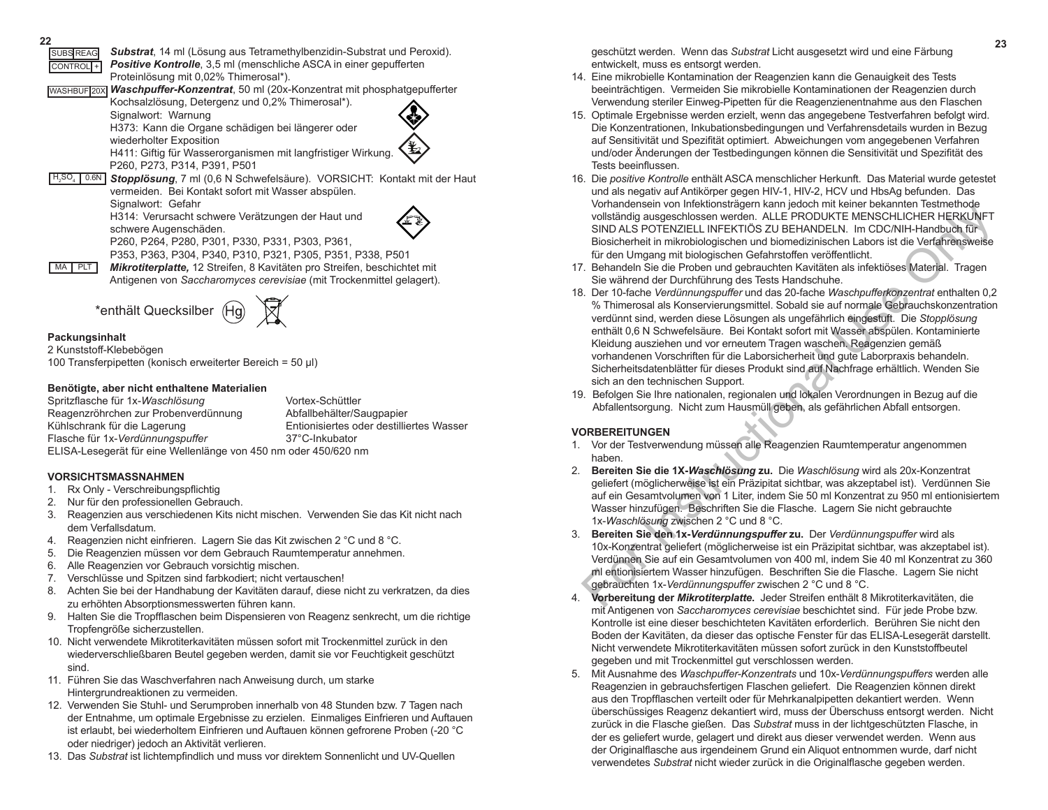SUBS REAG — *Substrat*, 14 ml (Lösung aus Tetramethylbenzidin-Substrat und Peroxid).

CONTROL + — ***Positive Kontrolle***, 3,5 ml (menschliche ASCA in einer gepufferten Proteinlösung mit 0,02% Thimerosal*).

WASHBUF 20X — ***Waschpuffer-Konzentrat***, 50 ml (20x-Konzentrat mit phosphatgepufferter Kochsalzlösung, Detergenz und 0,2% Thimerosal*).
Signalwort: Warnung
H373: Kann die Organe schädigen bei längerer oder wiederholter Exposition
H411: Giftig für Wasserorganismen mit langfristiger Wirkung.
P260, P273, P314, P391, P501

$H_2SO_4$ 0.6N — ***Stopplösung***, 7 ml (0,6 N Schwefelsäure). VORSICHT: Kontakt mit der Haut vermeiden. Bei Kontakt sofort mit Wasser abspülen.
Signalwort: Gefahr
H314: Verursacht schwere Verätzungen der Haut und schwere Augenschäden.
P260, P264, P280, P301, P330, P331, P303, P361, P353, P363, P304, P340, P310, P321, P305, P351, P338, P501

MA PLT — ***Mikrotiterplatte,*** 12 Streifen, 8 Kavitäten pro Streifen, beschichtet mit Antigenen von *Saccharomyces cerevisiae* (mit Trockenmittel gelagert).

*enthält Quecksilber (Hg)

**Packungsinhalt**

2 Kunststoff-Klebebögen
100 Transferpipetten (konisch erweiterter Bereich = 50 µl)

**Benötigte, aber nicht enthaltene Materialien**

Spritzflasche für 1x-*Waschlösung*
Reagenzröhrchen zur Probenverdünnung
Kühlschrank für die Lagerung
Flasche für 1x-*Verdünnungspuffer*
Vortex-Schüttler
Abfallbehälter/Saugpapier
Entionisiertes oder destilliertes Wasser
37°C-Inkubator
ELISA-Lesegerät für eine Wellenlänge von 450 nm oder 450/620 nm

**VORSICHTSMASSNAHMEN**

1. Rx Only - Verschreibungspflichtig
2. Nur für den professionellen Gebrauch.
3. Reagenzien aus verschiedenen Kits nicht mischen. Verwenden Sie das Kit nicht nach dem Verfallsdatum.
4. Reagenzien nicht einfrieren. Lagern Sie das Kit zwischen 2 °C und 8 °C.
5. Die Reagenzien müssen vor dem Gebrauch Raumtemperatur annehmen.
6. Alle Reagenzien vor Gebrauch vorsichtig mischen.
7. Verschlüsse und Spitzen sind farbkodiert; nicht vertauschen!
8. Achten Sie bei der Handhabung der Kavitäten darauf, diese nicht zu verkratzen, da dies zu erhöhten Absorptionsmesswerten führen kann.
9. Halten Sie die Tropfflaschen beim Dispensieren von Reagenz senkrecht, um die richtige Tropfengröße sicherzustellen.
10. Nicht verwendete Mikrotiterkavitäten müssen sofort mit Trockenmittel zurück in den wiederverschließbaren Beutel gegeben werden, damit sie vor Feuchtigkeit geschützt sind.
11. Führen Sie das Waschverfahren nach Anweisung durch, um starke Hintergrundreaktionen zu vermeiden.
12. Verwenden Sie Stuhl- und Serumproben innerhalb von 48 Stunden bzw. 7 Tagen nach der Entnahme, um optimale Ergebnisse zu erzielen. Einmaliges Einfrieren und Auftauen ist erlaubt, bei wiederholtem Einfrieren und Auftauen können gefrorene Proben (-20 °C oder niedriger) jedoch an Aktivität verlieren.
13. Das *Substrat* ist lichtempfindlich und muss vor direktem Sonnenlicht und UV-Quellen geschützt werden. Wenn das *Substrat* Licht ausgesetzt wird und eine Färbung entwickelt, muss es entsorgt werden.
14. Eine mikrobielle Kontamination der Reagenzien kann die Genauigkeit des Tests beeinträchtigen. Vermeiden Sie mikrobielle Kontaminationen der Reagenzien durch Verwendung steriler Einweg-Pipetten für die Reagenzienentnahme aus den Flaschen
15. Optimale Ergebnisse werden erzielt, wenn das angegebene Testverfahren befolgt wird. Die Konzentrationen, Inkubationsbedingungen und Verfahrensdetails wurden in Bezug auf Sensitivität und Spezifität optimiert. Abweichungen vom angegebenen Verfahren und/oder Änderungen der Testbedingungen können die Sensitivität und Spezifität des Tests beeinflussen.
16. Die *positive Kontrolle* enthält ASCA menschlicher Herkunft. Das Material wurde getestet und als negativ auf Antikörper gegen HIV-1, HIV-2, HCV und HbsAg befunden. Das Vorhandensein von Infektionsträgern kann jedoch mit keiner bekannten Testmethode vollständig ausgeschlossen werden. ALLE PRODUKTE MENSCHLICHER HERKUNFT SIND ALS POTENZIELL INFEKTIÖS ZU BEHANDELN. Im CDC/NIH-Handbuch für Biosicherheit in mikrobiologischen und biomedizinischen Labors ist die Verfahrensweise für den Umgang mit biologischen Gefahrstoffen veröffentlicht.
17. Behandeln Sie die Proben und gebrauchten Kavitäten als infektiöses Material. Tragen Sie während der Durchführung des Tests Handschuhe.
18. Der 10-fache *Verdünnungspuffer* und das 20-fache *Waschpufferkonzentrat* enthalten 0,2 % Thimerosal als Konservierungsmittel. Sobald sie auf normale Gebrauchskonzentration verdünnt sind, werden diese Lösungen als ungefährlich eingestuft. Die *Stopplösung* enthält 0,6 N Schwefelsäure. Bei Kontakt sofort mit Wasser abspülen. Kontaminierte Kleidung ausziehen und vor erneutem Tragen waschen. Reagenzien gemäß vorhandenen Vorschriften für die Laborsicherheit und gute Laborpraxis behandeln. Sicherheitsdatenblätter für dieses Produkt sind auf Nachfrage erhältlich. Wenden Sie sich an den technischen Support.
19. Befolgen Sie Ihre nationalen, regionalen und lokalen Verordnungen in Bezug auf die Abfallentsorgung. Nicht zum Hausmüll geben, als gefährlichen Abfall entsorgen.

**VORBEREITUNGEN**

1. Vor der Testverwendung müssen alle Reagenzien Raumtemperatur angenommen haben.
2. **Bereiten Sie die 1X-*Waschlösung* zu.** Die *Waschlösung* wird als 20x-Konzentrat geliefert (möglicherweise ist ein Präzipitat sichtbar, was akzeptabel ist). Verdünnen Sie auf ein Gesamtvolumen von 1 Liter, indem Sie 50 ml Konzentrat zu 950 ml entionisiertem Wasser hinzufügen. Beschriften Sie die Flasche. Lagern Sie nicht gebrauchte 1x-*Waschlösung* zwischen 2 °C und 8 °C.
3. **Bereiten Sie den 1x-*Verdünnungspuffer* zu.** Der *Verdünnungspuffer* wird als 10x-Konzentrat geliefert (möglicherweise ist ein Präzipitat sichtbar, was akzeptabel ist). Verdünnen Sie auf ein Gesamtvolumen von 400 ml, indem Sie 40 ml Konzentrat zu 360 ml entionisiertem Wasser hinzufügen. Beschriften Sie die Flasche. Lagern Sie nicht gebrauchten 1x-*Verdünnungspuffer* zwischen 2 °C und 8 °C.
4. **Vorbereitung der *Mikrotiterplatte*.** Jeder Streifen enthält 8 Mikrotiterkavitäten, die mit Antigenen von *Saccharomyces cerevisiae* beschichtet sind. Für jede Probe bzw. Kontrolle ist eine dieser beschichteten Kavitäten erforderlich. Berühren Sie nicht den Boden der Kavitäten, da dieser das optische Fenster für das ELISA-Lesegerät darstellt. Nicht verwendete Mikrotiterkavitäten müssen sofort zurück in den Kunststoffbeutel gegeben und mit Trockenmittel gut verschlossen werden.
5. Mit Ausnahme des *Waschpuffer-Konzentrats* und 10x-*Verdünnungspuffers* werden alle Reagenzien in gebrauchsfertigen Flaschen geliefert. Die Reagenzien können direkt aus den Tropfflaschen verteilt oder für Mehrkanalpipetten dekantiert werden. Wenn überschüssiges Reagenz dekantiert wird, muss der Überschuss entsorgt werden. Nicht zurück in die Flasche gießen. Das *Substrat* muss in der lichtgeschützten Flasche, in der es geliefert wurde, gelagert und direkt aus dieser verwendet werden. Wenn aus der Originalflasche aus irgendeinem Grund ein Aliquot entnommen wurde, darf nicht verwendetes *Substrat* nicht wieder zurück in die Originalflasche gegeben werden.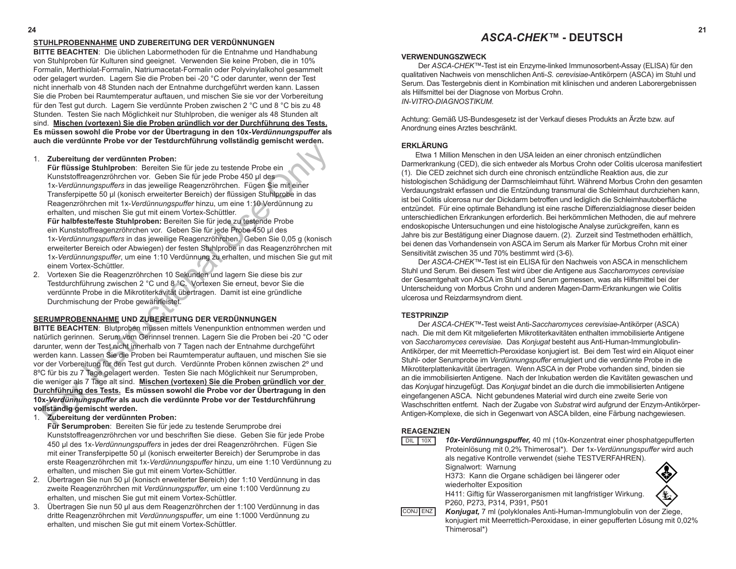**STUHLPROBENNAHME UND ZUBEREITUNG DER VERDÜNNUNGEN**

**BITTE BEACHTEN**: Die üblichen Labormethoden für die Entnahme und Handhabung von Stuhlproben für Kulturen sind geeignet. Verwenden Sie keine Proben, die in 10% Formalin, Merthiolat-Formalin, Natriumacetat-Formalin oder Polyvinylalkohol gesammelt oder gelagert wurden. Lagern Sie die Proben bei -20 °C oder darunter, wenn der Test nicht innerhalb von 48 Stunden nach der Entnahme durchgeführt werden kann. Lassen Sie die Proben bei Raumtemperatur auftauen, und mischen Sie sie vor der Vorbereitung für den Test gut durch. Lagern Sie verdünnte Proben zwischen 2 °C und 8 °C bis zu 48 Stunden. Testen Sie nach Möglichkeit nur Stuhlproben, die weniger als 48 Stunden alt sind. **Mischen (vortexen) Sie die Proben gründlich vor der Durchführung des Tests. Es müssen sowohl die Probe vor der Übertragung in den 10x-*Verdünnungspuffer* als auch die verdünnte Probe vor der Testdurchführung vollständig gemischt werden.**

1. **Zubereitung der verdünnten Proben:**
   **Für flüssige Stuhlproben**: Bereiten Sie für jede zu testende Probe ein Kunststoffreagenzröhrchen vor. Geben Sie für jede Probe 450 µl des 1x-*Verdünnungspuffers* in das jeweilige Reagenzröhrchen. Fügen Sie mit einer Transferpipette 50 µl (konisch erweiterter Bereich) der flüssigen Stuhlprobe in das Reagenzröhrchen mit 1x-*Verdünnungspuffer* hinzu, um eine 1:10 Verdünnung zu erhalten, und mischen Sie gut mit einem Vortex-Schüttler.
   **Für halbfeste/feste Stuhlproben:** Bereiten Sie für jede zu testende Probe ein Kunststoffreagenzröhrchen vor. Geben Sie für jede Probe 450 µl des 1x-*Verdünnungspuffers* in das jeweilige Reagenzröhrchen. Geben Sie 0,05 g (konisch erweiterter Bereich oder Abwiegen) der festen Stuhlprobe in das Reagenzröhrchen mit 1x-*Verdünnungspuffer*, um eine 1:10 Verdünnung zu erhalten, und mischen Sie gut mit einem Vortex-Schüttler.
2. Vortexen Sie die Reagenzröhrchen 10 Sekunden und lagern Sie diese bis zur Testdurchführung zwischen 2 °C und 8 °C. Vortexen Sie erneut, bevor Sie die verdünnte Probe in die Mikrotiterkavität übertragen. Damit ist eine gründliche Durchmischung der Probe gewährleistet.

**SERUMPROBENNAHME UND ZUBEREITUNG DER VERDÜNNUNGEN**

**BITTE BEACHTEN**: Blutproben müssen mittels Venenpunktion entnommen werden und natürlich gerinnen. Serum vom Gerinnsel trennen. Lagern Sie die Proben bei -20 °C oder darunter, wenn der Test nicht innerhalb von 7 Tagen nach der Entnahme durchgeführt werden kann. Lassen Sie die Proben bei Raumtemperatur auftauen, und mischen Sie sie vor der Vorbereitung für den Test gut durch. Verdünnte Proben können zwischen 2º und 8ºC für bis zu 7 Tage gelagert werden. Testen Sie nach Möglichkeit nur Serumproben, die weniger als 7 Tage alt sind. **Mischen (vortexen) Sie die Proben gründlich vor der Durchführung des Tests. Es müssen sowohl die Probe vor der Übertragung in den 10x-*Verdünnungspuffer* als auch die verdünnte Probe vor der Testdurchführung vollständig gemischt werden.**

1. **Zubereitung der verdünnten Proben:**
   **Für Serumproben**: Bereiten Sie für jede zu testende Serumprobe drei Kunststoffreagenzröhrchen vor und beschriften Sie diese. Geben Sie für jede Probe 450 µl des 1x-*Verdünnungspuffers* in jedes der drei Reagenzröhrchen. Fügen Sie mit einer Transferpipette 50 µl (konisch erweiterter Bereich) der Serumprobe in das erste Reagenzröhrchen mit 1x-*Verdünnungspuffer* hinzu, um eine 1:10 Verdünnung zu erhalten, und mischen Sie gut mit einem Vortex-Schüttler.
2. Übertragen Sie nun 50 µl (konisch erweiterter Bereich) der 1:10 Verdünnung in das zweite Reagenzröhrchen mit *Verdünnungspuffer*, um eine 1:100 Verdünnung zu erhalten, und mischen Sie gut mit einem Vortex-Schüttler.
3. Übertragen Sie nun 50 µl aus dem Reagenzröhrchen der 1:100 Verdünnung in das dritte Reagenzröhrchen mit *Verdünnungspuffer*, um eine 1:1000 Verdünnung zu erhalten, und mischen Sie gut mit einem Vortex-Schüttler.

# *ASCA-CHEK™* - DEUTSCH

**VERWENDUNGSZWECK**

Der *ASCA-CHEK™*-Test ist ein Enzyme-linked Immunosorbent-Assay (ELISA) für den qualitativen Nachweis von menschlichen Anti-*S. cerevisiae*-Antikörpern (ASCA) im Stuhl und Serum. Das Testergebnis dient in Kombination mit klinischen und anderen Laborergebnissen als Hilfsmittel bei der Diagnose von Morbus Crohn.
*IN-VITRO-DIAGNOSTIKUM.*

Achtung: Gemäß US-Bundesgesetz ist der Verkauf dieses Produkts an Ärzte bzw. auf Anordnung eines Arztes beschränkt.

**ERKLÄRUNG**

Etwa 1 Million Menschen in den USA leiden an einer chronisch entzündlichen Darmerkrankung (CED), die sich entweder als Morbus Crohn oder Colitis ulcerosa manifestiert (1). Die CED zeichnet sich durch eine chronisch entzündliche Reaktion aus, die zur histologischen Schädigung der Darmschleimhaut führt. Während Morbus Crohn den gesamten Verdauungstrakt erfassen und die Entzündung transmural die Schleimhaut durchziehen kann, ist bei Colitis ulcerosa nur der Dickdarm betroffen und lediglich die Schleimhautoberfläche entzündet. Für eine optimale Behandlung ist eine rasche Differenzialdiagnose dieser beiden unterschiedlichen Erkrankungen erforderlich. Bei herkömmlichen Methoden, die auf mehrere endoskopische Untersuchungen und eine histologische Analyse zurückgreifen, kann es Jahre bis zur Bestätigung einer Diagnose dauern. (2). Zurzeit sind Testmethoden erhältlich, bei denen das Vorhandensein von ASCA im Serum als Marker für Morbus Crohn mit einer Sensitivität zwischen 35 und 70% bestimmt wird (3-6).

Der *ASCA-CHEK™*-Test ist ein ELISA für den Nachweis von ASCA in menschlichem Stuhl und Serum. Bei diesem Test wird über die Antigene aus *Saccharomyces cerevisiae* der Gesamtgehalt von ASCA im Stuhl und Serum gemessen, was als Hilfsmittel bei der Unterscheidung von Morbus Crohn und anderen Magen-Darm-Erkrankungen wie Colitis ulcerosa und Reizdarmsyndrom dient.

**TESTPRINZIP**

Der *ASCA-CHEK™*-Test weist Anti-*Saccharomyces cerevisiae*-Antikörper (ASCA) nach. Die mit dem Kit mitgelieferten Mikrotiterkavitäten enthalten immobilisierte Antigene von *Saccharomyces cerevisiae*. Das *Konjugat* besteht aus Anti-Human-Immunglobulin-Antikörper, der mit Meerrettich-Peroxidase konjugiert ist. Bei dem Test wird ein Aliquot einer Stuhl- oder Serumprobe im *Verdünnungspuffer* emulgiert und die verdünnte Probe in die Mikrotiterplattenkavität übertragen. Wenn ASCA in der Probe vorhanden sind, binden sie an die immobilisierten Antigene. Nach der Inkubation werden die Kavitäten gewaschen und das *Konjugat* hinzugefügt. Das *Konjugat* bindet an die durch die immobilisierten Antigene eingefangenen ASCA. Nicht gebundenes Material wird durch eine zweite Serie von Waschschritten entfernt. Nach der Zugabe von *Substrat* wird aufgrund der Enzym-Antikörper-Antigen-Komplexe, die sich in Gegenwart von ASCA bilden, eine Färbung nachgewiesen.

**REAGENZIEN**

DIL 10X — ***10x-Verdünnungspuffer,*** 40 ml (10x-Konzentrat einer phosphatgepufferten Proteinlösung mit 0,2% Thimerosal*). Der 1x-*Verdünnungspuffer* wird auch als negative Kontrolle verwendet (siehe TESTVERFAHREN).
Signalwort: Warnung
H373: Kann die Organe schädigen bei längerer oder wiederholter Exposition
H411: Giftig für Wasserorganismen mit langfristiger Wirkung.
P260, P273, P314, P391, P501

CONJ ENZ — ***Konjugat,*** 7 ml (polyklonales Anti-Human-Immunglobulin von der Ziege, konjugiert mit Meerrettich-Peroxidase, in einer gepufferten Lösung mit 0,02% Thimerosal*)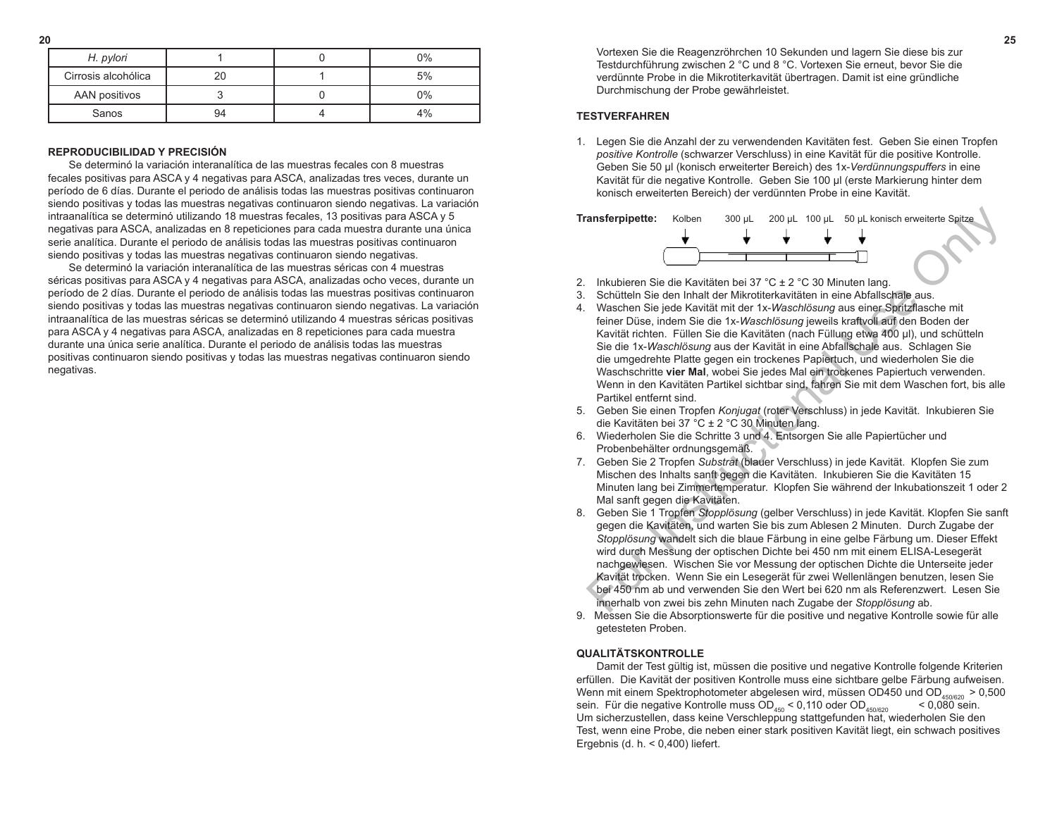| H. pylori | 1 | 0 | 0% |
| --- | --- | --- | --- |
| Cirrosis alcohólica | 20 | 1 | 5% |
| AAN positivos | 3 | 0 | 0% |
| Sanos | 94 | 4 | 4% |

**REPRODUCIBILIDAD Y PRECISIÓN**

Se determinó la variación interanalítica de las muestras fecales con 8 muestras fecales positivas para ASCA y 4 negativas para ASCA, analizadas tres veces, durante un período de 6 días. Durante el periodo de análisis todas las muestras positivas continuaron siendo positivas y todas las muestras negativas continuaron siendo negativas. La variación intraanalítica se determinó utilizando 18 muestras fecales, 13 positivas para ASCA y 5 negativas para ASCA, analizadas en 8 repeticiones para cada muestra durante una única serie analítica. Durante el periodo de análisis todas las muestras positivas continuaron siendo positivas y todas las muestras negativas continuaron siendo negativas.

Se determinó la variación interanalítica de las muestras séricas con 4 muestras séricas positivas para ASCA y 4 negativas para ASCA, analizadas ocho veces, durante un período de 2 días. Durante el periodo de análisis todas las muestras positivas continuaron siendo positivas y todas las muestras negativas continuaron siendo negativas. La variación intraanalítica de las muestras séricas se determinó utilizando 4 muestras séricas positivas para ASCA y 4 negativas para ASCA, analizadas en 8 repeticiones para cada muestra durante una única serie analítica. Durante el periodo de análisis todas las muestras positivas continuaron siendo positivas y todas las muestras negativas continuaron siendo negativas.

Vortexen Sie die Reagenzröhrchen 10 Sekunden und lagern Sie diese bis zur Testdurchführung zwischen 2 °C und 8 °C. Vortexen Sie erneut, bevor Sie die verdünnte Probe in die Mikrotiterkavität übertragen. Damit ist eine gründliche Durchmischung der Probe gewährleistet.

**TESTVERFAHREN**

1. Legen Sie die Anzahl der zu verwendenden Kavitäten fest. Geben Sie einen Tropfen *positive Kontrolle* (schwarzer Verschluss) in eine Kavität für die positive Kontrolle. Geben Sie 50 µl (konisch erweiterter Bereich) des 1x-*Verdünnungspuffers* in eine Kavität für die negative Kontrolle. Geben Sie 100 µl (erste Markierung hinter dem konisch erweiterten Bereich) der verdünnten Probe in eine Kavität.

**Transferpipette:** Kolben 300 µL 200 µL 100 µL 50 µL konisch erweiterte Spitze

2. Inkubieren Sie die Kavitäten bei 37 °C ± 2 °C 30 Minuten lang.
3. Schütteln Sie den Inhalt der Mikrotiterkavitäten in eine Abfallschale aus.
4. Waschen Sie jede Kavität mit der 1x-*Waschlösung* aus einer Spritzflasche mit feiner Düse, indem Sie die 1x-*Waschlösung* jeweils kraftvoll auf den Boden der Kavität richten. Füllen Sie die Kavitäten (nach Füllung etwa 400 µl), und schütteln Sie die 1x-*Waschlösung* aus der Kavität in eine Abfallschale aus. Schlagen Sie die umgedrehte Platte gegen ein trockenes Papiertuch, und wiederholen Sie die Waschschritte **vier Mal**, wobei Sie jedes Mal ein trockenes Papiertuch verwenden. Wenn in den Kavitäten Partikel sichtbar sind, fahren Sie mit dem Waschen fort, bis alle Partikel entfernt sind.
5. Geben Sie einen Tropfen *Konjugat* (roter Verschluss) in jede Kavität. Inkubieren Sie die Kavitäten bei 37 °C ± 2 °C 30 Minuten lang.
6. Wiederholen Sie die Schritte 3 und 4. Entsorgen Sie alle Papiertücher und Probenbehälter ordnungsgemäß.
7. Geben Sie 2 Tropfen *Substrat* (blauer Verschluss) in jede Kavität. Klopfen Sie zum Mischen des Inhalts sanft gegen die Kavitäten. Inkubieren Sie die Kavitäten 15 Minuten lang bei Zimmertemperatur. Klopfen Sie während der Inkubationszeit 1 oder 2 Mal sanft gegen die Kavitäten.
8. Geben Sie 1 Tropfen *Stopplösung* (gelber Verschluss) in jede Kavität. Klopfen Sie sanft gegen die Kavitäten, und warten Sie bis zum Ablesen 2 Minuten. Durch Zugabe der *Stopplösung* wandelt sich die blaue Färbung in eine gelbe Färbung um. Dieser Effekt wird durch Messung der optischen Dichte bei 450 nm mit einem ELISA-Lesegerät nachgewiesen. Wischen Sie vor Messung der optischen Dichte die Unterseite jeder Kavität trocken. Wenn Sie ein Lesegerät für zwei Wellenlängen benutzen, lesen Sie bei 450 nm ab und verwenden Sie den Wert bei 620 nm als Referenzwert. Lesen Sie innerhalb von zwei bis zehn Minuten nach Zugabe der *Stopplösung* ab.
9. Messen Sie die Absorptionswerte für die positive und negative Kontrolle sowie für alle getesteten Proben.

**QUALITÄTSKONTROLLE**

Damit der Test gültig ist, müssen die positive und negative Kontrolle folgende Kriterien erfüllen. Die Kavität der positiven Kontrolle muss eine sichtbare gelbe Färbung aufweisen. Wenn mit einem Spektrophotometer abgelesen wird, müssen OD450 und $OD_{450/620}$ > 0,500 sein. Für die negative Kontrolle muss $OD_{450}$ < 0,110 oder $OD_{450/620}$ < 0,080 sein. Um sicherzustellen, dass keine Verschleppung stattgefunden hat, wiederholen Sie den Test, wenn eine Probe, die neben einer stark positiven Kavität liegt, ein schwach positives Ergebnis (d. h. < 0,400) liefert.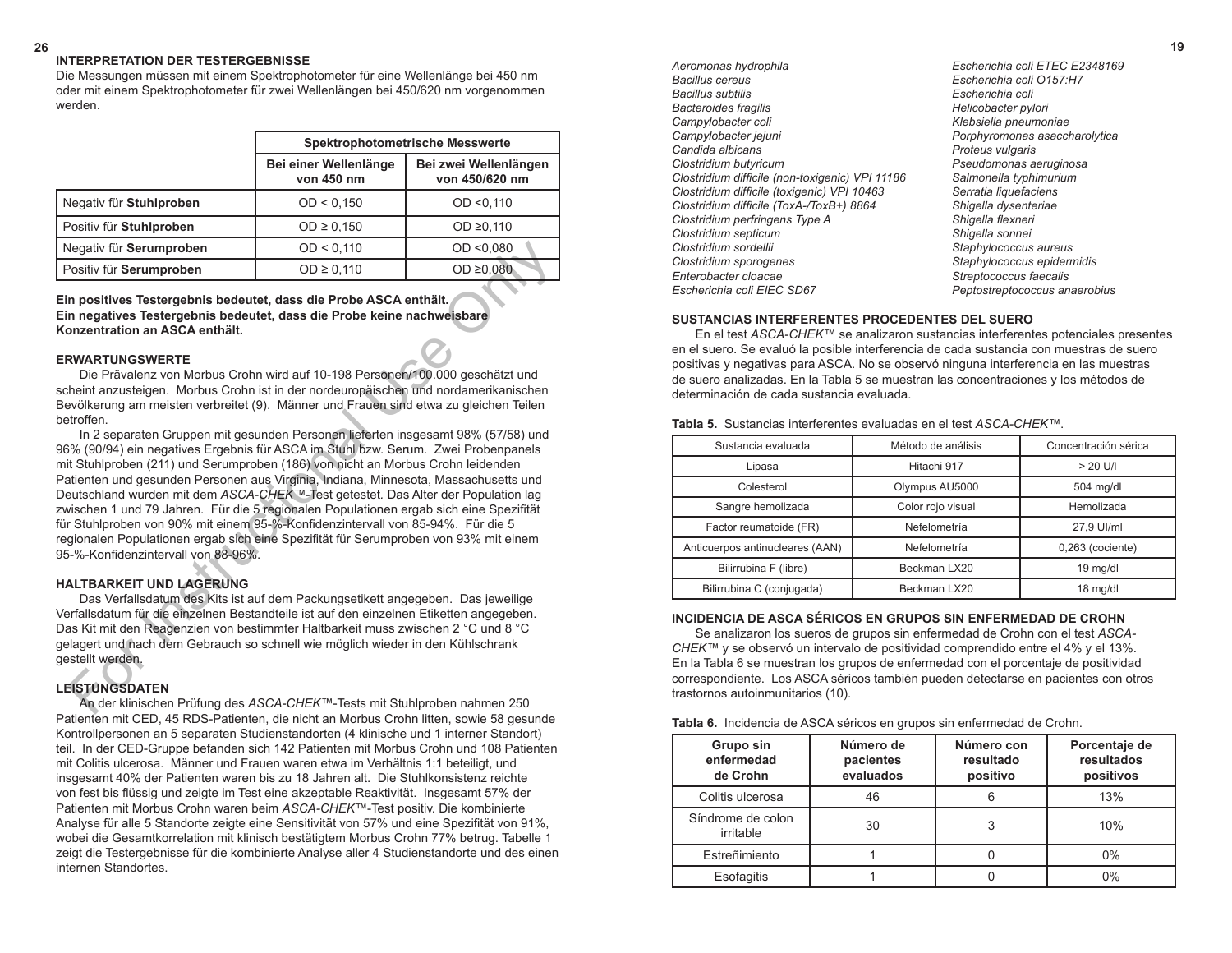## INTERPRETATION DER TESTERGEBNISSE

Die Messungen müssen mit einem Spektrophotometer für eine Wellenlänge bei 450 nm oder mit einem Spektrophotometer für zwei Wellenlängen bei 450/620 nm vorgenommen werden.

| | Spektrophotometrische Messwerte | |
|---|---|---|
| | Bei einer Wellenlänge von 450 nm | Bei zwei Wellenlängen von 450/620 nm |
| Negativ für **Stuhlproben** | OD < 0,150 | OD <0,110 |
| Positiv für **Stuhlproben** | OD ≥ 0,150 | OD ≥0,110 |
| Negativ für **Serumproben** | OD < 0,110 | OD <0,080 |
| Positiv für **Serumproben** | OD ≥ 0,110 | OD ≥0,080 |

**Ein positives Testergebnis bedeutet, dass die Probe ASCA enthält.**
**Ein negatives Testergebnis bedeutet, dass die Probe keine nachweisbare Konzentration an ASCA enthält.**

## ERWARTUNGSWERTE

Die Prävalenz von Morbus Crohn wird auf 10-198 Personen/100.000 geschätzt und scheint anzusteigen. Morbus Crohn ist in der nordeuropäischen und nordamerikanischen Bevölkerung am meisten verbreitet (9). Männer und Frauen sind etwa zu gleichen Teilen betroffen.

In 2 separaten Gruppen mit gesunden Personen lieferten insgesamt 98% (57/58) und 96% (90/94) ein negatives Ergebnis für ASCA im Stuhl bzw. Serum. Zwei Probenpanels mit Stuhlproben (211) und Serumproben (186) von nicht an Morbus Crohn leidenden Patienten und gesunden Personen aus Virginia, Indiana, Minnesota, Massachusetts und Deutschland wurden mit dem *ASCA-CHEK*™-Test getestet. Das Alter der Population lag zwischen 1 und 79 Jahren. Für die 5 regionalen Populationen ergab sich eine Spezifität für Stuhlproben von 90% mit einem 95-%-Konfidenzintervall von 85-94%. Für die 5 regionalen Populationen ergab sich eine Spezifität für Serumproben von 93% mit einem 95-%-Konfidenzintervall von 88-96%.

## HALTBARKEIT UND LAGERUNG

Das Verfallsdatum des Kits ist auf dem Packungsetikett angegeben. Das jeweilige Verfallsdatum für die einzelnen Bestandteile ist auf den einzelnen Etiketten angegeben. Das Kit mit den Reagenzien von bestimmter Haltbarkeit muss zwischen 2 °C und 8 °C gelagert und nach dem Gebrauch so schnell wie möglich wieder in den Kühlschrank gestellt werden.

## LEISTUNGSDATEN

An der klinischen Prüfung des *ASCA-CHEK*™-Tests mit Stuhlproben nahmen 250 Patienten mit CED, 45 RDS-Patienten, die nicht an Morbus Crohn litten, sowie 58 gesunde Kontrollpersonen an 5 separaten Studienstandorten (4 klinische und 1 interner Standort) teil. In der CED-Gruppe befanden sich 142 Patienten mit Morbus Crohn und 108 Patienten mit Colitis ulcerosa. Männer und Frauen waren etwa im Verhältnis 1:1 beteiligt, und insgesamt 40% der Patienten waren bis zu 18 Jahren alt. Die Stuhlkonsistenz reichte von fest bis flüssig und zeigte im Test eine akzeptable Reaktivität. Insgesamt 57% der Patienten mit Morbus Crohn waren beim *ASCA-CHEK*™-Test positiv. Die kombinierte Analyse für alle 5 Standorte zeigte eine Sensitivität von 57% und eine Spezifität von 91%, wobei die Gesamtkorrelation mit klinisch bestätigtem Morbus Crohn 77% betrug. Tabelle 1 zeigt die Testergebnisse für die kombinierte Analyse aller 4 Studienstandorte und des einen internen Standortes.

*Aeromonas hydrophila*
*Bacillus cereus*
*Bacillus subtilis*
*Bacteroides fragilis*
*Campylobacter coli*
*Campylobacter jejuni*
*Candida albicans*
*Clostridium butyricum*
*Clostridium difficile (non-toxigenic) VPI 11186*
*Clostridium difficile (toxigenic) VPI 10463*
*Clostridium difficile (ToxA-/ToxB+) 8864*
*Clostridium perfringens Type A*
*Clostridium septicum*
*Clostridium sordellii*
*Clostridium sporogenes*
*Enterobacter cloacae*
*Escherichia coli EIEC SD67*
*Escherichia coli ETEC E2348169*
*Escherichia coli O157:H7*
*Escherichia coli*
*Helicobacter pylori*
*Klebsiella pneumoniae*
*Porphyromonas asaccharolytica*
*Proteus vulgaris*
*Pseudomonas aeruginosa*
*Salmonella typhimurium*
*Serratia liquefaciens*
*Shigella dysenteriae*
*Shigella flexneri*
*Shigella sonnei*
*Staphylococcus aureus*
*Staphylococcus epidermidis*
*Streptococcus faecalis*
*Peptostreptococcus anaerobius*

## SUSTANCIAS INTERFERENTES PROCEDENTES DEL SUERO

En el test *ASCA-CHEK*™ se analizaron sustancias interferentes potenciales presentes en el suero. Se evaluó la posible interferencia de cada sustancia con muestras de suero positivas y negativas para ASCA. No se observó ninguna interferencia en las muestras de suero analizadas. En la Tabla 5 se muestran las concentraciones y los métodos de determinación de cada sustancia evaluada.

**Tabla 5.** Sustancias interferentes evaluadas en el test *ASCA-CHEK*™.

| Sustancia evaluada | Método de análisis | Concentración sérica |
|---|---|---|
| Lipasa | Hitachi 917 | > 20 U/l |
| Colesterol | Olympus AU5000 | 504 mg/dl |
| Sangre hemolizada | Color rojo visual | Hemolizada |
| Factor reumatoide (FR) | Nefelometría | 27,9 UI/ml |
| Anticuerpos antinucleares (AAN) | Nefelometría | 0,263 (cociente) |
| Bilirrubina F (libre) | Beckman LX20 | 19 mg/dl |
| Bilirrubina C (conjugada) | Beckman LX20 | 18 mg/dl |

## INCIDENCIA DE ASCA SÉRICOS EN GRUPOS SIN ENFERMEDAD DE CROHN

Se analizaron los sueros de grupos sin enfermedad de Crohn con el test *ASCA-CHEK*™ y se observó un intervalo de positividad comprendido entre el 4% y el 13%. En la Tabla 6 se muestran los grupos de enfermedad con el porcentaje de positividad correspondiente. Los ASCA séricos también pueden detectarse en pacientes con otros trastornos autoinmunitarios (10).

**Tabla 6.** Incidencia de ASCA séricos en grupos sin enfermedad de Crohn.

| Grupo sin enfermedad de Crohn | Número de pacientes evaluados | Número con resultado positivo | Porcentaje de resultados positivos |
|---|---|---|---|
| Colitis ulcerosa | 46 | 6 | 13% |
| Síndrome de colon irritable | 30 | 3 | 10% |
| Estreñimiento | 1 | 0 | 0% |
| Esofagitis | 1 | 0 | 0% |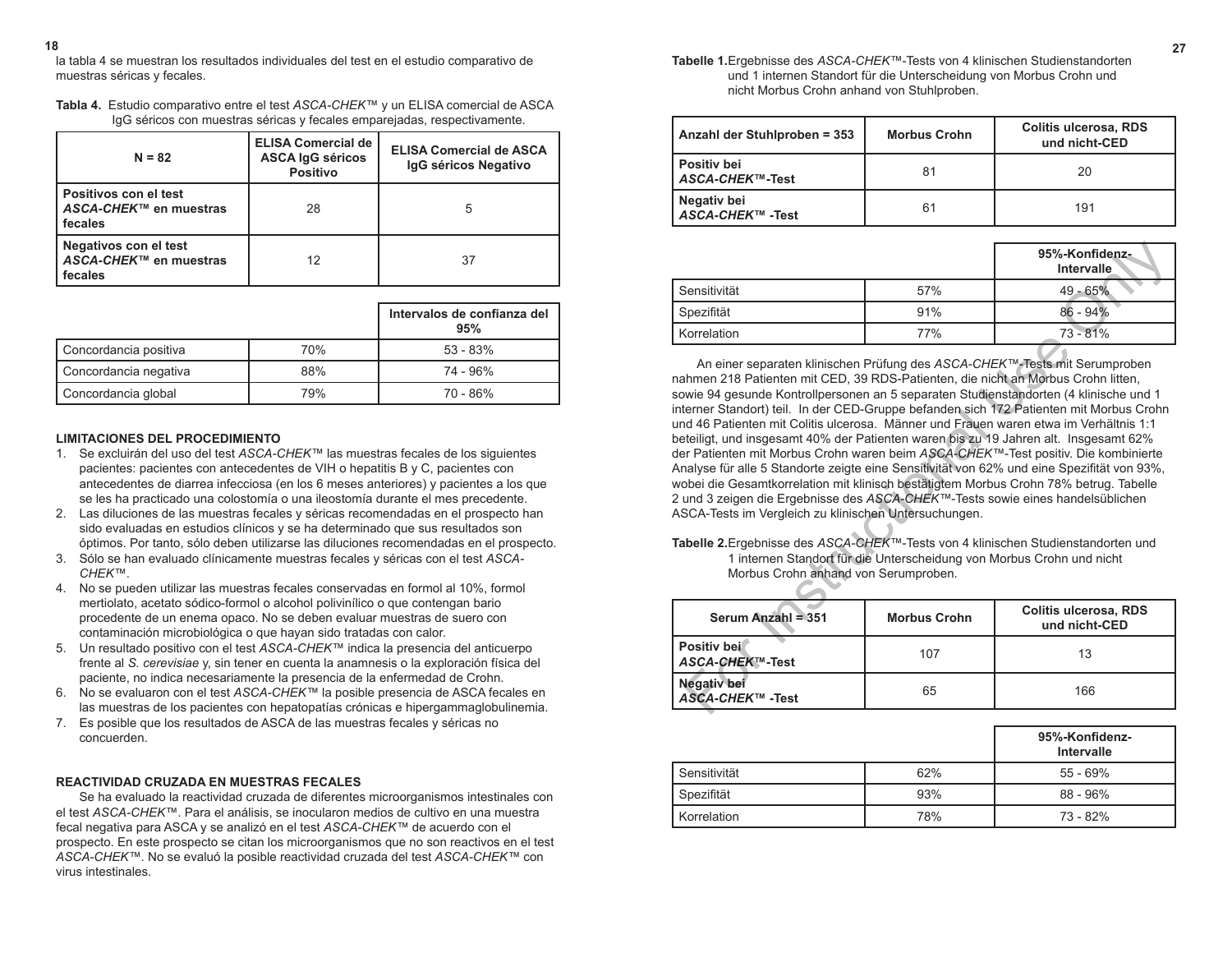la tabla 4 se muestran los resultados individuales del test en el estudio comparativo de muestras séricas y fecales.

**Tabla 4.** Estudio comparativo entre el test *ASCA-CHEK™* y un ELISA comercial de ASCA IgG séricos con muestras séricas y fecales emparejadas, respectivamente.

| N = 82 | ELISA Comercial de ASCA IgG séricos Positivo | ELISA Comercial de ASCA IgG séricos Negativo |
|---|---|---|
| **Positivos con el test *ASCA-CHEK™* en muestras fecales** | 28 | 5 |
| **Negativos con el test *ASCA-CHEK™* en muestras fecales** | 12 | 37 |

| | | Intervalos de confianza del 95% |
|---|---|---|
| Concordancia positiva | 70% | 53 - 83% |
| Concordancia negativa | 88% | 74 - 96% |
| Concordancia global | 79% | 70 - 86% |

**LIMITACIONES DEL PROCEDIMIENTO**

1. Se excluirán del uso del test *ASCA-CHEK™* las muestras fecales de los siguientes pacientes: pacientes con antecedentes de VIH o hepatitis B y C, pacientes con antecedentes de diarrea infecciosa (en los 6 meses anteriores) y pacientes a los que se les ha practicado una colostomía o una ileostomía durante el mes precedente.
2. Las diluciones de las muestras fecales y séricas recomendadas en el prospecto han sido evaluadas en estudios clínicos y se ha determinado que sus resultados son óptimos. Por tanto, sólo deben utilizarse las diluciones recomendadas en el prospecto.
3. Sólo se han evaluado clínicamente muestras fecales y séricas con el test *ASCA-CHEK™*.
4. No se pueden utilizar las muestras fecales conservadas en formol al 10%, formol mertiolato, acetato sódico-formol o alcohol polivinílico o que contengan bario procedente de un enema opaco. No se deben evaluar muestras de suero con contaminación microbiológica o que hayan sido tratadas con calor.
5. Un resultado positivo con el test *ASCA-CHEK™* indica la presencia del anticuerpo frente al *S. cerevisiae* y, sin tener en cuenta la anamnesis o la exploración física del paciente, no indica necesariamente la presencia de la enfermedad de Crohn.
6. No se evaluaron con el test *ASCA-CHEK™* la posible presencia de ASCA fecales en las muestras de los pacientes con hepatopatías crónicas e hipergammaglobulinemia.
7. Es posible que los resultados de ASCA de las muestras fecales y séricas no concuerden.

**REACTIVIDAD CRUZADA EN MUESTRAS FECALES**

Se ha evaluado la reactividad cruzada de diferentes microorganismos intestinales con el test *ASCA-CHEK™*. Para el análisis, se inocularon medios de cultivo en una muestra fecal negativa para ASCA y se analizó en el test *ASCA-CHEK™* de acuerdo con el prospecto. En este prospecto se citan los microorganismos que no son reactivos en el test *ASCA-CHEK™*. No se evaluó la posible reactividad cruzada del test *ASCA-CHEK™* con virus intestinales.

**Tabelle 1.** Ergebnisse des *ASCA-CHEK™*-Tests von 4 klinischen Studienstandorten und 1 internen Standort für die Unterscheidung von Morbus Crohn und nicht Morbus Crohn anhand von Stuhlproben.

| Anzahl der Stuhlproben = 353 | Morbus Crohn | Colitis ulcerosa, RDS und nicht-CED |
|---|---|---|
| **Positiv bei *ASCA-CHEK™*-Test** | 81 | 20 |
| **Negativ bei *ASCA-CHEK™* -Test** | 61 | 191 |

| | | 95%-Konfidenz-Intervalle |
|---|---|---|
| Sensitivität | 57% | 49 - 65% |
| Spezifität | 91% | 86 - 94% |
| Korrelation | 77% | 73 - 81% |

An einer separaten klinischen Prüfung des *ASCA-CHEK™*-Tests mit Serumproben nahmen 218 Patienten mit CED, 39 RDS-Patienten, die nicht an Morbus Crohn litten, sowie 94 gesunde Kontrollpersonen an 5 separaten Studienstandorten (4 klinische und 1 interner Standort) teil. In der CED-Gruppe befanden sich 172 Patienten mit Morbus Crohn und 46 Patienten mit Colitis ulcerosa. Männer und Frauen waren etwa im Verhältnis 1:1 beteiligt, und insgesamt 40% der Patienten waren bis zu 19 Jahren alt. Insgesamt 62% der Patienten mit Morbus Crohn waren beim *ASCA-CHEK™*-Test positiv. Die kombinierte Analyse für alle 5 Standorte zeigte eine Sensitivität von 62% und eine Spezifität von 93%, wobei die Gesamtkorrelation mit klinisch bestätigtem Morbus Crohn 78% betrug. Tabelle 2 und 3 zeigen die Ergebnisse des *ASCA-CHEK™*-Tests sowie eines handelsüblichen ASCA-Tests im Vergleich zu klinischen Untersuchungen.

**Tabelle 2.** Ergebnisse des *ASCA-CHEK™*-Tests von 4 klinischen Studienstandorten und 1 internen Standort für die Unterscheidung von Morbus Crohn und nicht Morbus Crohn anhand von Serumproben.

| Serum Anzahl = 351 | Morbus Crohn | Colitis ulcerosa, RDS und nicht-CED |
|---|---|---|
| **Positiv bei *ASCA-CHEK™*-Test** | 107 | 13 |
| **Negativ bei *ASCA-CHEK™* -Test** | 65 | 166 |

| | | 95%-Konfidenz-Intervalle |
|---|---|---|
| Sensitivität | 62% | 55 - 69% |
| Spezifität | 93% | 88 - 96% |
| Korrelation | 78% | 73 - 82% |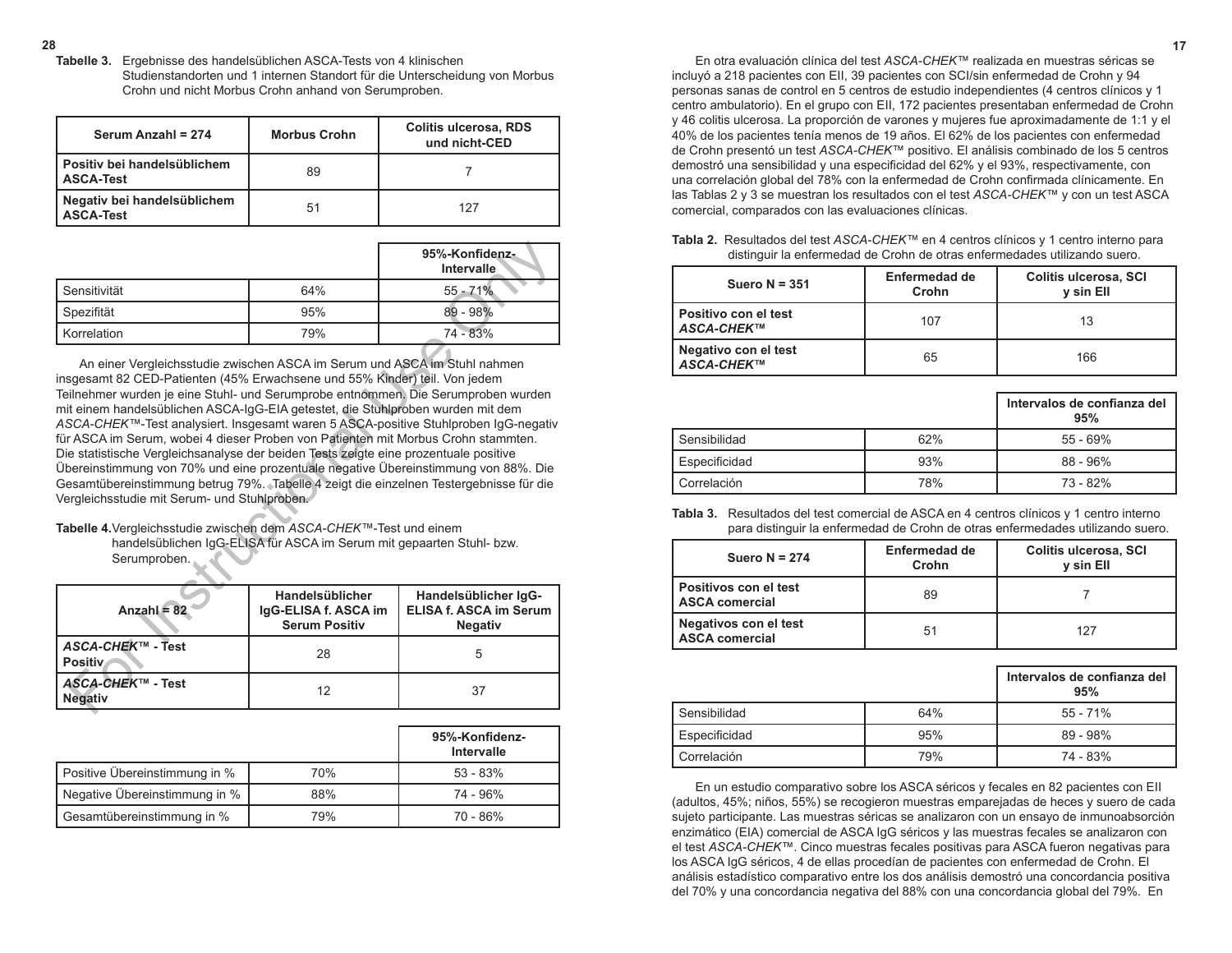**Tabelle 3.** Ergebnisse des handelsüblichen ASCA-Tests von 4 klinischen Studienstandorten und 1 internen Standort für die Unterscheidung von Morbus Crohn und nicht Morbus Crohn anhand von Serumproben.

| Serum Anzahl = 274 | Morbus Crohn | Colitis ulcerosa, RDS und nicht-CED |
|---|---|---|
| Positiv bei handelsüblichem ASCA-Test | 89 | 7 |
| Negativ bei handelsüblichem ASCA-Test | 51 | 127 |

| | | 95%-Konfidenz-Intervalle |
|---|---|---|
| Sensitivität | 64% | 55 - 71% |
| Spezifität | 95% | 89 - 98% |
| Korrelation | 79% | 74 - 83% |

An einer Vergleichsstudie zwischen ASCA im Serum und ASCA im Stuhl nahmen insgesamt 82 CED-Patienten (45% Erwachsene und 55% Kinder) teil. Von jedem Teilnehmer wurden je eine Stuhl- und Serumprobe entnommen. Die Serumproben wurden mit einem handelsüblichen ASCA-IgG-EIA getestet, die Stuhlproben wurden mit dem *ASCA-CHEK™*-Test analysiert. Insgesamt waren 5 ASCA-positive Stuhlproben IgG-negativ für ASCA im Serum, wobei 4 dieser Proben von Patienten mit Morbus Crohn stammten. Die statistische Vergleichsanalyse der beiden Tests zeigte eine prozentuale positive Übereinstimmung von 70% und eine prozentuale negative Übereinstimmung von 88%. Die Gesamtübereinstimmung betrug 79%. Tabelle 4 zeigt die einzelnen Testergebnisse für die Vergleichsstudie mit Serum- und Stuhlproben.

**Tabelle 4.** Vergleichsstudie zwischen dem *ASCA-CHEK™*-Test und einem handelsüblichen IgG-ELISA für ASCA im Serum mit gepaarten Stuhl- bzw. Serumproben.

| Anzahl = 82 | Handelsüblicher IgG-ELISA f. ASCA im Serum Positiv | Handelsüblicher IgG-ELISA f. ASCA im Serum Negativ |
|---|---|---|
| *ASCA-CHEK™* - Test Positiv | 28 | 5 |
| *ASCA-CHEK™* - Test Negativ | 12 | 37 |

| | | 95%-Konfidenz-Intervalle |
|---|---|---|
| Positive Übereinstimmung in % | 70% | 53 - 83% |
| Negative Übereinstimmung in % | 88% | 74 - 96% |
| Gesamtübereinstimmung in % | 79% | 70 - 86% |

En otra evaluación clínica del test *ASCA-CHEK™* realizada en muestras séricas se incluyó a 218 pacientes con EII, 39 pacientes con SCI/sin enfermedad de Crohn y 94 personas sanas de control en 5 centros de estudio independientes (4 centros clínicos y 1 centro ambulatorio). En el grupo con EII, 172 pacientes presentaban enfermedad de Crohn y 46 colitis ulcerosas. La proporción de varones y mujeres fue aproximadamente de 1:1 y el 40% de los pacientes tenía menos de 19 años. El 62% de los pacientes con enfermedad de Crohn presentó un test *ASCA-CHEK™* positivo. El análisis combinado de los 5 centros demostró una sensibilidad y una especificidad del 62% y el 93%, respectivamente, con una correlación global del 78% con la enfermedad de Crohn confirmada clínicamente. En las Tablas 2 y 3 se muestran los resultados con el test *ASCA-CHEK™* y con un test ASCA comercial, comparados con las evaluaciones clínicas.

**Tabla 2.** Resultados del test *ASCA-CHEK™* en 4 centros clínicos y 1 centro interno para distinguir la enfermedad de Crohn de otras enfermedades utilizando suero.

| Suero N = 351 | Enfermedad de Crohn | Colitis ulcerosa, SCI y sin EII |
|---|---|---|
| Positivo con el test *ASCA-CHEK™* | 107 | 13 |
| Negativo con el test *ASCA-CHEK™* | 65 | 166 |

| | | Intervalos de confianza del 95% |
|---|---|---|
| Sensibilidad | 62% | 55 - 69% |
| Especificidad | 93% | 88 - 96% |
| Correlación | 78% | 73 - 82% |

**Tabla 3.** Resultados del test comercial de ASCA en 4 centros clínicos y 1 centro interno para distinguir la enfermedad de Crohn de otras enfermedades utilizando suero.

| Suero N = 274 | Enfermedad de Crohn | Colitis ulcerosa, SCI y sin EII |
|---|---|---|
| Positivos con el test ASCA comercial | 89 | 7 |
| Negativos con el test ASCA comercial | 51 | 127 |

| | | Intervalos de confianza del 95% |
|---|---|---|
| Sensibilidad | 64% | 55 - 71% |
| Especificidad | 95% | 89 - 98% |
| Correlación | 79% | 74 - 83% |

En un estudio comparativo sobre los ASCA séricos y fecales en 82 pacientes con EII (adultos, 45%; niños, 55%) se recogieron muestras emparejadas de heces y suero de cada sujeto participante. Las muestras séricas se analizaron con un ensayo de inmunoabsorción enzimático (EIA) comercial de ASCA IgG séricos y las muestras fecales se analizaron con el test *ASCA-CHEK™*. Cinco muestras fecales positivas para ASCA fueron negativas para los ASCA IgG séricos, 4 de ellas procedían de pacientes con enfermedad de Crohn. El análisis estadístico comparativo entre los dos análisis demostró una concordancia positiva del 70% y una concordancia negativa del 88% con una concordancia global del 79%. En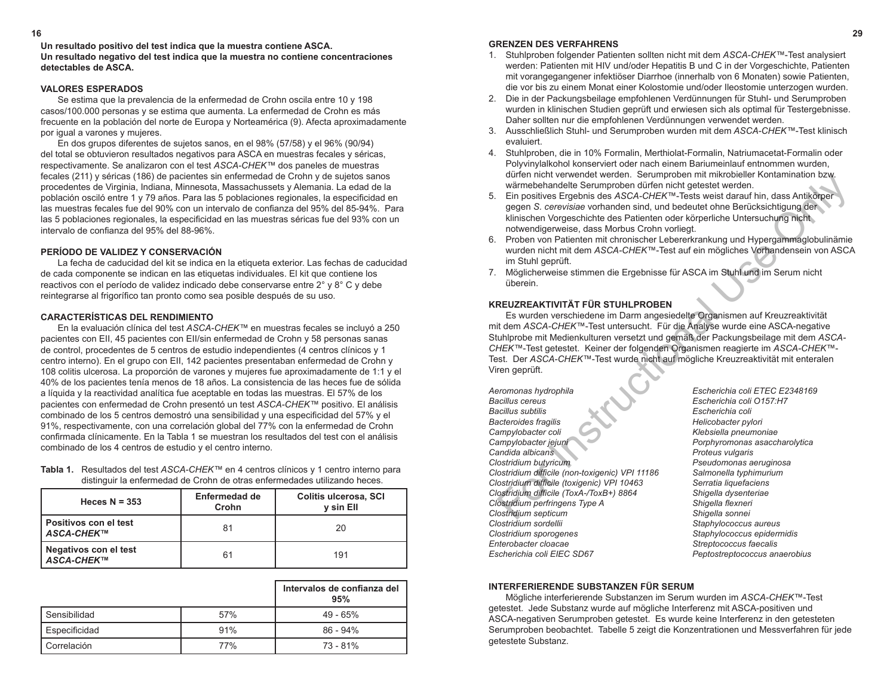**Un resultado positivo del test indica que la muestra contiene ASCA.**
**Un resultado negativo del test indica que la muestra no contiene concentraciones detectables de ASCA.**

## VALORES ESPERADOS

Se estima que la prevalencia de la enfermedad de Crohn oscila entre 10 y 198 casos/100.000 personas y se estima que aumenta. La enfermedad de Crohn es más frecuente en la población del norte de Europa y Norteamérica (9). Afecta aproximadamente por igual a varones y mujeres.

En dos grupos diferentes de sujetos sanos, en el 98% (57/58) y el 96% (90/94) del total se obtuvieron resultados negativos para ASCA en muestras fecales y séricas, respectivamente. Se analizaron con el test *ASCA-CHEK™* dos paneles de muestras fecales (211) y séricas (186) de pacientes sin enfermedad de Crohn y de sujetos sanos procedentes de Virginia, Indiana, Minnesota, Massachussets y Alemania. La edad de la población osciló entre 1 y 79 años. Para las 5 poblaciones regionales, la especificidad en las muestras fecales fue del 90% con un intervalo de confianza del 95% del 85-94%. Para las 5 poblaciones regionales, la especificidad en las muestras séricas fue del 93% con un intervalo de confianza del 95% del 88-96%.

## PERÍODO DE VALIDEZ Y CONSERVACIÓN

La fecha de caducidad del kit se indica en la etiqueta exterior. Las fechas de caducidad de cada componente se indican en las etiquetas individuales. El kit que contiene los reactivos con el período de validez indicado debe conservarse entre 2° y 8° C y debe reintegrarse al frigorífico tan pronto como sea posible después de su uso.

## CARACTERÍSTICAS DEL RENDIMIENTO

En la evaluación clínica del test *ASCA-CHEK™* en muestras fecales se incluyó a 250 pacientes con EII, 45 pacientes con EII/sin enfermedad de Crohn y 58 personas sanas de control, procedentes de 5 centros de estudio independientes (4 centros clínicos y 1 centro interno). En el grupo con EII, 142 pacientes presentaban enfermedad de Crohn y 108 colitis ulcerosa. La proporción de varones y mujeres fue aproximadamente de 1:1 y el 40% de los pacientes tenía menos de 18 años. La consistencia de las heces fue de sólida a líquida y la reactividad analítica fue aceptable en todas las muestras. El 57% de los pacientes con enfermedad de Crohn presentó un test *ASCA-CHEK™* positivo. El análisis combinado de los 5 centros demostró una sensibilidad y una especificidad del 57% y el 91%, respectivamente, con una correlación global del 77% con la enfermedad de Crohn confirmada clínicamente. En la Tabla 1 se muestran los resultados del test con el análisis combinado de los 4 centros de estudio y el centro interno.

**Tabla 1.** Resultados del test *ASCA-CHEK™* en 4 centros clínicos y 1 centro interno para distinguir la enfermedad de Crohn de otras enfermedades utilizando heces.

| Heces N = 353 | Enfermedad de Crohn | Colitis ulcerosa, SCI y sin EII |
|---|---|---|
| Positivos con el test *ASCA-CHEK™* | 81 | 20 |
| Negativos con el test *ASCA-CHEK™* | 61 | 191 |

| | | Intervalos de confianza del 95% |
|---|---|---|
| Sensibilidad | 57% | 49 - 65% |
| Especificidad | 91% | 86 - 94% |
| Correlación | 77% | 73 - 81% |

## GRENZEN DES VERFAHRENS

1. Stuhlproben folgender Patienten sollten nicht mit dem *ASCA-CHEK™*-Test analysiert werden: Patienten mit HIV und/oder Hepatitis B und C in der Vorgeschichte, Patienten mit vorangegangener infektiöser Diarrhoe (innerhalb von 6 Monaten) sowie Patienten, die vor bis zu einem Monat einer Kolostomie und/oder Ileostomie unterzogen wurden.
2. Die in der Packungsbeilage empfohlenen Verdünnungen für Stuhl- und Serumproben wurden in klinischen Studien geprüft und erwiesen sich als optimal für Testergebnisse. Daher sollten nur die empfohlenen Verdünnungen verwendet werden.
3. Ausschließlich Stuhl- und Serumproben wurden mit dem *ASCA-CHEK™*-Test klinisch evaluiert.
4. Stuhlproben, die in 10% Formalin, Merthiolat-Formalin, Natriumacetat-Formalin oder Polyvinylalkohol konserviert oder nach einem Bariumeinlauf entnommen wurden, dürfen nicht verwendet werden. Serumproben mit mikrobieller Kontamination bzw. wärmebehandelte Serumproben dürfen nicht getestet werden.
5. Ein positives Ergebnis des *ASCA-CHEK™*-Tests weist darauf hin, dass Antikörper gegen *S. cerevisiae* vorhanden sind, und bedeutet ohne Berücksichtigung der klinischen Vorgeschichte des Patienten oder körperliche Untersuchung nicht notwendigerweise, dass Morbus Crohn vorliegt.
6. Proben von Patienten mit chronischer Lebererkrankung und Hypergammaglobulinämie wurden nicht mit dem *ASCA-CHEK™*-Test auf ein mögliches Vorhandensein von ASCA im Stuhl geprüft.
7. Möglicherweise stimmen die Ergebnisse für ASCA im Stuhl und im Serum nicht überein.

## KREUZREAKTIVITÄT FÜR STUHLPROBEN

Es wurden verschiedene im Darm angesiedelte Organismen auf Kreuzreaktivität mit dem *ASCA-CHEK™*-Test untersucht. Für die Analyse wurde eine ASCA-negative Stuhlprobe mit Medienkulturen versetzt und gemäß der Packungsbeilage mit dem *ASCA-CHEK™*-Test getestet. Keiner der folgenden Organismen reagierte im *ASCA-CHEK™*-Test. Der *ASCA-CHEK™*-Test wurde nicht auf mögliche Kreuzreaktivität mit enteralen Viren geprüft.

*Aeromonas hydrophila*
*Bacillus cereus*
*Bacillus subtilis*
*Bacteroides fragilis*
*Campylobacter coli*
*Campylobacter jejuni*
*Candida albicans*
*Clostridium butyricum*
*Clostridium difficile (non-toxigenic) VPI 11186*
*Clostridium difficile (toxigenic) VPI 10463*
*Clostridium difficile (ToxA-/ToxB+) 8864*
*Clostridium perfringens Type A*
*Clostridium septicum*
*Clostridium sordellii*
*Clostridium sporogenes*
*Enterobacter cloacae*
*Escherichia coli EIEC SD67*
*Escherichia coli ETEC E2348169*
*Escherichia coli O157:H7*
*Escherichia coli*
*Helicobacter pylori*
*Klebsiella pneumoniae*
*Porphyromonas asaccharolytica*
*Proteus vulgaris*
*Pseudomonas aeruginosa*
*Salmonella typhimurium*
*Serratia liquefaciens*
*Shigella dysenteriae*
*Shigella flexneri*
*Shigella sonnei*
*Staphylococcus aureus*
*Staphylococcus epidermidis*
*Streptococcus faecalis*
*Peptostreptococcus anaerobius*

## INTERFERIERENDE SUBSTANZEN FÜR SERUM

Mögliche interferierende Substanzen im Serum wurden im *ASCA-CHEK™*-Test getestet. Jede Substanz wurde auf mögliche Interferenz mit ASCA-positiven und ASCA-negativen Serumproben getestet. Es wurde keine Interferenz in den getesteten Serumproben beobachtet. Tabelle 5 zeigt die Konzentrationen und Messverfahren für jede getestete Substanz.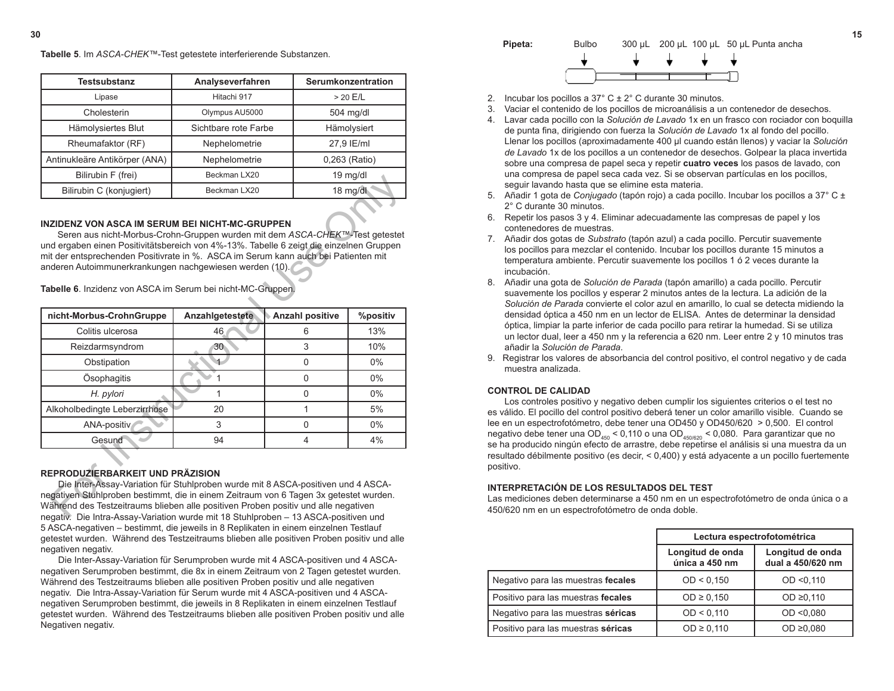**Tabelle 5**. Im *ASCA-CHEK*™-Test getestete interferierende Substanzen.

| Testsubstanz | Analyseverfahren | Serumkonzentration |
|---|---|---|
| Lipase | Hitachi 917 | > 20 E/L |
| Cholesterin | Olympus AU5000 | 504 mg/dl |
| Hämolysiertes Blut | Sichtbare rote Farbe | Hämolysiert |
| Rheumafaktor (RF) | Nephelometrie | 27,9 IE/ml |
| Antinukleäre Antikörper (ANA) | Nephelometrie | 0,263 (Ratio) |
| Bilirubin F (frei) | Beckman LX20 | 19 mg/dl |
| Bilirubin C (konjugiert) | Beckman LX20 | 18 mg/dl |

**INZIDENZ VON ASCA IM SERUM BEI NICHT-MC-GRUPPEN**

Seren aus nicht-Morbus-Crohn-Gruppen wurden mit dem *ASCA-CHEK*™-Test getestet und ergaben einen Positivitätsbereich von 4%-13%. Tabelle 6 zeigt die einzelnen Gruppen mit der entsprechenden Positivrate in %. ASCA im Serum kann auch bei Patienten mit anderen Autoimmunerkrankungen nachgewiesen werden (10).

**Tabelle 6**. Inzidenz von ASCA im Serum bei nicht-MC-Gruppen.

| nicht-Morbus-CrohnGruppe | Anzahlgetestete | Anzahl positive | %positiv |
|---|---|---|---|
| Colitis ulcerosa | 46 | 6 | 13% |
| Reizdarmsyndrom | 30 | 3 | 10% |
| Obstipation | 1 | 0 | 0% |
| Ösophagitis | 1 | 0 | 0% |
| *H. pylori* | 1 | 0 | 0% |
| Alkoholbedingte Leberzirrhose | 20 | 1 | 5% |
| ANA-positiv | 3 | 0 | 0% |
| Gesund | 94 | 4 | 4% |

**REPRODUZIERBARKEIT UND PRÄZISION**

Die Inter-Assay-Variation für Stuhlproben wurde mit 8 ASCA-positiven und 4 ASCA-negativen Stuhlproben bestimmt, die in einem Zeitraum von 6 Tagen 3x getestet wurden. Während des Testzeitraums blieben alle positiven Proben positiv und alle negativen negativ. Die Intra-Assay-Variation wurde mit 18 Stuhlproben – 13 ASCA-positiven und 5 ASCA-negativen – bestimmt, die jeweils in 8 Replikaten in einem einzelnen Testlauf getestet wurden. Während des Testzeitraums blieben alle positiven Proben positiv und alle negativen negativ.

Die Inter-Assay-Variation für Serumproben wurde mit 4 ASCA-positiven und 4 ASCA-negativen Serumproben bestimmt, die 8x in einem Zeitraum von 2 Tagen getestet wurden. Während des Testzeitraums blieben alle positiven Proben positiv und alle negativen negativ. Die Intra-Assay-Variation für Serum wurde mit 4 ASCA-positiven und 4 ASCA-negativen Serumproben bestimmt, die jeweils in 8 Replikaten in einem einzelnen Testlauf getestet wurden. Während des Testzeitraums blieben alle positiven Proben positiv und alle Negativen negativ.

**Pipeta:** Bulbo — 300 µL — 200 µL — 100 µL — 50 µL Punta ancha

2. Incubar los pocillos a 37° C ± 2° C durante 30 minutos.
3. Vaciar el contenido de los pocillos de microanálisis a un contenedor de desechos.
4. Lavar cada pocillo con la *Solución de Lavado* 1x en un frasco con rociador con boquilla de punta fina, dirigiendo con fuerza la *Solución de Lavado* 1x al fondo del pocillo. Llenar los pocillos (aproximadamente 400 µl cuando están llenos) y vaciar la *Solución de Lavado* 1x de los pocillos a un contenedor de desechos. Golpear la placa invertida sobre una compresa de papel seca y repetir **cuatro veces** los pasos de lavado, con una compresa de papel seca cada vez. Si se observan partículas en los pocillos, seguir lavando hasta que se elimine esta materia.
5. Añadir 1 gota de *Conjugado* (tapón rojo) a cada pocillo. Incubar los pocillos a 37° C ± 2° C durante 30 minutos.
6. Repetir los pasos 3 y 4. Eliminar adecuadamente las compresas de papel y los contenedores de muestras.
7. Añadir dos gotas de *Substrato* (tapón azul) a cada pocillo. Percutir suavemente los pocillos para mezclar el contenido. Incubar los pocillos durante 15 minutos a temperatura ambiente. Percutir suavemente los pocillos 1 ó 2 veces durante la incubación.
8. Añadir una gota de *Solución de Parada* (tapón amarillo) a cada pocillo. Percutir suavemente los pocillos y esperar 2 minutos antes de la lectura. La adición de la *Solución de Parada* convierte el color azul en amarillo, lo cual se detecta midiendo la densidad óptica a 450 nm en un lector de ELISA. Antes de determinar la densidad óptica, limpiar la parte inferior de cada pocillo para retirar la humedad. Si se utiliza un lector dual, leer a 450 nm y la referencia a 620 nm. Leer entre 2 y 10 minutos tras añadir la *Solución de Parada*.
9. Registrar los valores de absorbancia del control positivo, el control negativo y de cada muestra analizada.

**CONTROL DE CALIDAD**

Los controles positivo y negativo deben cumplir los siguientes criterios o el test no es válido. El pocillo del control positivo deberá tener un color amarillo visible. Cuando se lee en un espectrofotómetro, debe tener una OD450 y OD450/620 > 0,500. El control negativo debe tener una $OD_{450}$ < 0,110 o una $OD_{450/620}$ < 0,080. Para garantizar que no se ha producido ningún efecto de arrastre, debe repetirse el análisis si una muestra da un resultado débilmente positivo (es decir, < 0,400) y está adyacente a un pocillo fuertemente positivo.

**INTERPRETACIÓN DE LOS RESULTADOS DEL TEST**

Las mediciones deben determinarse a 450 nm en un espectrofotómetro de onda única o a 450/620 nm en un espectrofotómetro de onda doble.

| | Lectura espectrofotométrica | |
|---|---|---|
| | Longitud de onda única a 450 nm | Longitud de onda dual a 450/620 nm |
| Negativo para las muestras **fecales** | OD < 0,150 | OD <0,110 |
| Positivo para las muestras **fecales** | OD ≥ 0,150 | OD ≥0,110 |
| Negativo para las muestras **séricas** | OD < 0,110 | OD <0,080 |
| Positivo para las muestras **séricas** | OD ≥ 0,110 | OD ≥0,080 |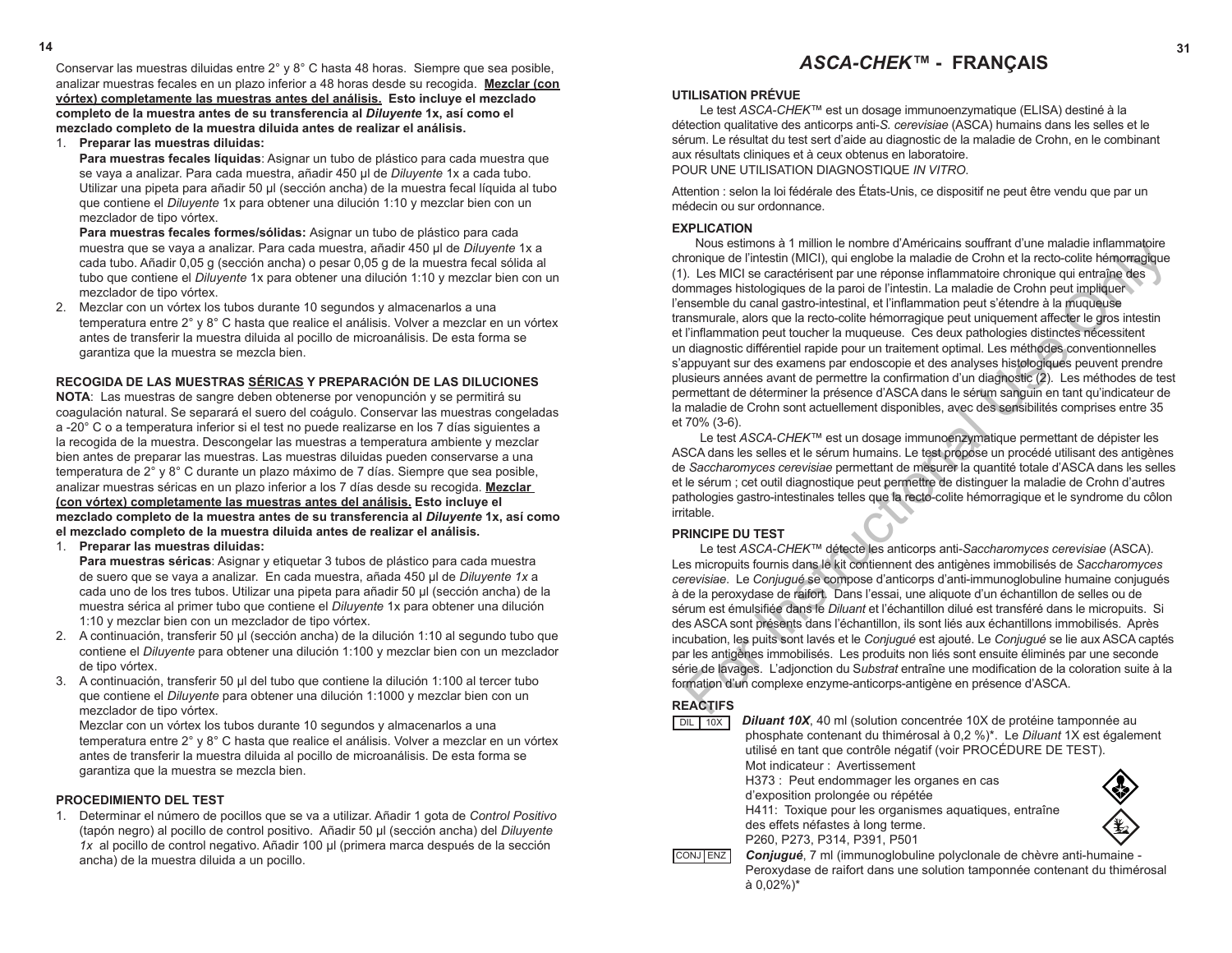Conservar las muestras diluidas entre 2° y 8° C hasta 48 horas. Siempre que sea posible, analizar muestras fecales en un plazo inferior a 48 horas desde su recogida. **Mezclar (con vórtex) completamente las muestras antes del análisis. Esto incluye el mezclado completo de la muestra antes de su transferencia al *Diluyente* 1x, así como el mezclado completo de la muestra diluida antes de realizar el análisis.**

1. **Preparar las muestras diluidas:**

   **Para muestras fecales líquidas**: Asignar un tubo de plástico para cada muestra que se vaya a analizar. Para cada muestra, añadir 450 µl de *Diluyente* 1x a cada tubo. Utilizar una pipeta para añadir 50 µl (sección ancha) de la muestra fecal líquida al tubo que contiene el *Diluyente* 1x para obtener una dilución 1:10 y mezclar bien con un mezclador de tipo vórtex.

   **Para muestras fecales formes/sólidas:** Asignar un tubo de plástico para cada muestra que se vaya a analizar. Para cada muestra, añadir 450 µl de *Diluyente* 1x a cada tubo. Añadir 0,05 g (sección ancha) o pesar 0,05 g de la muestra fecal sólida al tubo que contiene el *Diluyente* 1x para obtener una dilución 1:10 y mezclar bien con un mezclador de tipo vórtex.

2. Mezclar con un vórtex los tubos durante 10 segundos y almacenarlos a una temperatura entre 2° y 8° C hasta que realice el análisis. Volver a mezclar en un vórtex antes de transferir la muestra diluida al pocillo de microanálisis. De esta forma se garantiza que la muestra se mezcla bien.

### RECOGIDA DE LAS MUESTRAS SÉRICAS Y PREPARACIÓN DE LAS DILUCIONES

**NOTA**: Las muestras de sangre deben obtenerse por venopunción y se permitirá su coagulación natural. Se separará el suero del coágulo. Conservar las muestras congeladas a -20° C o a temperatura inferior si el test no puede realizarse en los 7 días siguientes a la recogida de la muestra. Descongelar las muestras a temperatura ambiente y mezclar bien antes de preparar las muestras. Las muestras diluidas pueden conservarse a una temperatura de 2° y 8° C durante un plazo máximo de 7 días. Siempre que sea posible, analizar muestras séricas en un plazo inferior a los 7 días desde su recogida. **Mezclar (con vórtex) completamente las muestras antes del análisis. Esto incluye el mezclado completo de la muestra antes de su transferencia al *Diluyente* 1x, así como el mezclado completo de la muestra diluida antes de realizar el análisis.**

1. **Preparar las muestras diluidas:**

   **Para muestras séricas**: Asignar y etiquetar 3 tubos de plástico para cada muestra de suero que se vaya a analizar. En cada muestra, añada 450 µl de *Diluyente 1x* a cada uno de los tres tubos. Utilizar una pipeta para añadir 50 µl (sección ancha) de la muestra sérica al primer tubo que contiene el *Diluyente* 1x para obtener una dilución 1:10 y mezclar bien con un mezclador de tipo vórtex.

2. A continuación, transferir 50 µl (sección ancha) de la dilución 1:10 al segundo tubo que contiene el *Diluyente* para obtener una dilución 1:100 y mezclar bien con un mezclador de tipo vórtex.
3. A continuación, transferir 50 µl del tubo que contiene la dilución 1:100 al tercer tubo que contiene el *Diluyente* para obtener una dilución 1:1000 y mezclar bien con un mezclador de tipo vórtex.

   Mezclar con un vórtex los tubos durante 10 segundos y almacenarlos a una temperatura entre 2° y 8° C hasta que realice el análisis. Volver a mezclar en un vórtex antes de transferir la muestra diluida al pocillo de microanálisis. De esta forma se garantiza que la muestra se mezcla bien.

### PROCEDIMIENTO DEL TEST

1. Determinar el número de pocillos que se va a utilizar. Añadir 1 gota de *Control Positivo* (tapón negro) al pocillo de control positivo. Añadir 50 µl (sección ancha) del *Diluyente 1x* al pocillo de control negativo. Añadir 100 µl (primera marca después de la sección ancha) de la muestra diluida a un pocillo.

# *ASCA-CHEK™* - FRANÇAIS

### UTILISATION PRÉVUE

Le test *ASCA-CHEK*™ est un dosage immunoenzymatique (ELISA) destiné à la détection qualitative des anticorps anti-*S. cerevisiae* (ASCA) humains dans les selles et le sérum. Le résultat du test sert d'aide au diagnostic de la maladie de Crohn, en le combinant aux résultats cliniques et à ceux obtenus en laboratoire.
POUR UNE UTILISATION DIAGNOSTIQUE *IN VITRO*.

Attention : selon la loi fédérale des États-Unis, ce dispositif ne peut être vendu que par un médecin ou sur ordonnance.

### EXPLICATION

Nous estimons à 1 million le nombre d'Américains souffrant d'une maladie inflammatoire chronique de l'intestin (MICI), qui englobe la maladie de Crohn et la recto-colite hémorragique (1). Les MICI se caractérisent par une réponse inflammatoire chronique qui entraîne des dommages histologiques de la paroi de l'intestin. La maladie de Crohn peut impliquer l'ensemble du canal gastro-intestinal, et l'inflammation peut s'étendre à la muqueuse transmurale, alors que la recto-colite hémorragique peut uniquement affecter le gros intestin et l'inflammation peut toucher la muqueuse. Ces deux pathologies distinctes nécessitent un diagnostic différentiel rapide pour un traitement optimal. Les méthodes conventionnelles s'appuyant sur des examens par endoscopie et des analyses histologiques peuvent prendre plusieurs années avant de permettre la confirmation d'un diagnostic (2). Les méthodes de test permettant de déterminer la présence d'ASCA dans le sérum sanguin en tant qu'indicateur de la maladie de Crohn sont actuellement disponibles, avec des sensibilités comprises entre 35 et 70% (3-6).

Le test *ASCA-CHEK*™ est un dosage immunoenzymatique permettant de dépister les ASCA dans les selles et le sérum humains. Le test propose un procédé utilisant des antigènes de *Saccharomyces cerevisiae* permettant de mesurer la quantité totale d'ASCA dans les selles et le sérum ; cet outil diagnostique peut permettre de distinguer la maladie de Crohn d'autres pathologies gastro-intestinales telles que la recto-colite hémorragique et le syndrome du côlon irritable.

### PRINCIPE DU TEST

Le test *ASCA-CHEK*™ détecte les anticorps anti-*Saccharomyces cerevisiae* (ASCA). Les micropuits fournis dans le kit contiennent des antigènes immobilisés de *Saccharomyces cerevisiae*. Le *Conjugué* se compose d'anticorps d'anti-immunoglobuline humaine conjugués à de la peroxydase de raifort. Dans l'essai, une aliquote d'un échantillon de selles ou de sérum est émulsifiée dans le *Diluant* et l'échantillon dilué est transféré dans le micropuits. Si des ASCA sont présents dans l'échantillon, ils sont liés aux échantillons immobilisés. Après incubation, les puits sont lavés et le *Conjugué* est ajouté. Le *Conjugué* se lie aux ASCA captés par les antigènes immobilisés. Les produits non liés sont ensuite éliminés par une seconde série de lavages. L'adjonction du S*ubstrat* entraîne une modification de la coloration suite à la formation d'un complexe enzyme-anticorps-antigène en présence d'ASCA.

### REACTIFS

DIL 10X — ***Diluant 10X***, 40 ml (solution concentrée 10X de protéine tamponnée au phosphate contenant du thimérosal à 0,2 %)*. Le *Diluant* 1X est également utilisé en tant que contrôle négatif (voir PROCÉDURE DE TEST).
Mot indicateur : Avertissement
H373 : Peut endommager les organes en cas d'exposition prolongée ou répétée
H411: Toxique pour les organismes aquatiques, entraîne des effets néfastes à long terme.
P260, P273, P314, P391, P501

CONJ ENZ — ***Conjugué***, 7 ml (immunoglobuline polyclonale de chèvre anti-humaine - Peroxydase de raifort dans une solution tamponnée contenant du thimérosal à 0,02%)*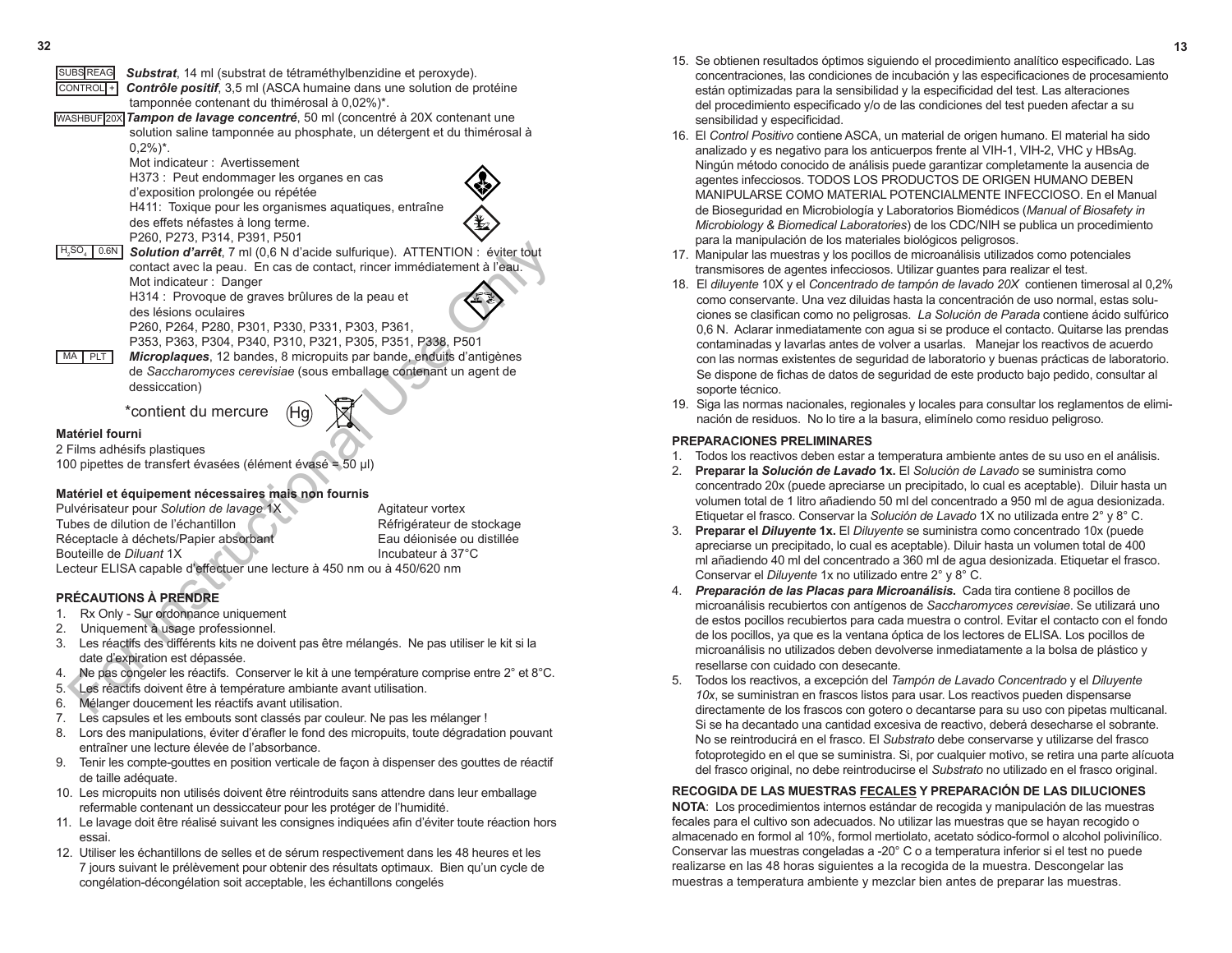SUBS REAG **_Substrat_**, 14 ml (substrat de tétraméthylbenzidine et peroxyde).

CONTROL + **_Contrôle positif_**, 3,5 ml (ASCA humaine dans une solution de protéine tamponnée contenant du thimérosal à 0,02%)*.

WASHBUF 20X **_Tampon de lavage concentré_**, 50 ml (concentré à 20X contenant une solution saline tamponnée au phosphate, un détergent et du thimérosal à 0,2%)*.
Mot indicateur : Avertissement
H373 : Peut endommager les organes en cas d'exposition prolongée ou répétée
H411: Toxique pour les organismes aquatiques, entraîne des effets néfastes à long terme.
P260, P273, P314, P391, P501

$H_2SO_4$ 0,6N **_Solution d'arrêt_**, 7 ml (0,6 N d'acide sulfurique). ATTENTION : éviter tout contact avec la peau. En cas de contact, rincer immédiatement à l'eau.
Mot indicateur : Danger
H314 : Provoque de graves brûlures de la peau et des lésions oculaires
P260, P264, P280, P301, P330, P331, P303, P361, P353, P363, P304, P340, P310, P321, P305, P351, P338, P501

MA PLT **_Microplaques_**, 12 bandes, 8 micropuits par bande, enduits d'antigènes de *Saccharomyces cerevisiae* (sous emballage contenant un agent de dessiccation)

*contient du mercure

**Matériel fourni**

2 Films adhésifs plastiques
100 pipettes de transfert évasées (élément évasé = 50 µl)

**Matériel et équipement nécessaires mais non fournis**

Pulvérisateur pour *Solution de lavage* 1X
Tubes de dilution de l'échantillon
Réceptacle à déchets/Papier absorbant
Bouteille de *Diluant* 1X
Agitateur vortex
Réfrigérateur de stockage
Eau déionisée ou distillée
Incubateur à 37°C
Lecteur ELISA capable d'effectuer une lecture à 450 nm ou à 450/620 nm

**PRÉCAUTIONS À PRENDRE**

1. Rx Only - Sur ordonnance uniquement
2. Uniquement à usage professionnel.
3. Les réactifs des différents kits ne doivent pas être mélangés. Ne pas utiliser le kit si la date d'expiration est dépassée.
4. Ne pas congeler les réactifs. Conserver le kit à une température comprise entre 2° et 8°C.
5. Les réactifs doivent être à température ambiante avant utilisation.
6. Mélanger doucement les réactifs avant utilisation.
7. Les capsules et les embouts sont classés par couleur. Ne pas les mélanger !
8. Lors des manipulations, éviter d'érafler le fond des micropuits, toute dégradation pouvant entraîner une lecture élevée de l'absorbance.
9. Tenir les compte-gouttes en position verticale de façon à dispenser des gouttes de réactif de taille adéquate.
10. Les micropuits non utilisés doivent être réintroduits sans attendre dans leur emballage refermable contenant un dessiccateur pour les protéger de l'humidité.
11. Le lavage doit être réalisé suivant les consignes indiquées afin d'éviter toute réaction hors essai.
12. Utiliser les échantillons de selles et de sérum respectivement dans les 48 heures et les 7 jours suivant le prélèvement pour obtenir des résultats optimaux. Bien qu'un cycle de congélation-décongélation soit acceptable, les échantillons congelés

15. Se obtienen resultados óptimos siguiendo el procedimiento analítico especificado. Las concentraciones, las condiciones de incubación y las especificaciones de procesamiento están optimizadas para la sensibilidad y la especificidad del test. Las alteraciones del procedimiento especificado y/o de las condiciones del test pueden afectar a su sensibilidad y especificidad.
16. El *Control Positivo* contiene ASCA, un material de origen humano. El material ha sido analizado y es negativo para los anticuerpos frente al VIH-1, VIH-2, VHC y HBsAg. Ningún método conocido de análisis puede garantizar completamente la ausencia de agentes infecciosos. TODOS LOS PRODUCTOS DE ORIGEN HUMANO DEBEN MANIPULARSE COMO MATERIAL POTENCIALMENTE INFECCIOSO. En el Manual de Bioseguridad en Microbiología y Laboratorios Biomédicos (*Manual of Biosafety in Microbiology & Biomedical Laboratories*) de los CDC/NIH se publica un procedimiento para la manipulación de los materiales biológicos peligrosos.
17. Manipular las muestras y los pocillos de microanálisis utilizados como potenciales transmisores de agentes infecciosos. Utilizar guantes para realizar el test.
18. El *diluyente* 10X y el *Concentrado de tampón de lavado 20X* contienen timerosal al 0,2% como conservante. Una vez diluidas hasta la concentración de uso normal, estas soluciones se clasifican como no peligrosas. *La Solución de Parada* contiene ácido sulfúrico 0,6 N. Aclarar inmediatamente con agua si se produce el contacto. Quitarse las prendas contaminadas y lavarlas antes de volver a usarlas. Manejar los reactivos de acuerdo con las normas existentes de seguridad de laboratorio y buenas prácticas de laboratorio. Se dispone de fichas de datos de seguridad de este producto bajo pedido, consultar al soporte técnico.
19. Siga las normas nacionales, regionales y locales para consultar los reglamentos de eliminación de residuos. No lo tire a la basura, elimínelo como residuo peligroso.

**PREPARACIONES PRELIMINARES**

1. Todos los reactivos deben estar a temperatura ambiente antes de su uso en el análisis.
2. **Preparar la _Solución de Lavado_ 1x.** El *Solución de Lavado* se suministra como concentrado 20x (puede apreciarse un precipitado, lo cual es aceptable). Diluir hasta un volumen total de 1 litro añadiendo 50 ml del concentrado a 950 ml de agua desionizada. Etiquetar el frasco. Conservar la *Solución de Lavado* 1X no utilizada entre 2° y 8° C.
3. **Preparar el _Diluyente_ 1x.** El *Diluyente* se suministra como concentrado 10x (puede apreciarse un precipitado, lo cual es aceptable). Diluir hasta un volumen total de 400 ml añadiendo 40 ml del concentrado a 360 ml de agua desionizada. Etiquetar el frasco. Conservar el *Diluyente* 1x no utilizado entre 2° y 8° C.
4. **_Preparación de las Placas para Microanálisis._** Cada tira contiene 8 pocillos de microanálisis recubiertos con antígenos de *Saccharomyces cerevisiae*. Se utilizará uno de estos pocillos recubiertos para cada muestra o control. Evitar el contacto con el fondo de los pocillos, ya que es la ventana óptica de los lectores de ELISA. Los pocillos de microanálisis no utilizados deben devolverse inmediatamente a la bolsa de plástico y resellarse con cuidado con desecante.
5. Todos los reactivos, a excepción del *Tampón de Lavado Concentrado* y el *Diluyente 10x*, se suministran en frascos listos para usar. Los reactivos pueden dispensarse directamente de los frascos con gotero o decantarse para su uso con pipetas multicanal. Si se ha decantado una cantidad excesiva de reactivo, deberá desecharse el sobrante. No se reintroducirá en el frasco. El *Substrato* debe conservarse y utilizarse del frasco fotoprotegido en el que se suministra. Si, por cualquier motivo, se retira una parte alícuota del frasco original, no debe reintroducirse el *Substrato* no utilizado en el frasco original.

**RECOGIDA DE LAS MUESTRAS FECALES Y PREPARACIÓN DE LAS DILUCIONES**

**NOTA**: Los procedimientos internos estándar de recogida y manipulación de las muestras fecales para el cultivo son adecuados. No utilizar las muestras que se hayan recogido o almacenado en formol al 10%, formol mertiolato, acetato sódico-formol o alcohol polivinílico. Conservar las muestras congeladas a -20° C o a temperatura inferior si el test no puede realizarse en las 48 horas siguientes a la recogida de la muestra. Descongelar las muestras a temperatura ambiente y mezclar bien antes de preparar las muestras.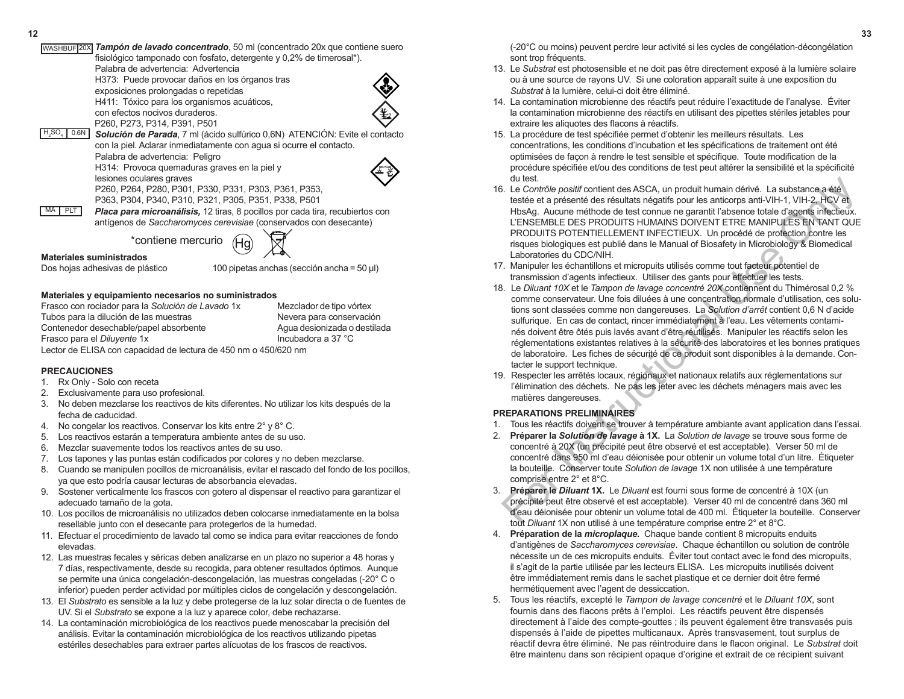WASHBUF 20X *Tampón de lavado concentrado*, 50 ml (concentrado 20x que contiene suero fisiológico tamponado con fosfato, detergente y 0,2% de timerosal*).
Palabra de advertencia: Advertencia
H373: Puede provocar daños en los órganos tras exposiciones prolongadas o repetidas
H411: Tóxico para los organismos acuáticos, con efectos nocivos duraderos.
P260, P273, P314, P391, P501

$H_2SO_4$ 0.6N *Solución de Parada*, 7 ml (ácido sulfúrico 0,6N) ATENCIÓN: Evite el contacto con la piel. Aclarar inmediatamente con agua si ocurre el contacto.
Palabra de advertencia: Peligro
H314: Provoca quemaduras graves en la piel y lesiones oculares graves
P260, P264, P280, P301, P330, P331, P303, P361, P353, P363, P304, P340, P310, P321, P305, P351, P338, P501

MA PLT ***Placa para microanálisis,*** 12 tiras, 8 pocillos por cada tira, recubiertos con antígenos de *Saccharomyces cerevisiae* (conservados con desecante)

*contiene mercurio

**Materiales suministrados**

Dos hojas adhesivas de plástico — 100 pipetas anchas (sección ancha = 50 µl)

**Materiales y equipamiento necesarios no suministrados**

Frasco con rociador para la *Solución de Lavado* 1x
Tubos para la dilución de las muestras
Contenedor desechable/papel absorbente
Frasco para el *Diluyente* 1x
Mezclador de tipo vórtex
Nevera para conservación
Agua desionizada o destilada
Incubadora a 37 °C
Lector de ELISA con capacidad de lectura de 450 nm o 450/620 nm

**PRECAUCIONES**

1. Rx Only - Solo con receta
2. Exclusivamente para uso profesional.
3. No deben mezclarse los reactivos de kits diferentes. No utilizar los kits después de la fecha de caducidad.
4. No congelar los reactivos. Conservar los kits entre 2° y 8° C.
5. Los reactivos estarán a temperatura ambiente antes de su uso.
6. Mezclar suavemente todos los reactivos antes de su uso.
7. Los tapones y las puntas están codificados por colores y no deben mezclarse.
8. Cuando se manipulen pocillos de microanálisis, evitar el rascado del fondo de los pocillos, ya que esto podría causar lecturas de absorbancia elevadas.
9. Sostener verticalmente los frascos con gotero al dispensar el reactivo para garantizar el adecuado tamaño de la gota.
10. Los pocillos de microanálisis no utilizados deben colocarse inmediatamente en la bolsa resellable junto con el desecante para protegerlos de la humedad.
11. Efectuar el procedimiento de lavado tal como se indica para evitar reacciones de fondo elevadas.
12. Las muestras fecales y séricas deben analizarse en un plazo no superior a 48 horas y 7 días, respectivamente, desde su recogida, para obtener resultados óptimos. Aunque se permite una única congelación-descongelación, las muestras congeladas (-20° C o inferior) pueden perder actividad por múltiples ciclos de congelación y descongelación.
13. El *Substrato* es sensible a la luz y debe protegerse de la luz solar directa o de fuentes de UV. Si el *Substrato* se expone a la luz y aparece color, debe rechazarse.
14. La contaminación microbiológica de los reactivos puede menoscabar la precisión del análisis. Evitar la contaminación microbiológica de los reactivos utilizando pipetas estériles desechables para extraer partes alícuotas de los frascos de reactivos.

(-20°C ou moins) peuvent perdre leur activité si les cycles de congélation-décongélation sont trop fréquents.

13. Le *Substrat* est photosensible et ne doit pas être directement exposé à la lumière solaire ou à une source de rayons UV. Si une coloration apparaît suite à une exposition du *Substrat* à la lumière, celui-ci doit être éliminé.
14. La contamination microbienne des réactifs peut réduire l'exactitude de l'analyse. Éviter la contamination microbienne des réactifs en utilisant des pipettes stériles jetables pour extraire les aliquotes des flacons à réactifs.
15. La procédure de test spécifiée permet d'obtenir les meilleurs résultats. Les concentrations, les conditions d'incubation et les spécifications de traitement ont été optimisées de façon à rendre le test sensible et spécifique. Toute modification de la procédure spécifiée et/ou des conditions de test peut altérer la sensibilité et la spécificité du test.
16. Le *Contrôle positif* contient des ASCA, un produit humain dérivé. La substance a été testée et a présenté des résultats négatifs pour les anticorps anti-VIH-1, VIH-2, HCV et HbsAg. Aucune méthode de test connue ne garantit l'absence totale d'agents infectieux. L'ENSEMBLE DES PRODUITS HUMAINS DOIVENT ETRE MANIPULES EN TANT QUE PRODUITS POTENTIELLEMENT INFECTIEUX. Un procédé de protection contre les risques biologiques est publié dans le Manual of Biosafety in Microbiology & Biomedical Laboratories du CDC/NIH.
17. Manipuler les échantillons et micropuits utilisés comme tout facteur potentiel de transmission d'agents infectieux. Utiliser des gants pour effectuer les tests.
18. Le *Diluant 10X* et le *Tampon de lavage concentré 20X* contiennent du Thimérosal 0,2 % comme conservateur. Une fois diluées à une concentration normale d'utilisation, ces solutions sont classées comme non dangereuses. La *Solution d'arrêt* contient 0,6 N d'acide sulfurique. En cas de contact, rincer immédiatement à l'eau. Les vêtements contaminés doivent être ôtés puis lavés avant d'être réutilisés. Manipuler les réactifs selon les réglementations existantes relatives à la sécurité des laboratoires et les bonnes pratiques de laboratoire. Les fiches de sécurité de ce produit sont disponibles à la demande. Contacter le support technique.
19. Respecter les arrêtés locaux, régionaux et nationaux relatifs aux réglementations sur l'élimination des déchets. Ne pas les jeter avec les déchets ménagers mais avec les matières dangereuses.

**PREPARATIONS PRELIMINAIRES**

1. Tous les réactifs doivent se trouver à température ambiante avant application dans l'essai.
2. **Préparer la *Solution de lavage* à 1X.** La *Solution de lavage* se trouve sous forme de concentré à 20X (un précipité peut être observé et est acceptable). Verser 50 ml de concentré dans 950 ml d'eau déionisée pour obtenir un volume total d'un litre. Étiqueter la bouteille. Conserver toute *Solution de lavage* 1X non utilisée à une température comprise entre 2° et 8°C.
3. **Préparer le *Diluant* 1X.** Le *Diluant* est fourni sous forme de concentré à 10X (un précipité peut être observé et est acceptable). Verser 40 ml de concentré dans 360 ml d'eau déionisée pour obtenir un volume total de 400 ml. Étiqueter la bouteille. Conserver tout *Diluant* 1X non utilisé à une température comprise entre 2° et 8°C.
4. **Préparation de la *microplaque*.** Chaque bande contient 8 micropuits enduits d'antigènes de *Saccharomyces cerevisiae*. Chaque échantillon ou solution de contrôle nécessite un de ces micropuits enduits. Éviter tout contact avec le fond des micropuits, il s'agit de la partie utilisée par les lecteurs ELISA. Les micropuits inutilisés doivent être immédiatement remis dans le sachet plastique et ce dernier doit être fermé hermétiquement avec l'agent de dessiccation.
5. Tous les réactifs, excepté le *Tampon de lavage concentré* et le *Diluant 10X*, sont fournis dans des flacons prêts à l'emploi. Les réactifs peuvent être dispensés directement à l'aide des compte-gouttes ; ils peuvent également être transvasés puis dispensés à l'aide de pipettes multicanaux. Après transvasement, tout surplus de réactif devra être éliminé. Ne pas réintroduire dans le flacon original. Le *Substrat* doit être maintenu dans son récipient opaque d'origine et extrait de ce récipient suivant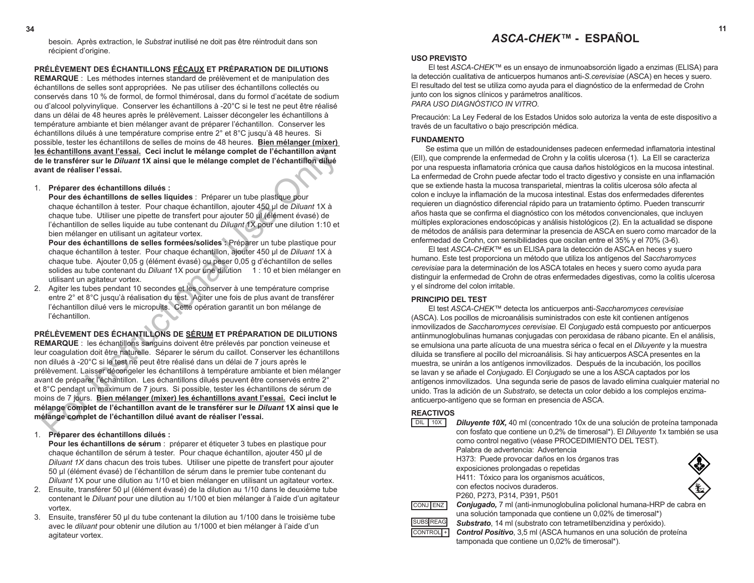besoin. Après extraction, le *Substrat* inutilisé ne doit pas être réintroduit dans son récipient d'origine.

**PRÉLÈVEMENT DES ÉCHANTILLONS FÉCAUX ET PRÉPARATION DE DILUTIONS**

**REMARQUE** : Les méthodes internes standard de prélèvement et de manipulation des échantillons de selles sont appropriées. Ne pas utiliser des échantillons collectés ou conservés dans 10 % de formol, de formol thimérosal, dans du formol d'acétate de sodium ou d'alcool polyvinylique. Conserver les échantillons à -20°C si le test ne peut être réalisé dans un délai de 48 heures après le prélèvement. Laisser décongeler les échantillons à température ambiante et bien mélanger avant de préparer l'échantillon. Conserver les échantillons dilués à une température comprise entre 2° et 8°C jusqu'à 48 heures. Si possible, tester les échantillons de selles de moins de 48 heures. **Bien mélanger (mixer) les échantillons avant l'essai. Ceci inclut le mélange complet de l'échantillon avant de le transférer sur le *Diluant* 1X ainsi que le mélange complet de l'échantillon dilué avant de réaliser l'essai.**

1. **Préparer des échantillons dilués :**
   **Pour des échantillons de selles liquides** : Préparer un tube plastique pour chaque échantillon à tester. Pour chaque échantillon, ajouter 450 µl de *Diluant* 1X à chaque tube. Utiliser une pipette de transfert pour ajouter 50 µl (élément évasé) de l'échantillon de selles liquide au tube contenant du *Diluant* 1X pour une dilution 1:10 et bien mélanger en utilisant un agitateur vortex.
   **Pour des échantillons de selles formées/solides** : Préparer un tube plastique pour chaque échantillon à tester. Pour chaque échantillon, ajouter 450 µl de *Diluant* 1X à chaque tube. Ajouter 0,05 g (élément évasé) ou peser 0,05 g d'échantillon de selles solides au tube contenant du *Diluant* 1X pour une dilution 1 : 10 et bien mélanger en utilisant un agitateur vortex.
2. Agiter les tubes pendant 10 secondes et les conserver à une température comprise entre 2° et 8°C jusqu'à réalisation du test. Agiter une fois de plus avant de transférer l'échantillon dilué vers le micropuits. Cette opération garantit un bon mélange de l'échantillon.

**PRÉLÈVEMENT DES ÉCHANTILLONS DE SÉRUM ET PRÉPARATION DE DILUTIONS**

**REMARQUE** : les échantillons sanguins doivent être prélevés par ponction veineuse et leur coagulation doit être naturelle. Séparer le sérum du caillot. Conserver les échantillons non dilués à -20°C si le test ne peut être réalisé dans un délai de 7 jours après le prélèvement. Laisser décongeler les échantillons à température ambiante et bien mélanger avant de préparer l'échantillon. Les échantillons dilués peuvent être conservés entre 2° et 8°C pendant un maximum de 7 jours. Si possible, tester les échantillons de sérum de moins de 7 jours. **Bien mélanger (mixer) les échantillons avant l'essai. Ceci inclut le mélange complet de l'échantillon avant de le transférer sur le *Diluant* 1X ainsi que le mélange complet de l'échantillon dilué avant de réaliser l'essai.**

1. **Préparer des échantillons dilués :**
   **Pour les échantillons de sérum** : préparer et étiqueter 3 tubes en plastique pour chaque échantillon de sérum à tester. Pour chaque échantillon, ajouter 450 µl de *Diluant 1X* dans chacun des trois tubes. Utiliser une pipette de transfert pour ajouter 50 µl (élément évasé) de l'échantillon de sérum dans le premier tube contenant du *Diluant* 1X pour une dilution au 1/10 et bien mélanger en utilisant un agitateur vortex.
2. Ensuite, transférer 50 µl (élément évasé) de la dilution au 1/10 dans le deuxième tube contenant le *Diluant* pour une dilution au 1/100 et bien mélanger à l'aide d'un agitateur vortex.
3. Ensuite, transférer 50 µl du tube contenant la dilution au 1/100 dans le troisième tube avec le *diluant* pour obtenir une dilution au 1/1000 et bien mélanger à l'aide d'un agitateur vortex.

# *ASCA-CHEK*™ - ESPAÑOL

## USO PREVISTO

El test *ASCA-CHEK*™ es un ensayo de inmunoabsorción ligado a enzimas (ELISA) para la detección cualitativa de anticuerpos humanos anti-*S.cerevisiae* (ASCA) en heces y suero. El resultado del test se utiliza como ayuda para el diagnóstico de la enfermedad de Crohn junto con los signos clínicos y parámetros analíticos.
*PARA USO DIAGNÓSTICO IN VITRO.*

Precaución: La Ley Federal de los Estados Unidos solo autoriza la venta de este dispositivo a través de un facultativo o bajo prescripción médica.

## FUNDAMENTO

Se estima que un millón de estadounidenses padecen enfermedad inflamatoria intestinal (EII), que comprende la enfermedad de Crohn y la colitis ulcerosa (1). La EII se caracteriza por una respuesta inflamatoria crónica que causa daños histológicos en la mucosa intestinal. La enfermedad de Crohn puede afectar todo el tracto digestivo y consiste en una inflamación que se extiende hasta la mucosa transparietal, mientras la colitis ulcerosa sólo afecta al colon e incluye la inflamación de la mucosa intestinal. Estas dos enfermedades diferentes requieren un diagnóstico diferencial rápido para un tratamiento óptimo. Pueden transcurrir años hasta que se confirma el diagnóstico con los métodos convencionales, que incluyen múltiples exploraciones endoscópicas y análisis histológicos (2). En la actualidad se dispone de métodos de análisis para determinar la presencia de ASCA en suero como marcador de la enfermedad de Crohn, con sensibilidades que oscilan entre el 35% y el 70% (3-6).

El test *ASCA-CHEK*™ es un ELISA para la detección de ASCA en heces y suero humano. Este test proporciona un método que utiliza los antígenos del *Saccharomyces cerevisiae* para la determinación de los ASCA totales en heces y suero como ayuda para distinguir la enfermedad de Crohn de otras enfermedades digestivas, como la colitis ulcerosa y el síndrome del colon irritable.

## PRINCIPIO DEL TEST

El test *ASCA-CHEK*™ detecta los anticuerpos anti-*Saccharomyces cerevisiae* (ASCA). Los pocillos de microanálisis suministrados con este kit contienen antígenos inmovilizados de *Saccharomyces cerevisiae*. El *Conjugado* está compuesto por anticuerpos antiinmunoglobulinas humanas conjugadas con peroxidasa de rábano picante. En el análisis, se emulsiona una parte alícuota de una muestra sérica o fecal en el *Diluyente* y la muestra diluida se transfiere al pocillo del microanálisis. Si hay anticuerpos ASCA presentes en la muestra, se unirán a los antígenos inmovilizados. Después de la incubación, los pocillos se lavan y se añade el *Conjugado*. El *Conjugado* se une a los ASCA captados por los antígenos inmovilizados. Una segunda serie de pasos de lavado elimina cualquier material no unido. Tras la adición de un *Substrato*, se detecta un color debido a los complejos enzima-anticuerpo-antígeno que se forman en presencia de ASCA.

## REACTIVOS

DIL 10X — ***Diluyente 10X,*** 40 ml (concentrado 10x de una solución de proteína tamponada con fosfato que contiene un 0,2% de timerosal*). El *Diluyente* 1x también se usa como control negativo (véase PROCEDIMIENTO DEL TEST).
Palabra de advertencia: Advertencia
H373: Puede provocar daños en los órganos tras exposiciones prolongadas o repetidas
H411: Tóxico para los organismos acuáticos, con efectos nocivos duraderos.
P260, P273, P314, P391, P501

CONJ ENZ — ***Conjugado,*** 7 ml (anti-inmunoglobulina policlonal humana-HRP de cabra en una solución tamponada que contiene un 0,02% de timerosal*)

SUBS REAG — ***Substrato***, 14 ml (substrato con tetrametilbenzidina y peróxido).

CONTROL + — ***Control Positivo***, 3,5 ml (ASCA humanos en una solución de proteína tamponada que contiene un 0,02% de timerosal*).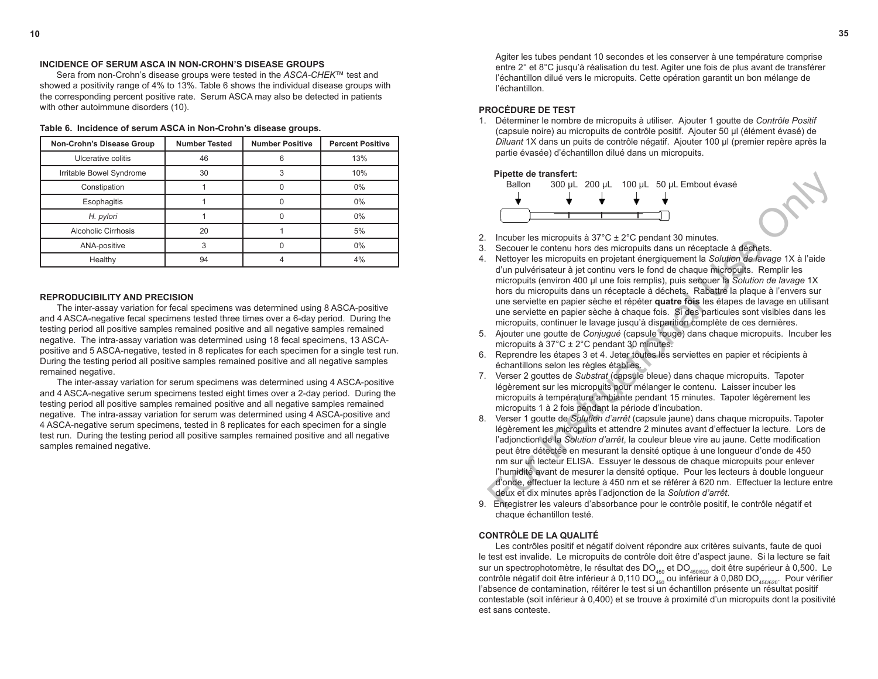## INCIDENCE OF SERUM ASCA IN NON-CROHN'S DISEASE GROUPS

Sera from non-Crohn's disease groups were tested in the *ASCA-CHEK*™ test and showed a positivity range of 4% to 13%. Table 6 shows the individual disease groups with the corresponding percent positive rate. Serum ASCA may also be detected in patients with other autoimmune disorders (10).

**Table 6. Incidence of serum ASCA in Non-Crohn's disease groups.**

| Non-Crohn's Disease Group | Number Tested | Number Positive | Percent Positive |
|---|---|---|---|
| Ulcerative colitis | 46 | 6 | 13% |
| Irritable Bowel Syndrome | 30 | 3 | 10% |
| Constipation | 1 | 0 | 0% |
| Esophagitis | 1 | 0 | 0% |
| *H. pylori* | 1 | 0 | 0% |
| Alcoholic Cirrhosis | 20 | 1 | 5% |
| ANA-positive | 3 | 0 | 0% |
| Healthy | 94 | 4 | 4% |

## REPRODUCIBILITY AND PRECISION

The inter-assay variation for fecal specimens was determined using 8 ASCA-positive and 4 ASCA-negative fecal specimens tested three times over a 6-day period. During the testing period all positive samples remained positive and all negative samples remained negative. The intra-assay variation was determined using 18 fecal specimens, 13 ASCA-positive and 5 ASCA-negative, tested in 8 replicates for each specimen for a single test run. During the testing period all positive samples remained positive and all negative samples remained negative.

The inter-assay variation for serum specimens was determined using 4 ASCA-positive and 4 ASCA-negative serum specimens tested eight times over a 2-day period. During the testing period all positive samples remained positive and all negative samples remained negative. The intra-assay variation for serum was determined using 4 ASCA-positive and 4 ASCA-negative serum specimens, tested in 8 replicates for each specimen for a single test run. During the testing period all positive samples remained positive and all negative samples remained negative.

Agiter les tubes pendant 10 secondes et les conserver à une température comprise entre 2° et 8°C jusqu'à réalisation du test. Agiter une fois de plus avant de transférer l'échantillon dilué vers le micropuits. Cette opération garantit un bon mélange de l'échantillon.

## PROCÉDURE DE TEST

1. Déterminer le nombre de micropuits à utiliser. Ajouter 1 goutte de *Contrôle Positif* (capsule noire) au micropuits de contrôle positif. Ajouter 50 µl (élément évasé) de *Diluant* 1X dans un puits de contrôle négatif. Ajouter 100 µl (premier repère après la partie évasée) d'échantillon dilué dans un micropuits.

   **Pipette de transfert:**
   Ballon 300 µL 200 µL 100 µL 50 µL Embout évasé

2. Incuber les micropuits à 37°C ± 2°C pendant 30 minutes.
3. Secouer le contenu hors des micropuits dans un réceptacle à déchets.
4. Nettoyer les micropuits en projetant énergiquement la *Solution de lavage* 1X à l'aide d'un pulvérisateur à jet continu vers le fond de chaque micropuits. Remplir les micropuits (environ 400 µl une fois remplis), puis secouer la *Solution de lavage* 1X hors du micropuits dans un réceptacle à déchets. Rabattre la plaque à l'envers sur une serviette en papier sèche et répéter **quatre fois** les étapes de lavage en utilisant une serviette en papier sèche à chaque fois. Si des particules sont visibles dans les micropuits, continuer le lavage jusqu'à disparition complète de ces dernières.
5. Ajouter une goutte de *Conjugué* (capsule rouge) dans chaque micropuits. Incuber les micropuits à 37°C ± 2°C pendant 30 minutes.
6. Reprendre les étapes 3 et 4. Jeter toutes les serviettes en papier et récipients à échantillons selon les règles établies.
7. Verser 2 gouttes de *Substrat* (capsule bleue) dans chaque micropuits. Tapoter légèrement sur les micropuits pour mélanger le contenu. Laisser incuber les micropuits à température ambiante pendant 15 minutes. Tapoter légèrement les micropuits 1 à 2 fois pendant la période d'incubation.
8. Verser 1 goutte de *Solution d'arrêt* (capsule jaune) dans chaque micropuits. Tapoter légèrement les micropuits et attendre 2 minutes avant d'effectuer la lecture. Lors de l'adjonction de la *Solution d'arrêt*, la couleur bleue vire au jaune. Cette modification peut être détectée en mesurant la densité optique à une longueur d'onde de 450 nm sur un lecteur ELISA. Essuyer le dessous de chaque micropuits pour enlever l'humidité avant de mesurer la densité optique. Pour les lecteurs à double longueur d'onde, effectuer la lecture à 450 nm et se référer à 620 nm. Effectuer la lecture entre deux et dix minutes après l'adjonction de la *Solution d'arrêt*.
9. Enregistrer les valeurs d'absorbance pour le contrôle positif, le contrôle négatif et chaque échantillon testé.

## CONTRÔLE DE LA QUALITÉ

Les contrôles positif et négatif doivent répondre aux critères suivants, faute de quoi le test est invalide. Le micropuits de contrôle doit être d'aspect jaune. Si la lecture se fait sur un spectrophotomètre, le résultat des $DO_{450}$ et $DO_{450/620}$ doit être supérieur à 0,500. Le contrôle négatif doit être inférieur à 0,110 $DO_{450}$ ou inférieur à 0,080 $DO_{450/620}$. Pour vérifier l'absence de contamination, réitérer le test si un échantillon présente un résultat positif contestable (soit inférieur à 0,400) et se trouve à proximité d'un micropuits dont la positivité est sans conteste.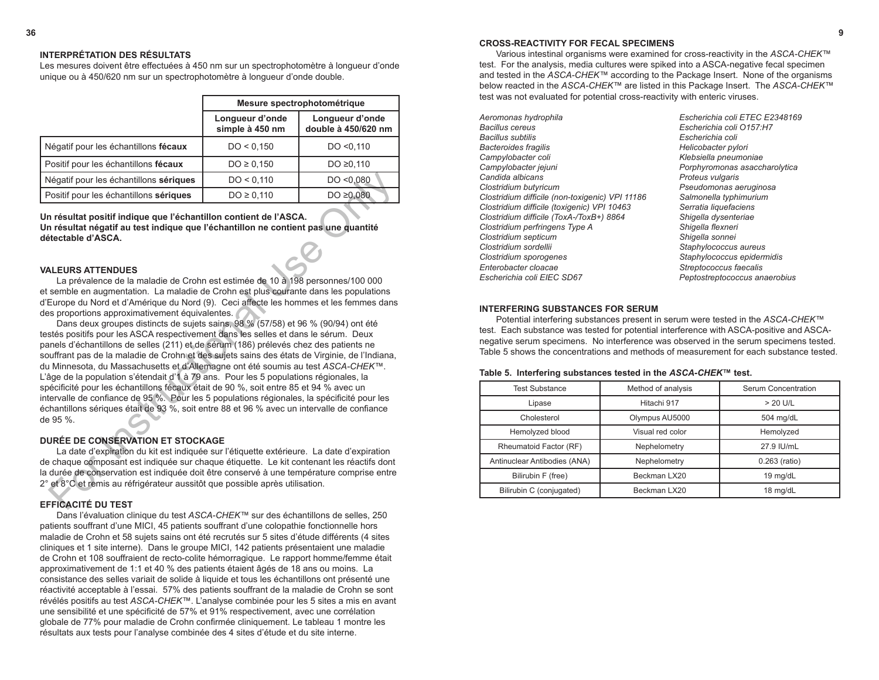## INTERPRÉTATION DES RÉSULTATS

Les mesures doivent être effectuées à 450 nm sur un spectrophotomètre à longueur d'onde unique ou à 450/620 nm sur un spectrophotomètre à longueur d'onde double.

| | Mesure spectrophotométrique | |
|---|---|---|
| | Longueur d'onde simple à 450 nm | Longueur d'onde double à 450/620 nm |
| Négatif pour les échantillons **fécaux** | DO < 0,150 | DO <0,110 |
| Positif pour les échantillons **fécaux** | DO ≥ 0,150 | DO ≥0,110 |
| Négatif pour les échantillons **sériques** | DO < 0,110 | DO <0,080 |
| Positif pour les échantillons **sériques** | DO ≥ 0,110 | DO ≥0,080 |

**Un résultat positif indique que l'échantillon contient de l'ASCA.**
**Un résultat négatif au test indique que l'échantillon ne contient pas une quantité détectable d'ASCA.**

## VALEURS ATTENDUES

La prévalence de la maladie de Crohn est estimée de 10 à 198 personnes/100 000 et semble en augmentation. La maladie de Crohn est plus courante dans les populations d'Europe du Nord et d'Amérique du Nord (9). Ceci affecte les hommes et les femmes dans des proportions approximativement équivalentes.

Dans deux groupes distincts de sujets sains, 98 % (57/58) et 96 % (90/94) ont été testés positifs pour les ASCA respectivement dans les selles et dans le sérum. Deux panels d'échantillons de selles (211) et de sérum (186) prélevés chez des patients ne souffrant pas de la maladie de Crohn et des sujets sains des états de Virginie, de l'Indiana, du Minnesota, du Massachusetts et d'Allemagne ont été soumis au test *ASCA-CHEK*™. L'âge de la population s'étendait d'1 à 79 ans. Pour les 5 populations régionales, la spécificité pour les échantillons fécaux était de 90 %, soit entre 85 et 94 % avec un intervalle de confiance de 95 %. Pour les 5 populations régionales, la spécificité pour les échantillons sériques était de 93 %, soit entre 88 et 96 % avec un intervalle de confiance de 95 %.

## DURÉE DE CONSERVATION ET STOCKAGE

La date d'expiration du kit est indiquée sur l'étiquette extérieure. La date d'expiration de chaque composant est indiquée sur chaque étiquette. Le kit contenant les réactifs dont la durée de conservation est indiquée doit être conservé à une température comprise entre 2° et 8°C et remis au réfrigérateur aussitôt que possible après utilisation.

## EFFICACITÉ DU TEST

Dans l'évaluation clinique du test *ASCA-CHEK*™ sur des échantillons de selles, 250 patients souffrant d'une MICI, 45 patients souffrant d'une colopathie fonctionnelle hors maladie de Crohn et 58 sujets sains ont été recrutés sur 5 sites d'étude différents (4 sites cliniques et 1 site interne). Dans le groupe MICI, 142 patients présentaient une maladie de Crohn et 108 souffraient de recto-colite hémorragique. Le rapport homme/femme était approximativement de 1:1 et 40 % des patients étaient âgés de 18 ans ou moins. La consistance des selles variait de solide à liquide et tous les échantillons ont présenté une réactivité acceptable à l'essai. 57% des patients souffrant de la maladie de Crohn se sont révélés positifs au test *ASCA-CHEK*™. L'analyse combinée pour les 5 sites a mis en avant une sensibilité et une spécificité de 57% et 91% respectivement, avec une corrélation globale de 77% pour maladie de Crohn confirmée cliniquement. Le tableau 1 montre les résultats aux tests pour l'analyse combinée des 4 sites d'étude et du site interne.

## CROSS-REACTIVITY FOR FECAL SPECIMENS

Various intestinal organisms were examined for cross-reactivity in the *ASCA-CHEK*™ test. For the analysis, media cultures were spiked into a ASCA-negative fecal specimen and tested in the *ASCA-CHEK*™ according to the Package Insert. None of the organisms below reacted in the *ASCA-CHEK*™ are listed in this Package Insert. The *ASCA-CHEK*™ test was not evaluated for potential cross-reactivity with enteric viruses.

*Aeromonas hydrophila*
*Bacillus cereus*
*Bacillus subtilis*
*Bacteroides fragilis*
*Campylobacter coli*
*Campylobacter jejuni*
*Candida albicans*
*Clostridium butyricum*
*Clostridium difficile (non-toxigenic) VPI 11186*
*Clostridium difficile (toxigenic) VPI 10463*
*Clostridium difficile (ToxA-/ToxB+) 8864*
*Clostridium perfringens Type A*
*Clostridium septicum*
*Clostridium sordellii*
*Clostridium sporogenes*
*Enterobacter cloacae*
*Escherichia coli EIEC SD67*
*Escherichia coli ETEC E2348169*
*Escherichia coli O157:H7*
*Escherichia coli*
*Helicobacter pylori*
*Klebsiella pneumoniae*
*Porphyromonas asaccharolytica*
*Proteus vulgaris*
*Pseudomonas aeruginosa*
*Salmonella typhimurium*
*Serratia liquefaciens*
*Shigella dysenteriae*
*Shigella flexneri*
*Shigella sonnei*
*Staphylococcus aureus*
*Staphylococcus epidermidis*
*Streptococcus faecalis*
*Peptostreptococcus anaerobius*

## INTERFERING SUBSTANCES FOR SERUM

Potential interfering substances present in serum were tested in the *ASCA-CHEK*™ test. Each substance was tested for potential interference with ASCA-positive and ASCA-negative serum specimens. No interference was observed in the serum specimens tested. Table 5 shows the concentrations and methods of measurement for each substance tested.

**Table 5. Interfering substances tested in the *ASCA-CHEK*™ test.**

| Test Substance | Method of analysis | Serum Concentration |
|---|---|---|
| Lipase | Hitachi 917 | > 20 U/L |
| Cholesterol | Olympus AU5000 | 504 mg/dL |
| Hemolyzed blood | Visual red color | Hemolyzed |
| Rheumatoid Factor (RF) | Nephelometry | 27.9 IU/mL |
| Antinuclear Antibodies (ANA) | Nephelometry | 0.263 (ratio) |
| Bilirubin F (free) | Beckman LX20 | 19 mg/dL |
| Bilirubin C (conjugated) | Beckman LX20 | 18 mg/dL |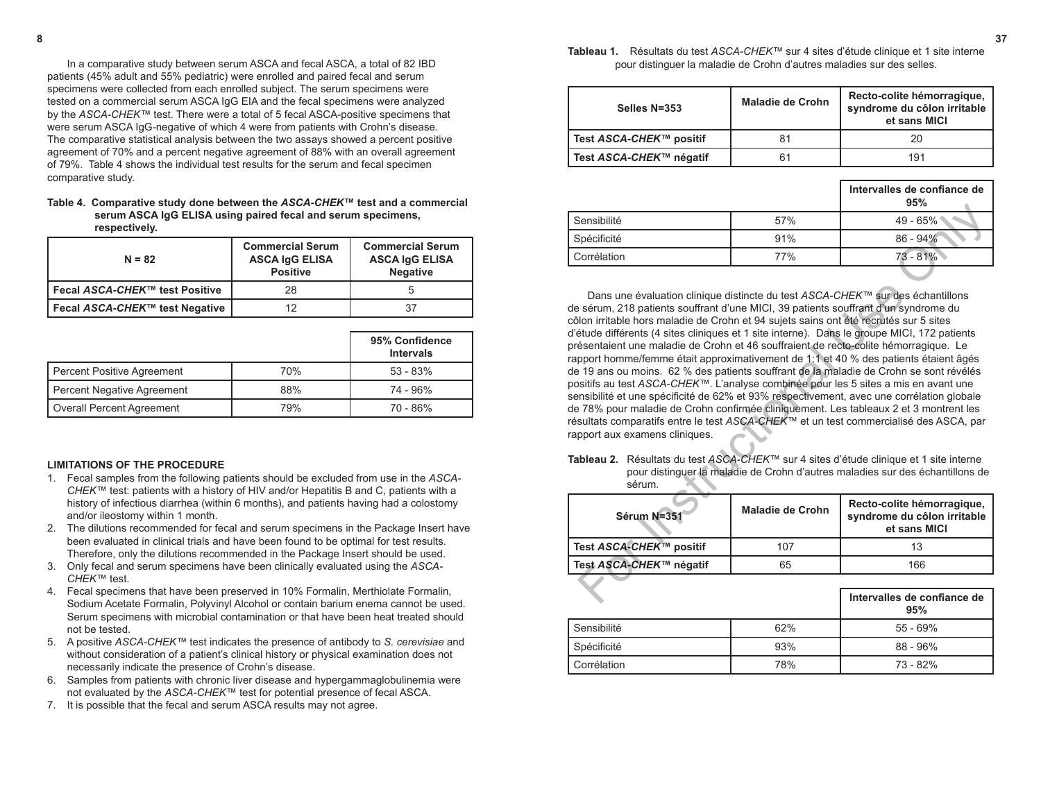In a comparative study between serum ASCA and fecal ASCA, a total of 82 IBD patients (45% adult and 55% pediatric) were enrolled and paired fecal and serum specimens were collected from each enrolled subject. The serum specimens were tested on a commercial serum ASCA IgG EIA and the fecal specimens were analyzed by the *ASCA-CHEK™* test. There were a total of 5 fecal ASCA-positive specimens that were serum ASCA IgG-negative of which 4 were from patients with Crohn's disease. The comparative statistical analysis between the two assays showed a percent positive agreement of 70% and a percent negative agreement of 88% with an overall agreement of 79%. Table 4 shows the individual test results for the serum and fecal specimen comparative study.

**Table 4. Comparative study done between the *ASCA-CHEK™* test and a commercial serum ASCA IgG ELISA using paired fecal and serum specimens, respectively.**

| N = 82 | Commercial Serum ASCA IgG ELISA Positive | Commercial Serum ASCA IgG ELISA Negative |
|---|---|---|
| Fecal *ASCA-CHEK™* test Positive | 28 | 5 |
| Fecal *ASCA-CHEK™* test Negative | 12 | 37 |

| | | 95% Confidence Intervals |
|---|---|---|
| Percent Positive Agreement | 70% | 53 - 83% |
| Percent Negative Agreement | 88% | 74 - 96% |
| Overall Percent Agreement | 79% | 70 - 86% |

## LIMITATIONS OF THE PROCEDURE

1. Fecal samples from the following patients should be excluded from use in the *ASCA-CHEK™* test: patients with a history of HIV and/or Hepatitis B and C, patients with a history of infectious diarrhea (within 6 months), and patients having had a colostomy and/or ileostomy within 1 month.
2. The dilutions recommended for fecal and serum specimens in the Package Insert have been evaluated in clinical trials and have been found to be optimal for test results. Therefore, only the dilutions recommended in the Package Insert should be used.
3. Only fecal and serum specimens have been clinically evaluated using the *ASCA-CHEK™* test.
4. Fecal specimens that have been preserved in 10% Formalin, Merthiolate Formalin, Sodium Acetate Formalin, Polyvinyl Alcohol or contain barium enema cannot be used. Serum specimens with microbial contamination or that have been heat treated should not be tested.
5. A positive *ASCA-CHEK™* test indicates the presence of antibody to *S. cerevisiae* and without consideration of a patient's clinical history or physical examination does not necessarily indicate the presence of Crohn's disease.
6. Samples from patients with chronic liver disease and hypergammaglobulinemia were not evaluated by the *ASCA-CHEK™* test for potential presence of fecal ASCA.
7. It is possible that the fecal and serum ASCA results may not agree.

**Tableau 1.** Résultats du test *ASCA-CHEK™* sur 4 sites d'étude clinique et 1 site interne pour distinguer la maladie de Crohn d'autres maladies sur des selles.

| Selles N=353 | Maladie de Crohn | Recto-colite hémorragique, syndrome du côlon irritable et sans MICI |
|---|---|---|
| Test *ASCA-CHEK™* positif | 81 | 20 |
| Test *ASCA-CHEK™* négatif | 61 | 191 |

| | | Intervalles de confiance de 95% |
|---|---|---|
| Sensibilité | 57% | 49 - 65% |
| Spécificité | 91% | 86 - 94% |
| Corrélation | 77% | 73 - 81% |

Dans une évaluation clinique distincte du test *ASCA-CHEK™* sur des échantillons de sérum, 218 patients souffrant d'une MICI, 39 patients souffrant d'un syndrome du côlon irritable hors maladie de Crohn et 94 sujets sains ont été recrutés sur 5 sites d'étude différents (4 sites cliniques et 1 site interne). Dans le groupe MICI, 172 patients présentaient une maladie de Crohn et 46 souffraient de recto-colite hémorragique. Le rapport homme/femme était approximativement de 1:1 et 40 % des patients étaient âgés de 19 ans ou moins. 62 % des patients souffrant de la maladie de Crohn se sont révélés positifs au test *ASCA-CHEK™*. L'analyse combinée pour les 5 sites a mis en avant une sensibilité et une spécificité de 62% et 93% respectivement, avec une corrélation globale de 78% pour maladie de Crohn confirmée cliniquement. Les tableaux 2 et 3 montrent les résultats comparatifs entre le test *ASCA-CHEK™* et un test commercialisé des ASCA, par rapport aux examens cliniques.

**Tableau 2.** Résultats du test *ASCA-CHEK™* sur 4 sites d'étude clinique et 1 site interne pour distinguer la maladie de Crohn d'autres maladies sur des échantillons de sérum.

| Sérum N=351 | Maladie de Crohn | Recto-colite hémorragique, syndrome du côlon irritable et sans MICI |
|---|---|---|
| Test *ASCA-CHEK™* positif | 107 | 13 |
| Test *ASCA-CHEK™* négatif | 65 | 166 |

| | | Intervalles de confiance de 95% |
|---|---|---|
| Sensibilité | 62% | 55 - 69% |
| Spécificité | 93% | 88 - 96% |
| Corrélation | 78% | 73 - 82% |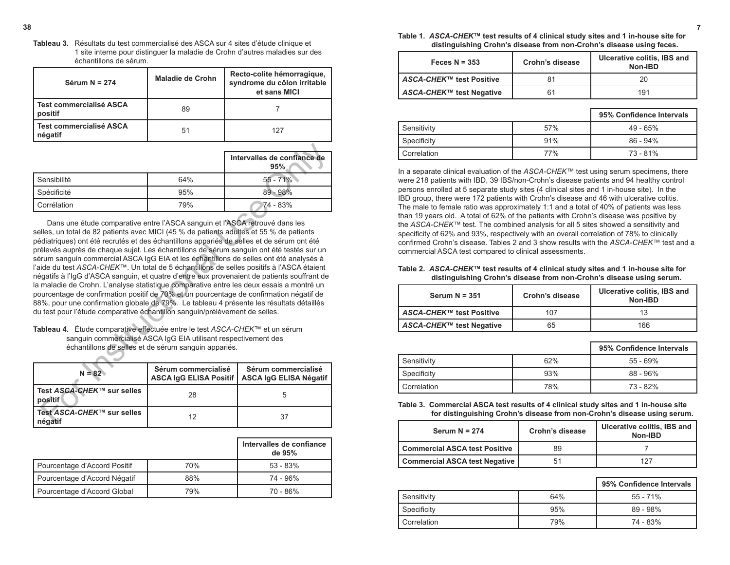**Tableau 3.** Résultats du test commercialisé des ASCA sur 4 sites d'étude clinique et 1 site interne pour distinguer la maladie de Crohn d'autres maladies sur des échantillons de sérum.

| Sérum N = 274 | Maladie de Crohn | Recto-colite hémorragique, syndrome du côlon irritable et sans MICI |
|---|---|---|
| Test commercialisé ASCA positif | 89 | 7 |
| Test commercialisé ASCA négatif | 51 | 127 |

| | | Intervalles de confiance de 95% |
|---|---|---|
| Sensibilité | 64% | 55 - 71% |
| Spécificité | 95% | 89 - 98% |
| Corrélation | 79% | 74 - 83% |

Dans une étude comparative entre l'ASCA sanguin et l'ASCA retrouvé dans les selles, un total de 82 patients avec MICI (45 % de patients adultes et 55 % de patients pédiatriques) ont été recrutés et des échantillons appariés de selles et de sérum ont été prélevés auprès de chaque sujet. Les échantillons de sérum sanguin ont été testés sur un sérum sanguin commercial ASCA IgG EIA et les échantillons de selles ont été analysés à l'aide du test *ASCA-CHEK*™. Un total de 5 échantillons de selles positifs à l'ASCA étaient négatifs à l'IgG d'ASCA sanguin, et quatre d'entre eux provenaient de patients souffrant de la maladie de Crohn. L'analyse statistique comparative entre les deux essais a montré un pourcentage de confirmation positif de 70% et un pourcentage de confirmation négatif de 88%, pour une confirmation globale de 79%. Le tableau 4 présente les résultats détaillés du test pour l'étude comparative échantillon sanguin/prélèvement de selles.

**Tableau 4.** Étude comparative effectuée entre le test *ASCA-CHEK*™ et un sérum sanguin commercialisé ASCA IgG EIA utilisant respectivement des échantillons de selles et de sérum sanguin appariés.

| N = 82 | Sérum commercialisé ASCA IgG ELISA Positif | Sérum commercialisé ASCA IgG ELISA Négatif |
|---|---|---|
| Test *ASCA-CHEK*™ sur selles positif | 28 | 5 |
| Test *ASCA-CHEK*™ sur selles négatif | 12 | 37 |

| | | Intervalles de confiance de 95% |
|---|---|---|
| Pourcentage d'Accord Positif | 70% | 53 - 83% |
| Pourcentage d'Accord Négatif | 88% | 74 - 96% |
| Pourcentage d'Accord Global | 79% | 70 - 86% |

**Table 1.** ***ASCA-CHEK*™ test results of 4 clinical study sites and 1 in-house site for distinguishing Crohn's disease from non-Crohn's disease using feces.**

| Feces N = 353 | Crohn's disease | Ulcerative colitis, IBS and Non-IBD |
|---|---|---|
| ***ASCA-CHEK*™ test Positive** | 81 | 20 |
| ***ASCA-CHEK*™ test Negative** | 61 | 191 |

| | | 95% Confidence Intervals |
|---|---|---|
| Sensitivity | 57% | 49 - 65% |
| Specificity | 91% | 86 - 94% |
| Correlation | 77% | 73 - 81% |

In a separate clinical evaluation of the *ASCA-CHEK*™ test using serum specimens, there were 218 patients with IBD, 39 IBS/non-Crohn's disease patients and 94 healthy control persons enrolled at 5 separate study sites (4 clinical sites and 1 in-house site). In the IBD group, there were 172 patients with Crohn's disease and 46 with ulcerative colitis. The male to female ratio was approximately 1:1 and a total of 40% of patients was less than 19 years old. A total of 62% of the patients with Crohn's disease was positive by the *ASCA-CHEK*™ test. The combined analysis for all 5 sites showed a sensitivity and specificity of 62% and 93%, respectively with an overall correlation of 78% to clinically confirmed Crohn's disease. Tables 2 and 3 show results with the *ASCA-CHEK*™ test and a commercial ASCA test compared to clinical assessments.

**Table 2.** ***ASCA-CHEK*™ test results of 4 clinical study sites and 1 in-house site for distinguishing Crohn's disease from non-Crohn's disease using serum.**

| Serum N = 351 | Crohn's disease | Ulcerative colitis, IBS and Non-IBD |
|---|---|---|
| ***ASCA-CHEK*™ test Positive** | 107 | 13 |
| ***ASCA-CHEK*™ test Negative** | 65 | 166 |

| | | 95% Confidence Intervals |
|---|---|---|
| Sensitivity | 62% | 55 - 69% |
| Specificity | 93% | 88 - 96% |
| Correlation | 78% | 73 - 82% |

**Table 3. Commercial ASCA test results of 4 clinical study sites and 1 in-house site for distinguishing Crohn's disease from non-Crohn's disease using serum.**

| Serum N = 274 | Crohn's disease | Ulcerative colitis, IBS and Non-IBD |
|---|---|---|
| **Commercial ASCA test Positive** | 89 | 7 |
| **Commercial ASCA test Negative** | 51 | 127 |

| | | 95% Confidence Intervals |
|---|---|---|
| Sensitivity | 64% | 55 - 71% |
| Specificity | 95% | 89 - 98% |
| Correlation | 79% | 74 - 83% |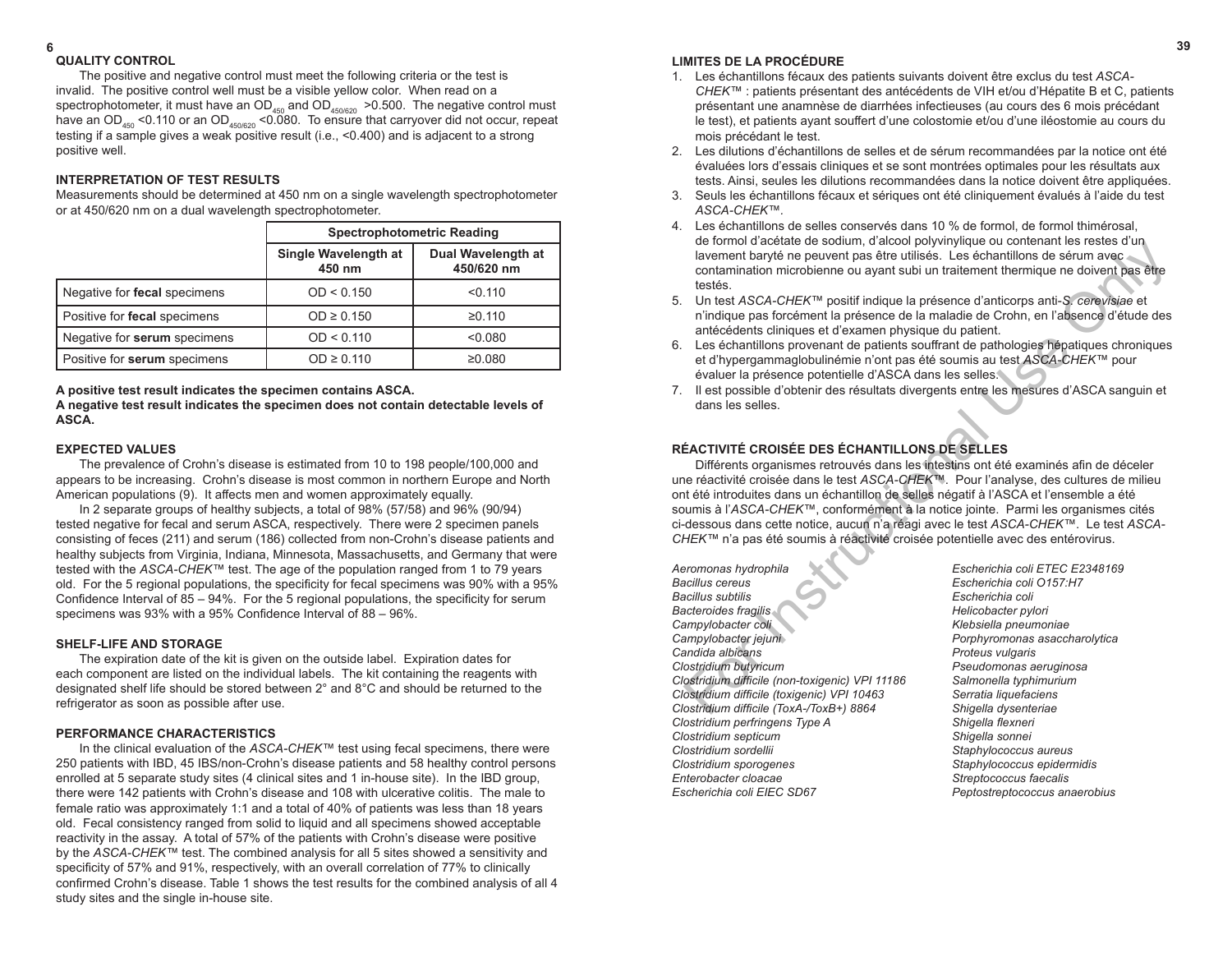## QUALITY CONTROL

The positive and negative control must meet the following criteria or the test is invalid. The positive control well must be a visible yellow color. When read on a spectrophotometer, it must have an $OD_{450}$ and $OD_{450/620}$ >0.500. The negative control must have an $OD_{450}$ <0.110 or an $OD_{450/620}$ <0.080. To ensure that carryover did not occur, repeat testing if a sample gives a weak positive result (i.e., <0.400) and is adjacent to a strong positive well.

## INTERPRETATION OF TEST RESULTS

Measurements should be determined at 450 nm on a single wavelength spectrophotometer or at 450/620 nm on a dual wavelength spectrophotometer.

| | Spectrophotometric Reading | |
|---|---|---|
| | Single Wavelength at 450 nm | Dual Wavelength at 450/620 nm |
| Negative for **fecal** specimens | OD < 0.150 | <0.110 |
| Positive for **fecal** specimens | OD ≥ 0.150 | ≥0.110 |
| Negative for **serum** specimens | OD < 0.110 | <0.080 |
| Positive for **serum** specimens | OD ≥ 0.110 | ≥0.080 |

**A positive test result indicates the specimen contains ASCA.**
**A negative test result indicates the specimen does not contain detectable levels of ASCA.**

## EXPECTED VALUES

The prevalence of Crohn's disease is estimated from 10 to 198 people/100,000 and appears to be increasing. Crohn's disease is most common in northern Europe and North American populations (9). It affects men and women approximately equally.

In 2 separate groups of healthy subjects, a total of 98% (57/58) and 96% (90/94) tested negative for fecal and serum ASCA, respectively. There were 2 specimen panels consisting of feces (211) and serum (186) collected from non-Crohn's disease patients and healthy subjects from Virginia, Indiana, Minnesota, Massachusetts, and Germany that were tested with the *ASCA-CHEK*™ test. The age of the population ranged from 1 to 79 years old. For the 5 regional populations, the specificity for fecal specimens was 90% with a 95% Confidence Interval of 85 – 94%. For the 5 regional populations, the specificity for serum specimens was 93% with a 95% Confidence Interval of 88 – 96%.

## SHELF-LIFE AND STORAGE

The expiration date of the kit is given on the outside label. Expiration dates for each component are listed on the individual labels. The kit containing the reagents with designated shelf life should be stored between 2° and 8°C and should be returned to the refrigerator as soon as possible after use.

## PERFORMANCE CHARACTERISTICS

In the clinical evaluation of the *ASCA-CHEK*™ test using fecal specimens, there were 250 patients with IBD, 45 IBS/non-Crohn's disease patients and 58 healthy control persons enrolled at 5 separate study sites (4 clinical sites and 1 in-house site). In the IBD group, there were 142 patients with Crohn's disease and 108 with ulcerative colitis. The male to female ratio was approximately 1:1 and a total of 40% of patients was less than 18 years old. Fecal consistency ranged from solid to liquid and all specimens showed acceptable reactivity in the assay. A total of 57% of the patients with Crohn's disease were positive by the *ASCA-CHEK*™ test. The combined analysis for all 5 sites showed a sensitivity and specificity of 57% and 91%, respectively, with an overall correlation of 77% to clinically confirmed Crohn's disease. Table 1 shows the test results for the combined analysis of all 4 study sites and the single in-house site.

## LIMITES DE LA PROCÉDURE

1. Les échantillons fécaux des patients suivants doivent être exclus du test *ASCA-CHEK*™ : patients présentant des antécédents de VIH et/ou d'Hépatite B et C, patients présentant une anamnèse de diarrhées infectieuses (au cours des 6 mois précédant le test), et patients ayant souffert d'une colostomie et/ou d'une iléostomie au cours du mois précédant le test.
2. Les dilutions d'échantillons de selles et de sérum recommandées par la notice ont été évaluées lors d'essais cliniques et se sont montrées optimales pour les résultats aux tests. Ainsi, seules les dilutions recommandées dans la notice doivent être appliquées.
3. Seuls les échantillons fécaux et sériques ont été cliniquement évalués à l'aide du test *ASCA-CHEK*™.
4. Les échantillons de selles conservés dans 10 % de formol, de formol thimérosal, de formol d'acétate de sodium, d'alcool polyvinylique ou contenant les restes d'un lavement baryté ne peuvent pas être utilisés. Les échantillons de sérum avec contamination microbienne ou ayant subi un traitement thermique ne doivent pas être testés.
5. Un test *ASCA-CHEK*™ positif indique la présence d'anticorps anti-*S. cerevisiae* et n'indique pas forcément la présence de la maladie de Crohn, en l'absence d'étude des antécédents cliniques et d'examen physique du patient.
6. Les échantillons provenant de patients souffrant de pathologies hépatiques chroniques et d'hypergammaglobulinémie n'ont pas été soumis au test *ASCA-CHEK*™ pour évaluer la présence potentielle d'ASCA dans les selles.
7. Il est possible d'obtenir des résultats divergents entre les mesures d'ASCA sanguin et dans les selles.

## RÉACTIVITÉ CROISÉE DES ÉCHANTILLONS DE SELLES

Différents organismes retrouvés dans les intestins ont été examinés afin de déceler une réactivité croisée dans le test *ASCA-CHEK*™. Pour l'analyse, des cultures de milieu ont été introduites dans un échantillon de selles négatif à l'ASCA et l'ensemble a été soumis à l'*ASCA-CHEK*™, conformément à la notice jointe. Parmi les organismes cités ci-dessous dans cette notice, aucun n'a réagi avec le test *ASCA-CHEK*™. Le test *ASCA-CHEK*™ n'a pas été soumis à réactivité croisée potentielle avec des entérovirus.

*Aeromonas hydrophila*
*Bacillus cereus*
*Bacillus subtilis*
*Bacteroides fragilis*
*Campylobacter coli*
*Campylobacter jejuni*
*Candida albicans*
*Clostridium butyricum*
*Clostridium difficile (non-toxigenic) VPI 11186*
*Clostridium difficile (toxigenic) VPI 10463*
*Clostridium difficile (ToxA-/ToxB+) 8864*
*Clostridium perfringens Type A*
*Clostridium septicum*
*Clostridium sordellii*
*Clostridium sporogenes*
*Enterobacter cloacae*
*Escherichia coli EIEC SD67*
*Escherichia coli ETEC E2348169*
*Escherichia coli O157:H7*
*Escherichia coli*
*Helicobacter pylori*
*Klebsiella pneumoniae*
*Porphyromonas asaccharolytica*
*Proteus vulgaris*
*Pseudomonas aeruginosa*
*Salmonella typhimurium*
*Serratia liquefaciens*
*Shigella dysenteriae*
*Shigella flexneri*
*Shigella sonnei*
*Staphylococcus aureus*
*Staphylococcus epidermidis*
*Streptococcus faecalis*
*Peptostreptococcus anaerobius*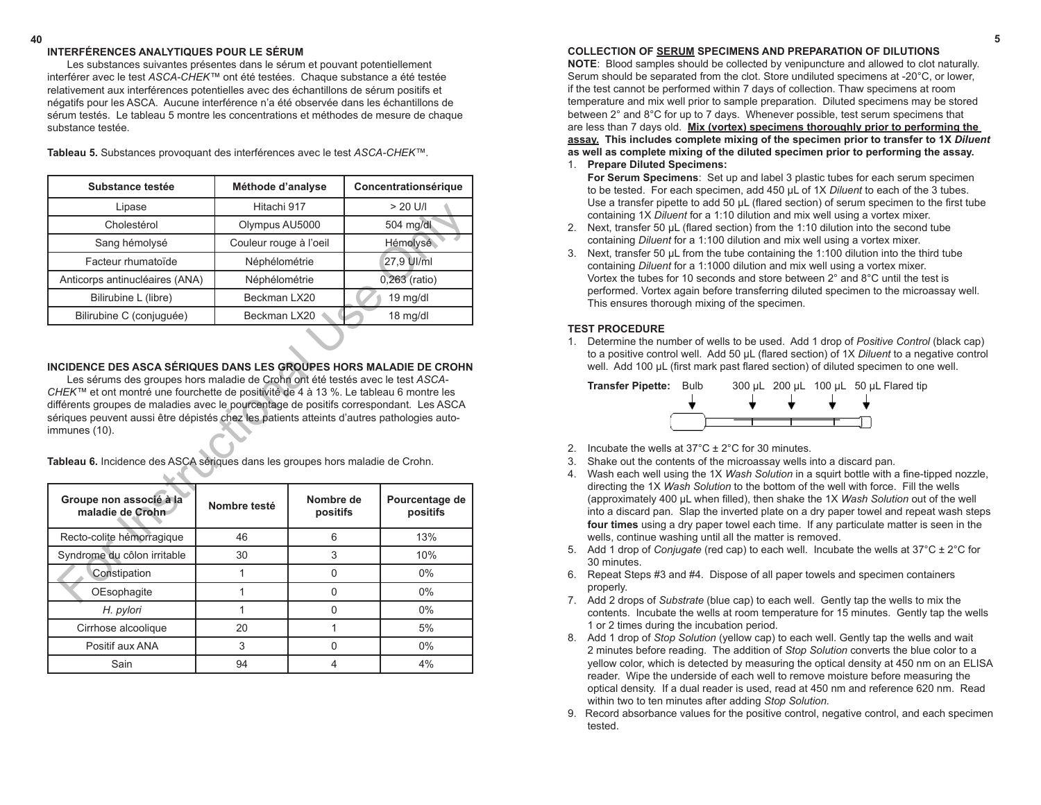## INTERFÉRENCES ANALYTIQUES POUR LE SÉRUM

Les substances suivantes présentes dans le sérum et pouvant potentiellement interférer avec le test *ASCA-CHEK*™ ont été testées. Chaque substance a été testée relativement aux interférences potentielles avec des échantillons de sérum positifs et négatifs pour les ASCA. Aucune interférence n'a été observée dans les échantillons de sérum testés. Le tableau 5 montre les concentrations et méthodes de mesure de chaque substance testée.

**Tableau 5.** Substances provoquant des interférences avec le test *ASCA-CHEK*™.

| Substance testée | Méthode d'analyse | Concentrationsérique |
|---|---|---|
| Lipase | Hitachi 917 | > 20 U/l |
| Cholestérol | Olympus AU5000 | 504 mg/dl |
| Sang hémolysé | Couleur rouge à l'oeil | Hémolysé |
| Facteur rhumatoïde | Néphélométrie | 27,9 UI/ml |
| Anticorps antinucléaires (ANA) | Néphélométrie | 0,263 (ratio) |
| Bilirubine L (libre) | Beckman LX20 | 19 mg/dl |
| Bilirubine C (conjuguée) | Beckman LX20 | 18 mg/dl |

## INCIDENCE DES ASCA SÉRIQUES DANS LES GROUPES HORS MALADIE DE CROHN

Les sérums des groupes hors maladie de Crohn ont été testés avec le test *ASCA-CHEK*™ et ont montré une fourchette de positivité de 4 à 13 %. Le tableau 6 montre les différents groupes de maladies avec le pourcentage de positifs correspondant. Les ASCA sériques peuvent aussi être dépistés chez les patients atteints d'autres pathologies auto-immunes (10).

**Tableau 6.** Incidence des ASCA sériques dans les groupes hors maladie de Crohn.

| Groupe non associé à la maladie de Crohn | Nombre testé | Nombre de positifs | Pourcentage de positifs |
|---|---|---|---|
| Recto-colite hémorragique | 46 | 6 | 13% |
| Syndrome du côlon irritable | 30 | 3 | 10% |
| Constipation | 1 | 0 | 0% |
| OEsophagite | 1 | 0 | 0% |
| *H. pylori* | 1 | 0 | 0% |
| Cirrhose alcoolique | 20 | 1 | 5% |
| Positif aux ANA | 3 | 0 | 0% |
| Sain | 94 | 4 | 4% |

## COLLECTION OF SERUM SPECIMENS AND PREPARATION OF DILUTIONS

**NOTE**: Blood samples should be collected by venipuncture and allowed to clot naturally. Serum should be separated from the clot. Store undiluted specimens at -20°C, or lower, if the test cannot be performed within 7 days of collection. Thaw specimens at room temperature and mix well prior to sample preparation. Diluted specimens may be stored between 2° and 8°C for up to 7 days. Whenever possible, test serum specimens that are less than 7 days old. **Mix (vortex) specimens thoroughly prior to performing the assay. This includes complete mixing of the specimen prior to transfer to 1X *Diluent* as well as complete mixing of the diluted specimen prior to performing the assay.**

1. **Prepare Diluted Specimens:**
   **For Serum Specimens**: Set up and label 3 plastic tubes for each serum specimen to be tested. For each specimen, add 450 µL of 1X *Diluent* to each of the 3 tubes. Use a transfer pipette to add 50 µL (flared section) of serum specimen to the first tube containing 1X *Diluent* for a 1:10 dilution and mix well using a vortex mixer.
2. Next, transfer 50 µL (flared section) from the 1:10 dilution into the second tube containing *Diluent* for a 1:100 dilution and mix well using a vortex mixer.
3. Next, transfer 50 µL from the tube containing the 1:100 dilution into the third tube containing *Diluent* for a 1:1000 dilution and mix well using a vortex mixer. Vortex the tubes for 10 seconds and store between 2° and 8°C until the test is performed. Vortex again before transferring diluted specimen to the microassay well. This ensures thorough mixing of the specimen.

## TEST PROCEDURE

1. Determine the number of wells to be used. Add 1 drop of *Positive Control* (black cap) to a positive control well. Add 50 µL (flared section) of 1X *Diluent* to a negative control well. Add 100 µL (first mark past flared section) of diluted specimen to one well.

   **Transfer Pipette:** Bulb 300 µL 200 µL 100 µL 50 µL Flared tip

2. Incubate the wells at 37°C ± 2°C for 30 minutes.
3. Shake out the contents of the microassay wells into a discard pan.
4. Wash each well using the 1X *Wash Solution* in a squirt bottle with a fine-tipped nozzle, directing the 1X *Wash Solution* to the bottom of the well with force. Fill the wells (approximately 400 µL when filled), then shake the 1X *Wash Solution* out of the well into a discard pan. Slap the inverted plate on a dry paper towel and repeat wash steps **four times** using a dry paper towel each time. If any particulate matter is seen in the wells, continue washing until all the matter is removed.
5. Add 1 drop of *Conjugate* (red cap) to each well. Incubate the wells at 37°C ± 2°C for 30 minutes.
6. Repeat Steps #3 and #4. Dispose of all paper towels and specimen containers properly.
7. Add 2 drops of *Substrate* (blue cap) to each well. Gently tap the wells to mix the contents. Incubate the wells at room temperature for 15 minutes. Gently tap the wells 1 or 2 times during the incubation period.
8. Add 1 drop of *Stop Solution* (yellow cap) to each well. Gently tap the wells and wait 2 minutes before reading. The addition of *Stop Solution* converts the blue color to a yellow color, which is detected by measuring the optical density at 450 nm on an ELISA reader. Wipe the underside of each well to remove moisture before measuring the optical density. If a dual reader is used, read at 450 nm and reference 620 nm. Read within two to ten minutes after adding *Stop Solution*.
9. Record absorbance values for the positive control, negative control, and each specimen tested.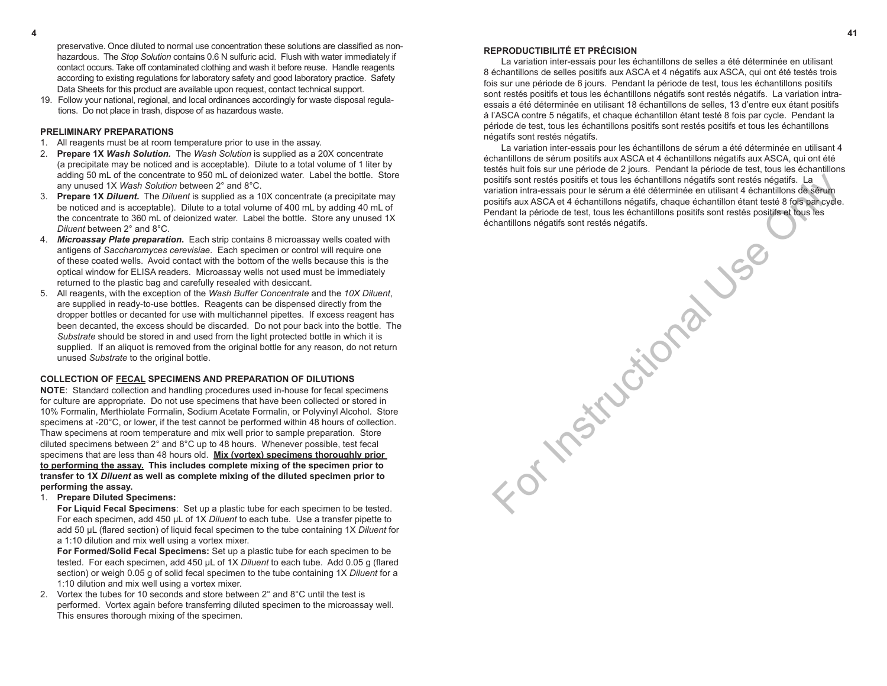preservative. Once diluted to normal use concentration these solutions are classified as non-hazardous. The *Stop Solution* contains 0.6 N sulfuric acid. Flush with water immediately if contact occurs. Take off contaminated clothing and wash it before reuse. Handle reagents according to existing regulations for laboratory safety and good laboratory practice. Safety Data Sheets for this product are available upon request, contact technical support.

19. Follow your national, regional, and local ordinances accordingly for waste disposal regulations. Do not place in trash, dispose of as hazardous waste.

### PRELIMINARY PREPARATIONS

1. All reagents must be at room temperature prior to use in the assay.
2. **Prepare 1X *Wash Solution.*** The *Wash Solution* is supplied as a 20X concentrate (a precipitate may be noticed and is acceptable). Dilute to a total volume of 1 liter by adding 50 mL of the concentrate to 950 mL of deionized water. Label the bottle. Store any unused 1X *Wash Solution* between 2° and 8°C.
3. **Prepare 1X *Diluent.*** The *Diluent* is supplied as a 10X concentrate (a precipitate may be noticed and is acceptable). Dilute to a total volume of 400 mL by adding 40 mL of the concentrate to 360 mL of deionized water. Label the bottle. Store any unused 1X *Diluent* between 2° and 8°C.
4. ***Microassay Plate preparation.*** Each strip contains 8 microassay wells coated with antigens of *Saccharomyces cerevisiae*. Each specimen or control will require one of these coated wells. Avoid contact with the bottom of the wells because this is the optical window for ELISA readers. Microassay wells not used must be immediately returned to the plastic bag and carefully resealed with desiccant.
5. All reagents, with the exception of the *Wash Buffer Concentrate* and the *10X Diluent*, are supplied in ready-to-use bottles. Reagents can be dispensed directly from the dropper bottles or decanted for use with multichannel pipettes. If excess reagent has been decanted, the excess should be discarded. Do not pour back into the bottle. The *Substrate* should be stored in and used from the light protected bottle in which it is supplied. If an aliquot is removed from the original bottle for any reason, do not return unused *Substrate* to the original bottle.

### COLLECTION OF FECAL SPECIMENS AND PREPARATION OF DILUTIONS

**NOTE**: Standard collection and handling procedures used in-house for fecal specimens for culture are appropriate. Do not use specimens that have been collected or stored in 10% Formalin, Merthiolate Formalin, Sodium Acetate Formalin, or Polyvinyl Alcohol. Store specimens at -20°C, or lower, if the test cannot be performed within 48 hours of collection. Thaw specimens at room temperature and mix well prior to sample preparation. Store diluted specimens between 2° and 8°C up to 48 hours. Whenever possible, test fecal specimens that are less than 48 hours old. **Mix (vortex) specimens thoroughly prior to performing the assay. This includes complete mixing of the specimen prior to transfer to 1X *Diluent* as well as complete mixing of the diluted specimen prior to performing the assay.**

1. **Prepare Diluted Specimens:**

   **For Liquid Fecal Specimens**: Set up a plastic tube for each specimen to be tested. For each specimen, add 450 µL of 1X *Diluent* to each tube. Use a transfer pipette to add 50 µL (flared section) of liquid fecal specimen to the tube containing 1X *Diluent* for a 1:10 dilution and mix well using a vortex mixer.

   **For Formed/Solid Fecal Specimens:** Set up a plastic tube for each specimen to be tested. For each specimen, add 450 µL of 1X *Diluent* to each tube. Add 0.05 g (flared section) or weigh 0.05 g of solid fecal specimen to the tube containing 1X *Diluent* for a 1:10 dilution and mix well using a vortex mixer.
2. Vortex the tubes for 10 seconds and store between 2° and 8°C until the test is performed. Vortex again before transferring diluted specimen to the microassay well. This ensures thorough mixing of the specimen.

### REPRODUCTIBILITÉ ET PRÉCISION

La variation inter-essais pour les échantillons de selles a été déterminée en utilisant 8 échantillons de selles positifs aux ASCA et 4 négatifs aux ASCA, qui ont été testés trois fois sur une période de 6 jours. Pendant la période de test, tous les échantillons positifs sont restés positifs et tous les échantillons négatifs sont restés négatifs. La variation intra-essais a été déterminée en utilisant 18 échantillons de selles, 13 d'entre eux étant positifs à l'ASCA contre 5 négatifs, et chaque échantillon étant testé 8 fois par cycle. Pendant la période de test, tous les échantillons positifs sont restés positifs et tous les échantillons négatifs sont restés négatifs.

La variation inter-essais pour les échantillons de sérum a été déterminée en utilisant 4 échantillons de sérum positifs aux ASCA et 4 échantillons négatifs aux ASCA, qui ont été testés huit fois sur une période de 2 jours. Pendant la période de test, tous les échantillons positifs sont restés positifs et tous les échantillons négatifs sont restés négatifs. La variation intra-essais pour le sérum a été déterminée en utilisant 4 échantillons de sérum positifs aux ASCA et 4 échantillons négatifs, chaque échantillon étant testé 8 fois par cycle. Pendant la période de test, tous les échantillons positifs sont restés positifs et tous les échantillons négatifs sont restés négatifs.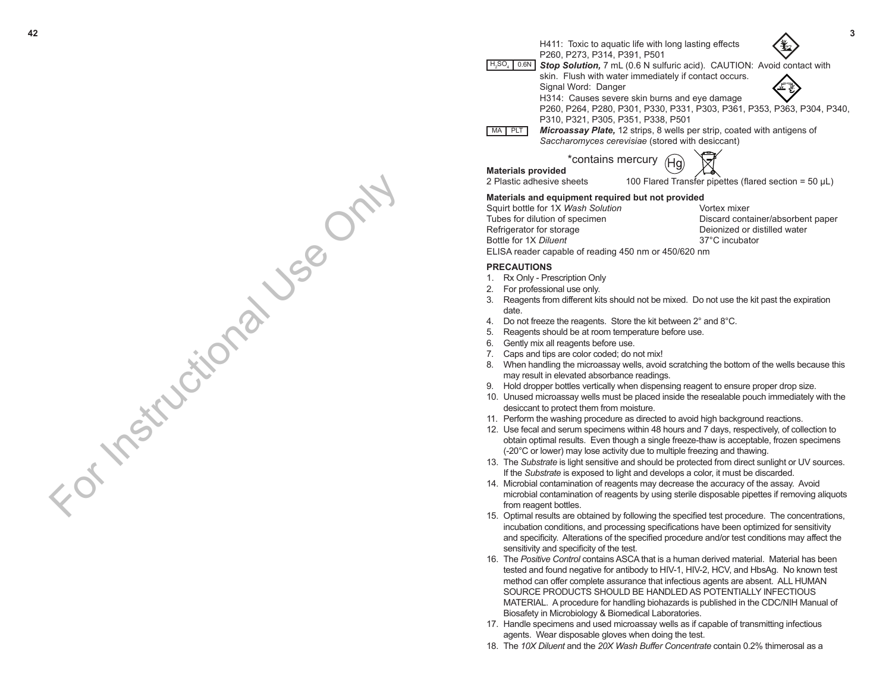H411: Toxic to aquatic life with long lasting effects
P260, P273, P314, P391, P501

$H_2SO_4$ 0.6N **Stop Solution,** 7 mL (0.6 N sulfuric acid). CAUTION: Avoid contact with skin. Flush with water immediately if contact occurs.
Signal Word: Danger
H314: Causes severe skin burns and eye damage
P260, P264, P280, P301, P330, P331, P303, P361, P353, P363, P304, P340, P310, P321, P305, P351, P338, P501

MA PLT ***Microassay Plate,*** 12 strips, 8 wells per strip, coated with antigens of *Saccharomyces cerevisiae* (stored with desiccant)

*contains mercury (Hg)

**Materials provided**

2 Plastic adhesive sheets — 100 Flared Transfer pipettes (flared section = 50 µL)

**Materials and equipment required but not provided**

- Squirt bottle for 1X *Wash Solution*
- Tubes for dilution of specimen
- Refrigerator for storage
- Bottle for 1X *Diluent*
- ELISA reader capable of reading 450 nm or 450/620 nm
- Vortex mixer
- Discard container/absorbent paper
- Deionized or distilled water
- 37°C incubator

**PRECAUTIONS**

1. Rx Only - Prescription Only
2. For professional use only.
3. Reagents from different kits should not be mixed. Do not use the kit past the expiration date.
4. Do not freeze the reagents. Store the kit between 2° and 8°C.
5. Reagents should be at room temperature before use.
6. Gently mix all reagents before use.
7. Caps and tips are color coded; do not mix!
8. When handling the microassay wells, avoid scratching the bottom of the wells because this may result in elevated absorbance readings.
9. Hold dropper bottles vertically when dispensing reagent to ensure proper drop size.
10. Unused microassay wells must be placed inside the resealable pouch immediately with the desiccant to protect them from moisture.
11. Perform the washing procedure as directed to avoid high background reactions.
12. Use fecal and serum specimens within 48 hours and 7 days, respectively, of collection to obtain optimal results. Even though a single freeze-thaw is acceptable, frozen specimens (-20°C or lower) may lose activity due to multiple freezing and thawing.
13. The *Substrate* is light sensitive and should be protected from direct sunlight or UV sources. If the *Substrate* is exposed to light and develops a color, it must be discarded.
14. Microbial contamination of reagents may decrease the accuracy of the assay. Avoid microbial contamination of reagents by using sterile disposable pipettes if removing aliquots from reagent bottles.
15. Optimal results are obtained by following the specified test procedure. The concentrations, incubation conditions, and processing specifications have been optimized for sensitivity and specificity. Alterations of the specified procedure and/or test conditions may affect the sensitivity and specificity of the test.
16. The *Positive Control* contains ASCA that is a human derived material. Material has been tested and found negative for antibody to HIV-1, HIV-2, HCV, and HbsAg. No known test method can offer complete assurance that infectious agents are absent. ALL HUMAN SOURCE PRODUCTS SHOULD BE HANDLED AS POTENTIALLY INFECTIOUS MATERIAL. A procedure for handling biohazards is published in the CDC/NIH Manual of Biosafety in Microbiology & Biomedical Laboratories.
17. Handle specimens and used microassay wells as if capable of transmitting infectious agents. Wear disposable gloves when doing the test.
18. The *10X Diluent* and the *20X Wash Buffer Concentrate* contain 0.2% thimerosal as a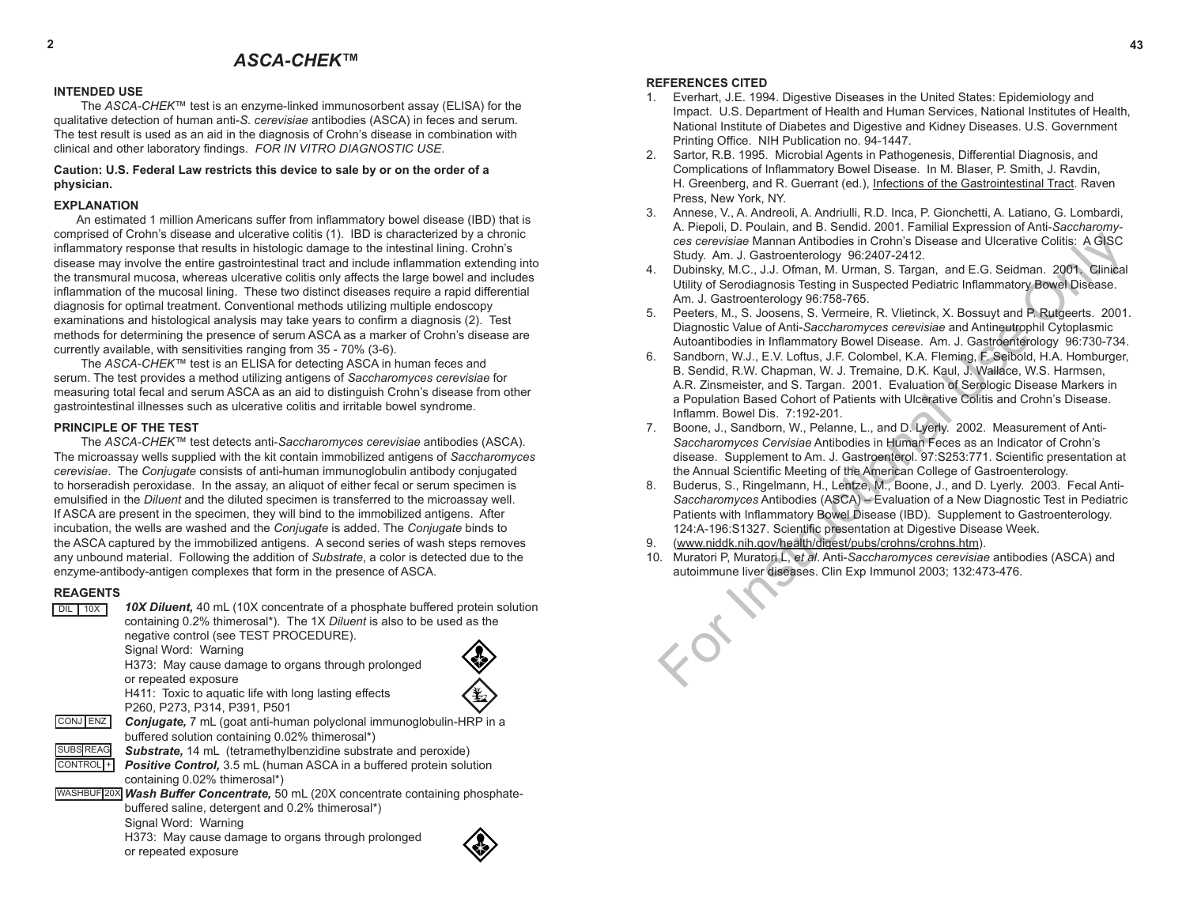# ASCA-CHEK™

## INTENDED USE

The *ASCA-CHEK*™ test is an enzyme-linked immunosorbent assay (ELISA) for the qualitative detection of human anti-*S. cerevisiae* antibodies (ASCA) in feces and serum. The test result is used as an aid in the diagnosis of Crohn's disease in combination with clinical and other laboratory findings. *FOR IN VITRO DIAGNOSTIC USE*.

**Caution: U.S. Federal Law restricts this device to sale by or on the order of a physician.**

## EXPLANATION

An estimated 1 million Americans suffer from inflammatory bowel disease (IBD) that is comprised of Crohn's disease and ulcerative colitis (1). IBD is characterized by a chronic inflammatory response that results in histologic damage to the intestinal lining. Crohn's disease may involve the entire gastrointestinal tract and include inflammation extending into the transmural mucosa, whereas ulcerative colitis only affects the large bowel and includes inflammation of the mucosal lining. These two distinct diseases require a rapid differential diagnosis for optimal treatment. Conventional methods utilizing multiple endoscopy examinations and histological analysis may take years to confirm a diagnosis (2). Test methods for determining the presence of serum ASCA as a marker of Crohn's disease are currently available, with sensitivities ranging from 35 - 70% (3-6).

The *ASCA-CHEK*™ test is an ELISA for detecting ASCA in human feces and serum. The test provides a method utilizing antigens of *Saccharomyces cerevisiae* for measuring total fecal and serum ASCA as an aid to distinguish Crohn's disease from other gastrointestinal illnesses such as ulcerative colitis and irritable bowel syndrome.

## PRINCIPLE OF THE TEST

The *ASCA-CHEK*™ test detects anti-*Saccharomyces cerevisiae* antibodies (ASCA). The microassay wells supplied with the kit contain immobilized antigens of *Saccharomyces cerevisiae*. The *Conjugate* consists of anti-human immunoglobulin antibody conjugated to horseradish peroxidase. In the assay, an aliquot of either fecal or serum specimen is emulsified in the *Diluent* and the diluted specimen is transferred to the microassay well. If ASCA are present in the specimen, they will bind to the immobilized antigens. After incubation, the wells are washed and the *Conjugate* is added. The *Conjugate* binds to the ASCA captured by the immobilized antigens. A second series of wash steps removes any unbound material. Following the addition of *Substrate*, a color is detected due to the enzyme-antibody-antigen complexes that form in the presence of ASCA.

## REAGENTS

DIL 10X — ***10X Diluent,*** 40 mL (10X concentrate of a phosphate buffered protein solution containing 0.2% thimerosal*). The 1X *Diluent* is also to be used as the negative control (see TEST PROCEDURE).
Signal Word: Warning
H373: May cause damage to organs through prolonged or repeated exposure
H411: Toxic to aquatic life with long lasting effects
P260, P273, P314, P391, P501

CONJ ENZ — ***Conjugate,*** 7 mL (goat anti-human polyclonal immunoglobulin-HRP in a buffered solution containing 0.02% thimerosal*)

SUBS REAG — ***Substrate,*** 14 mL (tetramethylbenzidine substrate and peroxide)

CONTROL + — ***Positive Control,*** 3.5 mL (human ASCA in a buffered protein solution containing 0.02% thimerosal*)

WASHBUF 20X — ***Wash Buffer Concentrate,*** 50 mL (20X concentrate containing phosphate-buffered saline, detergent and 0.2% thimerosal*)
Signal Word: Warning
H373: May cause damage to organs through prolonged or repeated exposure

## REFERENCES CITED

1. Everhart, J.E. 1994. Digestive Diseases in the United States: Epidemiology and Impact. U.S. Department of Health and Human Services, National Institutes of Health, National Institute of Diabetes and Digestive and Kidney Diseases. U.S. Government Printing Office. NIH Publication no. 94-1447.
2. Sartor, R.B. 1995. Microbial Agents in Pathogenesis, Differential Diagnosis, and Complications of Inflammatory Bowel Disease. In M. Blaser, P. Smith, J. Ravdin, H. Greenberg, and R. Guerrant (ed.), Infections of the Gastrointestinal Tract. Raven Press, New York, NY.
3. Annese, V., A. Andreoli, A. Andriulli, R.D. Inca, P. Gionchetti, A. Latiano, G. Lombardi, A. Piepoli, D. Poulain, and B. Sendid. 2001. Familial Expression of Anti-*Saccharomyces cerevisiae* Mannan Antibodies in Crohn's Disease and Ulcerative Colitis: A GISC Study. Am. J. Gastroenterology 96:2407-2412.
4. Dubinsky, M.C., J.J. Ofman, M. Urman, S. Targan, and E.G. Seidman. 2001. Clinical Utility of Serodiagnosis Testing in Suspected Pediatric Inflammatory Bowel Disease. Am. J. Gastroenterology 96:758-765.
5. Peeters, M., S. Joosens, S. Vermeire, R. Vlietinck, X. Bossuyt and P. Rutgeerts. 2001. Diagnostic Value of Anti-*Saccharomyces cerevisiae* and Antineutrophil Cytoplasmic Autoantibodies in Inflammatory Bowel Disease. Am. J. Gastroenterology 96:730-734.
6. Sandborn, W.J., E.V. Loftus, J.F. Colombel, K.A. Fleming, F. Seibold, H.A. Homburger, B. Sendid, R.W. Chapman, W. J. Tremaine, D.K. Kaul, J. Wallace, W.S. Harmsen, A.R. Zinsmeister, and S. Targan. 2001. Evaluation of Serologic Disease Markers in a Population Based Cohort of Patients with Ulcerative Colitis and Crohn's Disease. Inflamm. Bowel Dis. 7:192-201.
7. Boone, J., Sandborn, W., Pelanne, L., and D. Lyerly. 2002. Measurement of Anti-*Saccharomyces Cervisiae* Antibodies in Human Feces as an Indicator of Crohn's disease. Supplement to Am. J. Gastroenterol. 97:S253:771. Scientific presentation at the Annual Scientific Meeting of the American College of Gastroenterology.
8. Buderus, S., Ringelmann, H., Lentze, M., Boone, J., and D. Lyerly. 2003. Fecal Anti-*Saccharomyces* Antibodies (ASCA) – Evaluation of a New Diagnostic Test in Pediatric Patients with Inflammatory Bowel Disease (IBD). Supplement to Gastroenterology. 124:A-196:S1327. Scientific presentation at Digestive Disease Week.
9. (www.niddk.nih.gov/health/digest/pubs/crohns/crohns.htm).
10. Muratori P, Muratori L, *et al*. Anti-*Saccharomyces cerevisiae* antibodies (ASCA) and autoimmune liver diseases. Clin Exp Immunol 2003; 132:473-476.

For Instructional Use Only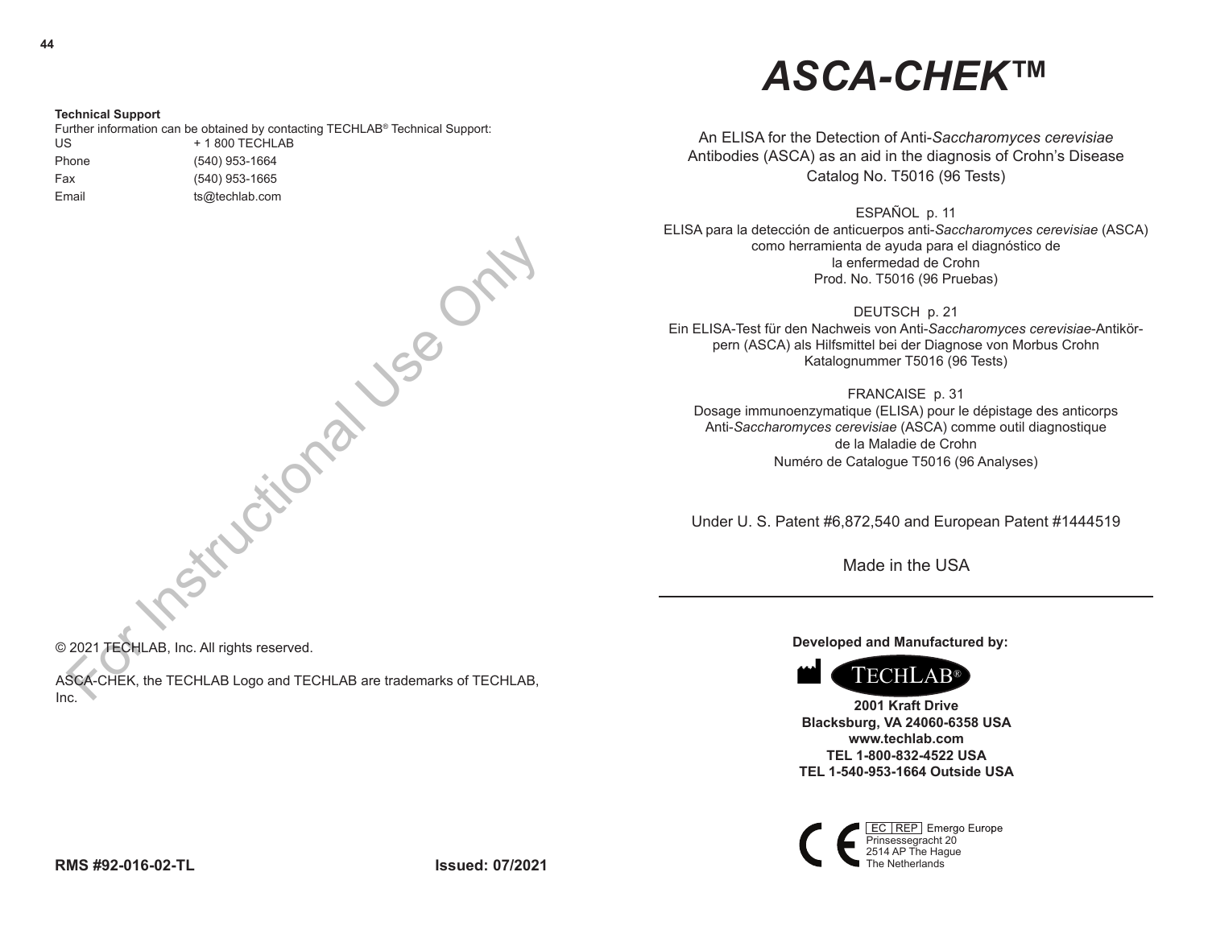**Technical Support**

Further information can be obtained by contacting TECHLAB® Technical Support:

| | |
|---|---|
| US | + 1 800 TECHLAB |
| Phone | (540) 953-1664 |
| Fax | (540) 953-1665 |
| Email | ts@techlab.com |

For Instructional Use Only

© 2021 TECHLAB, Inc. All rights reserved.

ASCA-CHEK, the TECHLAB Logo and TECHLAB are trademarks of TECHLAB, Inc.

**RMS #92-016-02-TL** **Issued: 07/2021**

# *ASCA-CHEK™*

An ELISA for the Detection of Anti-*Saccharomyces cerevisiae* Antibodies (ASCA) as an aid in the diagnosis of Crohn's Disease
Catalog No. T5016 (96 Tests)

ESPAÑOL p. 11
ELISA para la detección de anticuerpos anti-*Saccharomyces cerevisiae* (ASCA) como herramienta de ayuda para el diagnóstico de la enfermedad de Crohn
Prod. No. T5016 (96 Pruebas)

DEUTSCH p. 21
Ein ELISA-Test für den Nachweis von Anti-*Saccharomyces cerevisiae*-Antikörpern (ASCA) als Hilfsmittel bei der Diagnose von Morbus Crohn
Katalognummer T5016 (96 Tests)

FRANCAISE p. 31
Dosage immunoenzymatique (ELISA) pour le dépistage des anticorps Anti-*Saccharomyces cerevisiae* (ASCA) comme outil diagnostique de la Maladie de Crohn
Numéro de Catalogue T5016 (96 Analyses)

Under U. S. Patent #6,872,540 and European Patent #1444519

Made in the USA

**Developed and Manufactured by:**

TECHLAB®

**2001 Kraft Drive**
**Blacksburg, VA 24060-6358 USA**
**www.techlab.com**
**TEL 1-800-832-4522 USA**
**TEL 1-540-953-1664 Outside USA**

CE

EC REP Emergo Europe
Prinsessegracht 20
2514 AP The Hague
The Netherlands